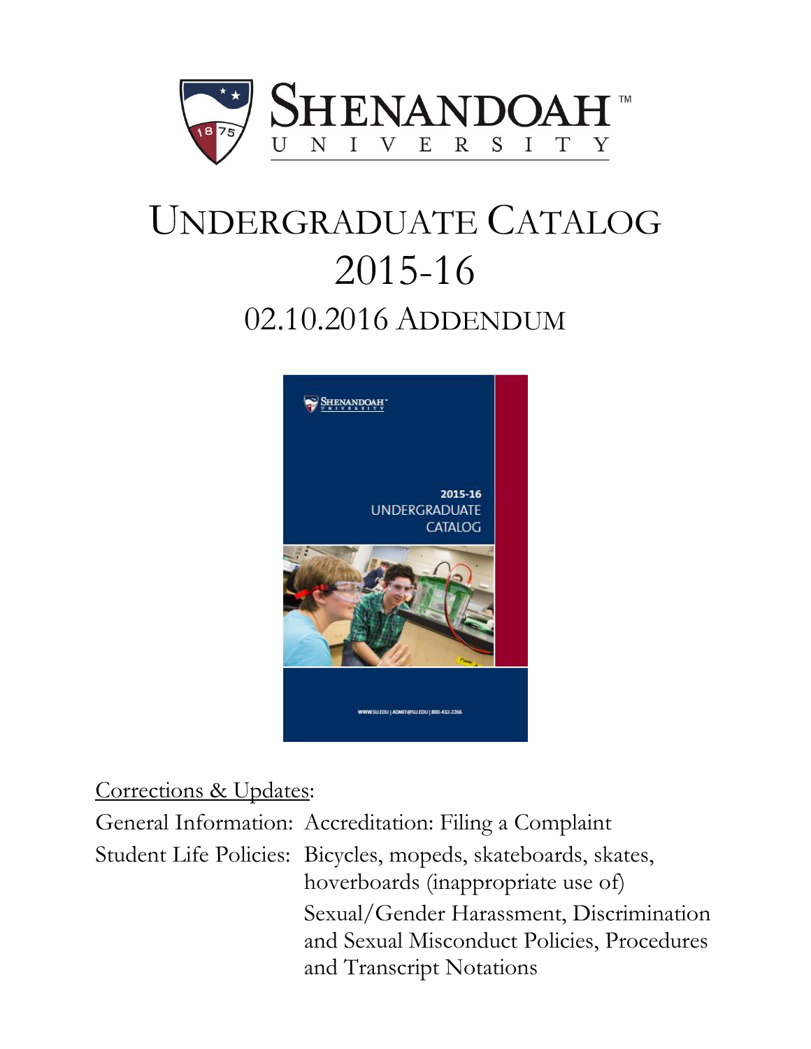# UNDERGRADUATE CATALOG 2015-16

## 02.10.2016 ADDENDUM

Corrections & Updates:

General Information: Accreditation: Filing a Complaint

Student Life Policies: Bicycles, mopeds, skateboards, skates, hoverboards (inappropriate use of)

Sexual/Gender Harassment, Discrimination and Sexual Misconduct Policies, Procedures and Transcript Notations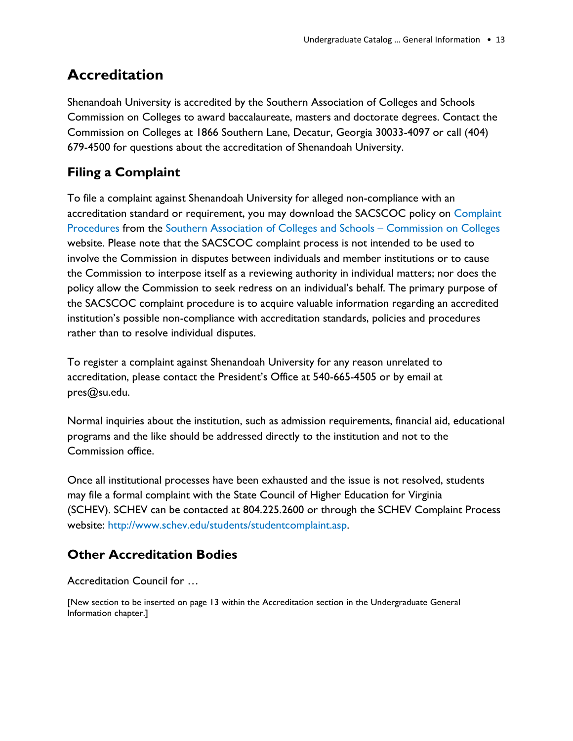## Accreditation

Shenandoah University is accredited by the Southern Association of Colleges and Schools Commission on Colleges to award baccalaureate, masters and doctorate degrees. Contact the Commission on Colleges at 1866 Southern Lane, Decatur, Georgia 30033-4097 or call (404) 679-4500 for questions about the accreditation of Shenandoah University.

### Filing a Complaint

To file a complaint against Shenandoah University for alleged non-compliance with an accreditation standard or requirement, you may download the SACSCOC policy on Complaint Procedures from the Southern Association of Colleges and Schools – Commission on Colleges website. Please note that the SACSCOC complaint process is not intended to be used to involve the Commission in disputes between individuals and member institutions or to cause the Commission to interpose itself as a reviewing authority in individual matters; nor does the policy allow the Commission to seek redress on an individual's behalf. The primary purpose of the SACSCOC complaint procedure is to acquire valuable information regarding an accredited institution's possible non-compliance with accreditation standards, policies and procedures rather than to resolve individual disputes.

To register a complaint against Shenandoah University for any reason unrelated to accreditation, please contact the President's Office at 540-665-4505 or by email at pres@su.edu.

Normal inquiries about the institution, such as admission requirements, financial aid, educational programs and the like should be addressed directly to the institution and not to the Commission office.

Once all institutional processes have been exhausted and the issue is not resolved, students may file a formal complaint with the State Council of Higher Education for Virginia (SCHEV). SCHEV can be contacted at 804.225.2600 or through the SCHEV Complaint Process website: http://www.schev.edu/students/studentcomplaint.asp.

### Other Accreditation Bodies

Accreditation Council for …

[New section to be inserted on page 13 within the Accreditation section in the Undergraduate General Information chapter.]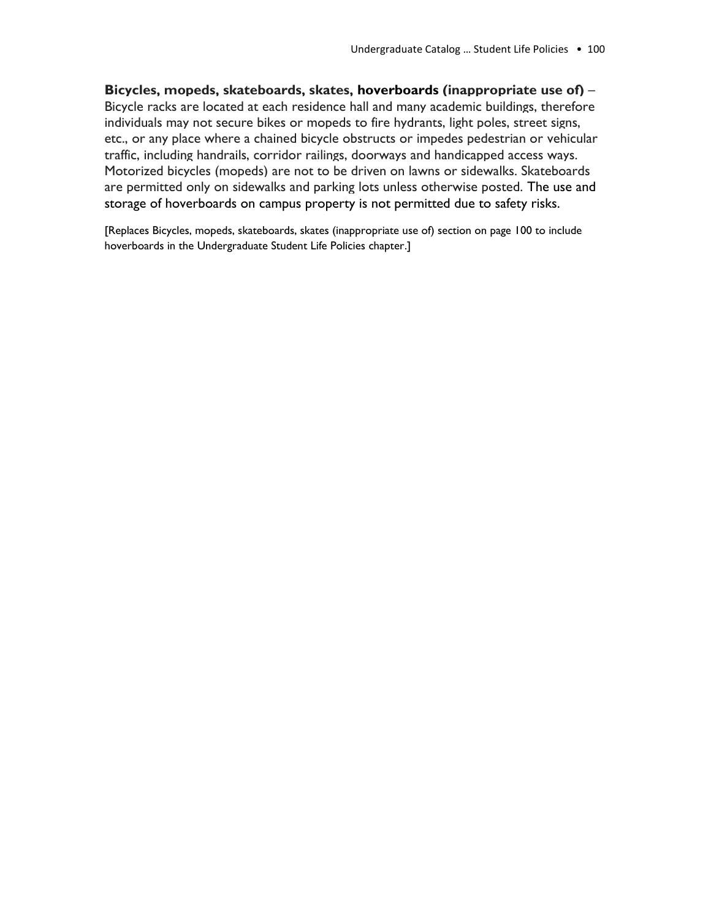**Bicycles, mopeds, skateboards, skates, hoverboards (inappropriate use of)** – Bicycle racks are located at each residence hall and many academic buildings, therefore individuals may not secure bikes or mopeds to fire hydrants, light poles, street signs, etc., or any place where a chained bicycle obstructs or impedes pedestrian or vehicular traffic, including handrails, corridor railings, doorways and handicapped access ways. Motorized bicycles (mopeds) are not to be driven on lawns or sidewalks. Skateboards are permitted only on sidewalks and parking lots unless otherwise posted. The use and storage of hoverboards on campus property is not permitted due to safety risks.

[Replaces Bicycles, mopeds, skateboards, skates (inappropriate use of) section on page 100 to include hoverboards in the Undergraduate Student Life Policies chapter.]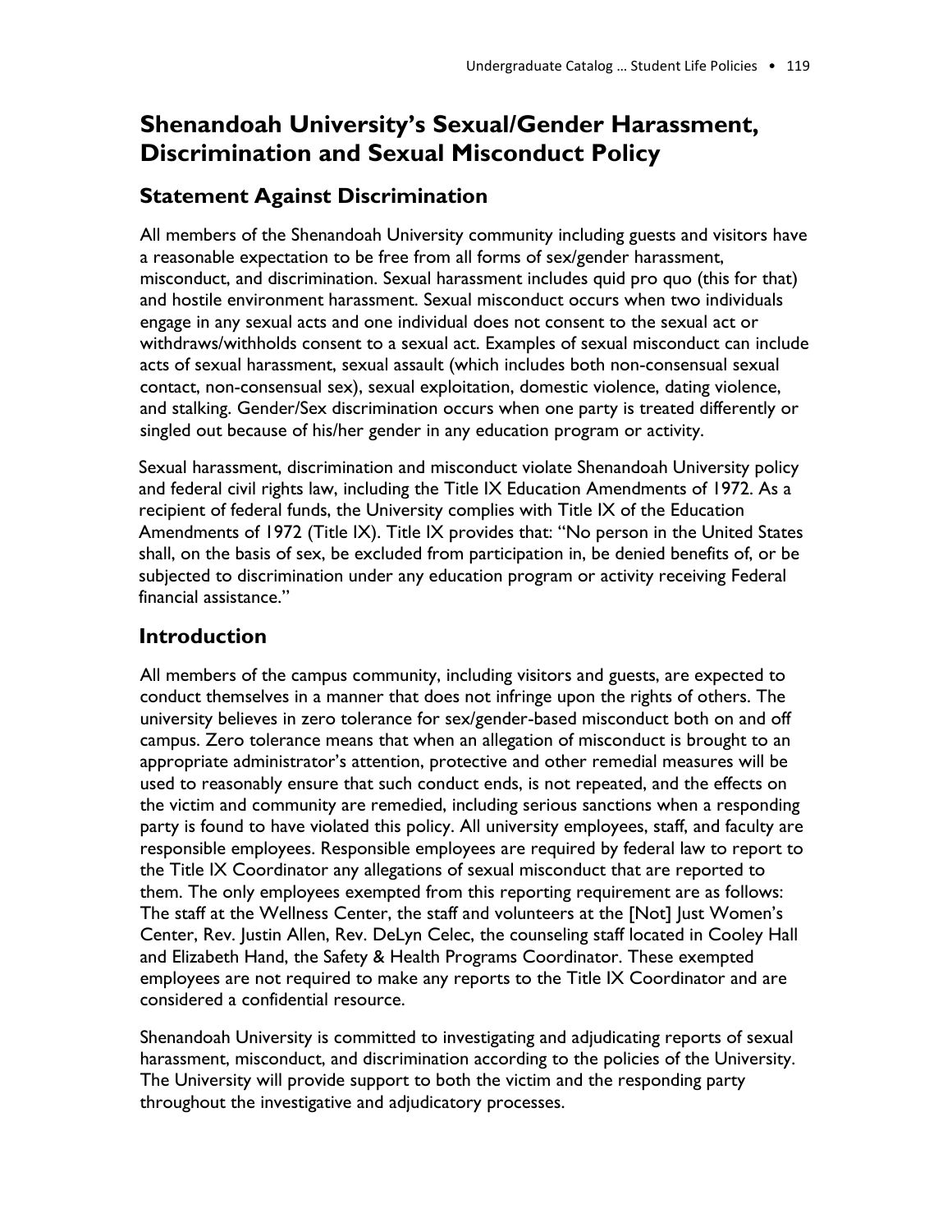# Shenandoah University's Sexual/Gender Harassment, Discrimination and Sexual Misconduct Policy

## Statement Against Discrimination

All members of the Shenandoah University community including guests and visitors have a reasonable expectation to be free from all forms of sex/gender harassment, misconduct, and discrimination. Sexual harassment includes quid pro quo (this for that) and hostile environment harassment. Sexual misconduct occurs when two individuals engage in any sexual acts and one individual does not consent to the sexual act or withdraws/withholds consent to a sexual act. Examples of sexual misconduct can include acts of sexual harassment, sexual assault (which includes both non-consensual sexual contact, non-consensual sex), sexual exploitation, domestic violence, dating violence, and stalking. Gender/Sex discrimination occurs when one party is treated differently or singled out because of his/her gender in any education program or activity.

Sexual harassment, discrimination and misconduct violate Shenandoah University policy and federal civil rights law, including the Title IX Education Amendments of 1972. As a recipient of federal funds, the University complies with Title IX of the Education Amendments of 1972 (Title IX). Title IX provides that: "No person in the United States shall, on the basis of sex, be excluded from participation in, be denied benefits of, or be subjected to discrimination under any education program or activity receiving Federal financial assistance."

## Introduction

All members of the campus community, including visitors and guests, are expected to conduct themselves in a manner that does not infringe upon the rights of others. The university believes in zero tolerance for sex/gender-based misconduct both on and off campus. Zero tolerance means that when an allegation of misconduct is brought to an appropriate administrator's attention, protective and other remedial measures will be used to reasonably ensure that such conduct ends, is not repeated, and the effects on the victim and community are remedied, including serious sanctions when a responding party is found to have violated this policy. All university employees, staff, and faculty are responsible employees. Responsible employees are required by federal law to report to the Title IX Coordinator any allegations of sexual misconduct that are reported to them. The only employees exempted from this reporting requirement are as follows: The staff at the Wellness Center, the staff and volunteers at the [Not] Just Women's Center, Rev. Justin Allen, Rev. DeLyn Celec, the counseling staff located in Cooley Hall and Elizabeth Hand, the Safety & Health Programs Coordinator. These exempted employees are not required to make any reports to the Title IX Coordinator and are considered a confidential resource.

Shenandoah University is committed to investigating and adjudicating reports of sexual harassment, misconduct, and discrimination according to the policies of the University. The University will provide support to both the victim and the responding party throughout the investigative and adjudicatory processes.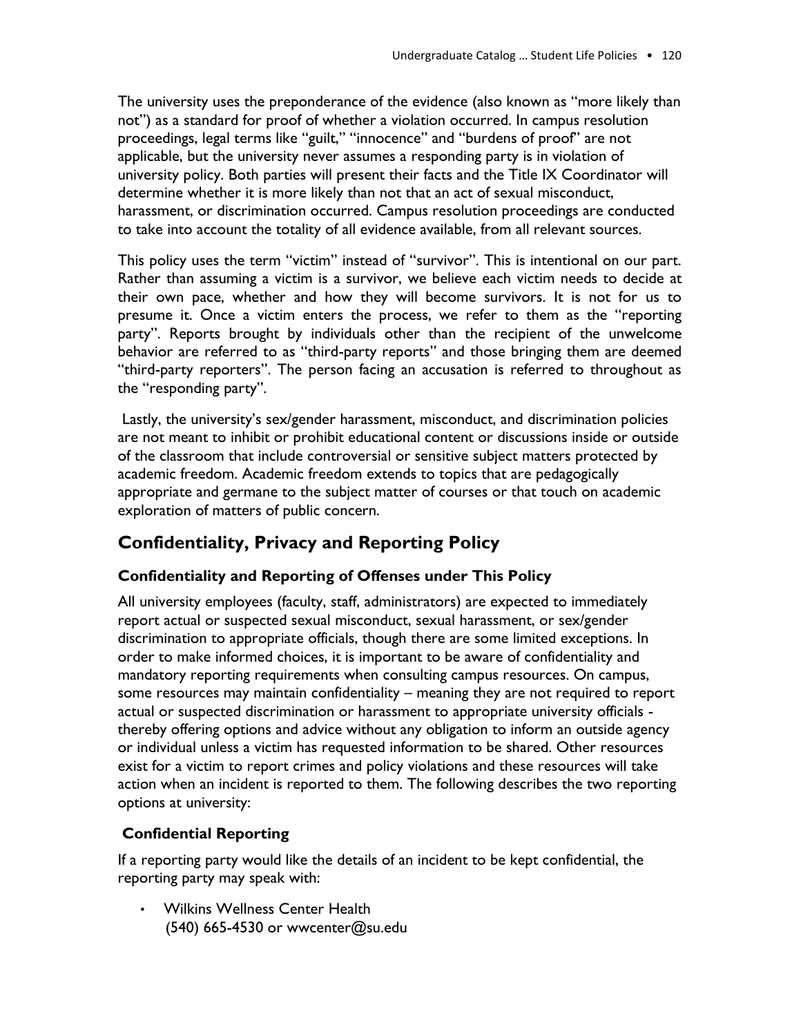The university uses the preponderance of the evidence (also known as "more likely than not") as a standard for proof of whether a violation occurred. In campus resolution proceedings, legal terms like "guilt," "innocence" and "burdens of proof" are not applicable, but the university never assumes a responding party is in violation of university policy. Both parties will present their facts and the Title IX Coordinator will determine whether it is more likely than not that an act of sexual misconduct, harassment, or discrimination occurred. Campus resolution proceedings are conducted to take into account the totality of all evidence available, from all relevant sources.

This policy uses the term "victim" instead of "survivor". This is intentional on our part. Rather than assuming a victim is a survivor, we believe each victim needs to decide at their own pace, whether and how they will become survivors. It is not for us to presume it. Once a victim enters the process, we refer to them as the "reporting party". Reports brought by individuals other than the recipient of the unwelcome behavior are referred to as "third-party reports" and those bringing them are deemed "third-party reporters". The person facing an accusation is referred to throughout as the "responding party".

Lastly, the university's sex/gender harassment, misconduct, and discrimination policies are not meant to inhibit or prohibit educational content or discussions inside or outside of the classroom that include controversial or sensitive subject matters protected by academic freedom. Academic freedom extends to topics that are pedagogically appropriate and germane to the subject matter of courses or that touch on academic exploration of matters of public concern.

## Confidentiality, Privacy and Reporting Policy

### Confidentiality and Reporting of Offenses under This Policy

All university employees (faculty, staff, administrators) are expected to immediately report actual or suspected sexual misconduct, sexual harassment, or sex/gender discrimination to appropriate officials, though there are some limited exceptions. In order to make informed choices, it is important to be aware of confidentiality and mandatory reporting requirements when consulting campus resources. On campus, some resources may maintain confidentiality – meaning they are not required to report actual or suspected discrimination or harassment to appropriate university officials - thereby offering options and advice without any obligation to inform an outside agency or individual unless a victim has requested information to be shared. Other resources exist for a victim to report crimes and policy violations and these resources will take action when an incident is reported to them. The following describes the two reporting options at university:

### Confidential Reporting

If a reporting party would like the details of an incident to be kept confidential, the reporting party may speak with:

- Wilkins Wellness Center Health
  (540) 665-4530 or wwcenter@su.edu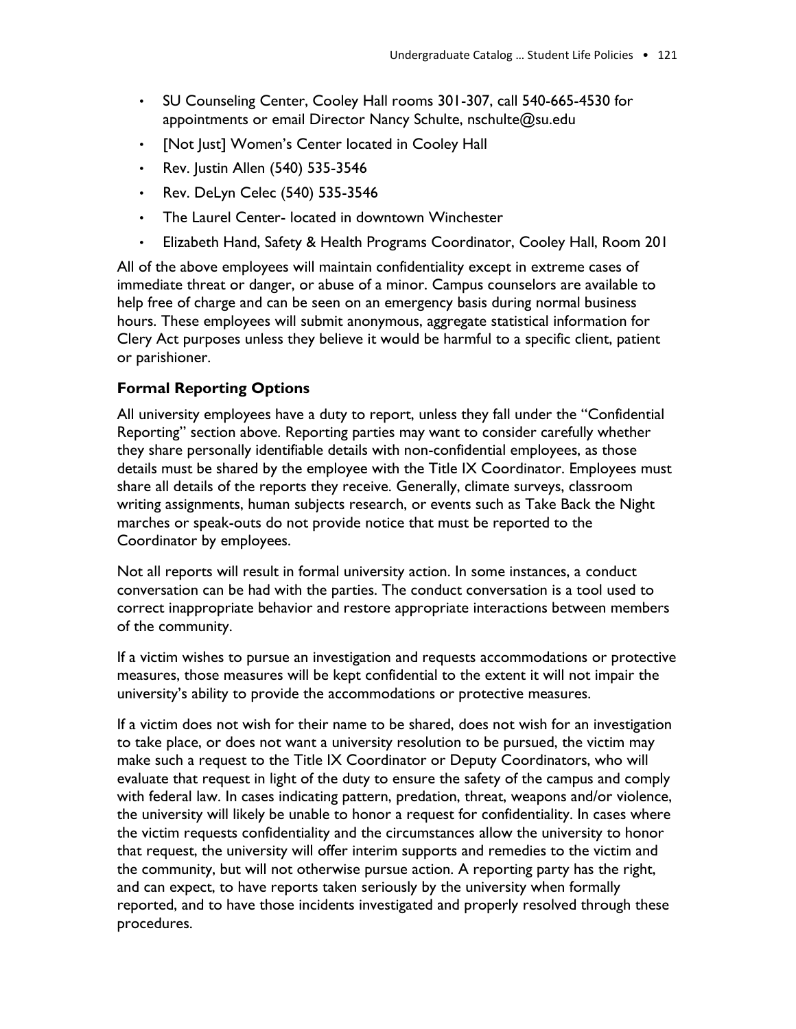- SU Counseling Center, Cooley Hall rooms 301-307, call 540-665-4530 for appointments or email Director Nancy Schulte, nschulte@su.edu
- [Not Just] Women's Center located in Cooley Hall
- Rev. Justin Allen (540) 535-3546
- Rev. DeLyn Celec (540) 535-3546
- The Laurel Center- located in downtown Winchester
- Elizabeth Hand, Safety & Health Programs Coordinator, Cooley Hall, Room 201

All of the above employees will maintain confidentiality except in extreme cases of immediate threat or danger, or abuse of a minor. Campus counselors are available to help free of charge and can be seen on an emergency basis during normal business hours. These employees will submit anonymous, aggregate statistical information for Clery Act purposes unless they believe it would be harmful to a specific client, patient or parishioner.

### Formal Reporting Options

All university employees have a duty to report, unless they fall under the "Confidential Reporting" section above. Reporting parties may want to consider carefully whether they share personally identifiable details with non-confidential employees, as those details must be shared by the employee with the Title IX Coordinator. Employees must share all details of the reports they receive. Generally, climate surveys, classroom writing assignments, human subjects research, or events such as Take Back the Night marches or speak-outs do not provide notice that must be reported to the Coordinator by employees.

Not all reports will result in formal university action. In some instances, a conduct conversation can be had with the parties. The conduct conversation is a tool used to correct inappropriate behavior and restore appropriate interactions between members of the community.

If a victim wishes to pursue an investigation and requests accommodations or protective measures, those measures will be kept confidential to the extent it will not impair the university's ability to provide the accommodations or protective measures.

If a victim does not wish for their name to be shared, does not wish for an investigation to take place, or does not want a university resolution to be pursued, the victim may make such a request to the Title IX Coordinator or Deputy Coordinators, who will evaluate that request in light of the duty to ensure the safety of the campus and comply with federal law. In cases indicating pattern, predation, threat, weapons and/or violence, the university will likely be unable to honor a request for confidentiality. In cases where the victim requests confidentiality and the circumstances allow the university to honor that request, the university will offer interim supports and remedies to the victim and the community, but will not otherwise pursue action. A reporting party has the right, and can expect, to have reports taken seriously by the university when formally reported, and to have those incidents investigated and properly resolved through these procedures.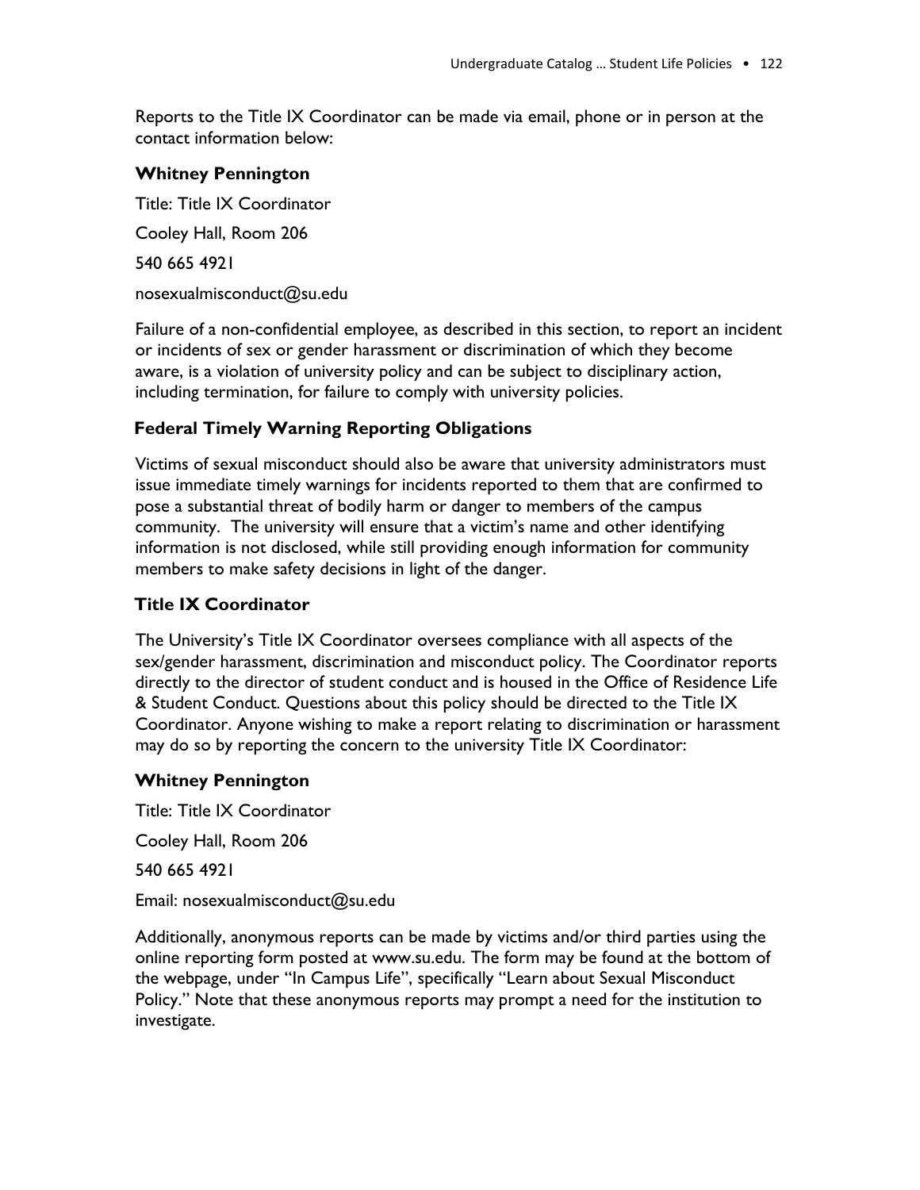Reports to the Title IX Coordinator can be made via email, phone or in person at the contact information below:

**Whitney Pennington**

Title: Title IX Coordinator

Cooley Hall, Room 206

540 665 4921

nosexualmisconduct@su.edu

Failure of a non-confidential employee, as described in this section, to report an incident or incidents of sex or gender harassment or discrimination of which they become aware, is a violation of university policy and can be subject to disciplinary action, including termination, for failure to comply with university policies.

### Federal Timely Warning Reporting Obligations

Victims of sexual misconduct should also be aware that university administrators must issue immediate timely warnings for incidents reported to them that are confirmed to pose a substantial threat of bodily harm or danger to members of the campus community. The university will ensure that a victim's name and other identifying information is not disclosed, while still providing enough information for community members to make safety decisions in light of the danger.

### Title IX Coordinator

The University's Title IX Coordinator oversees compliance with all aspects of the sex/gender harassment, discrimination and misconduct policy. The Coordinator reports directly to the director of student conduct and is housed in the Office of Residence Life & Student Conduct. Questions about this policy should be directed to the Title IX Coordinator. Anyone wishing to make a report relating to discrimination or harassment may do so by reporting the concern to the university Title IX Coordinator:

**Whitney Pennington**

Title: Title IX Coordinator

Cooley Hall, Room 206

540 665 4921

Email: nosexualmisconduct@su.edu

Additionally, anonymous reports can be made by victims and/or third parties using the online reporting form posted at www.su.edu. The form may be found at the bottom of the webpage, under "In Campus Life", specifically "Learn about Sexual Misconduct Policy." Note that these anonymous reports may prompt a need for the institution to investigate.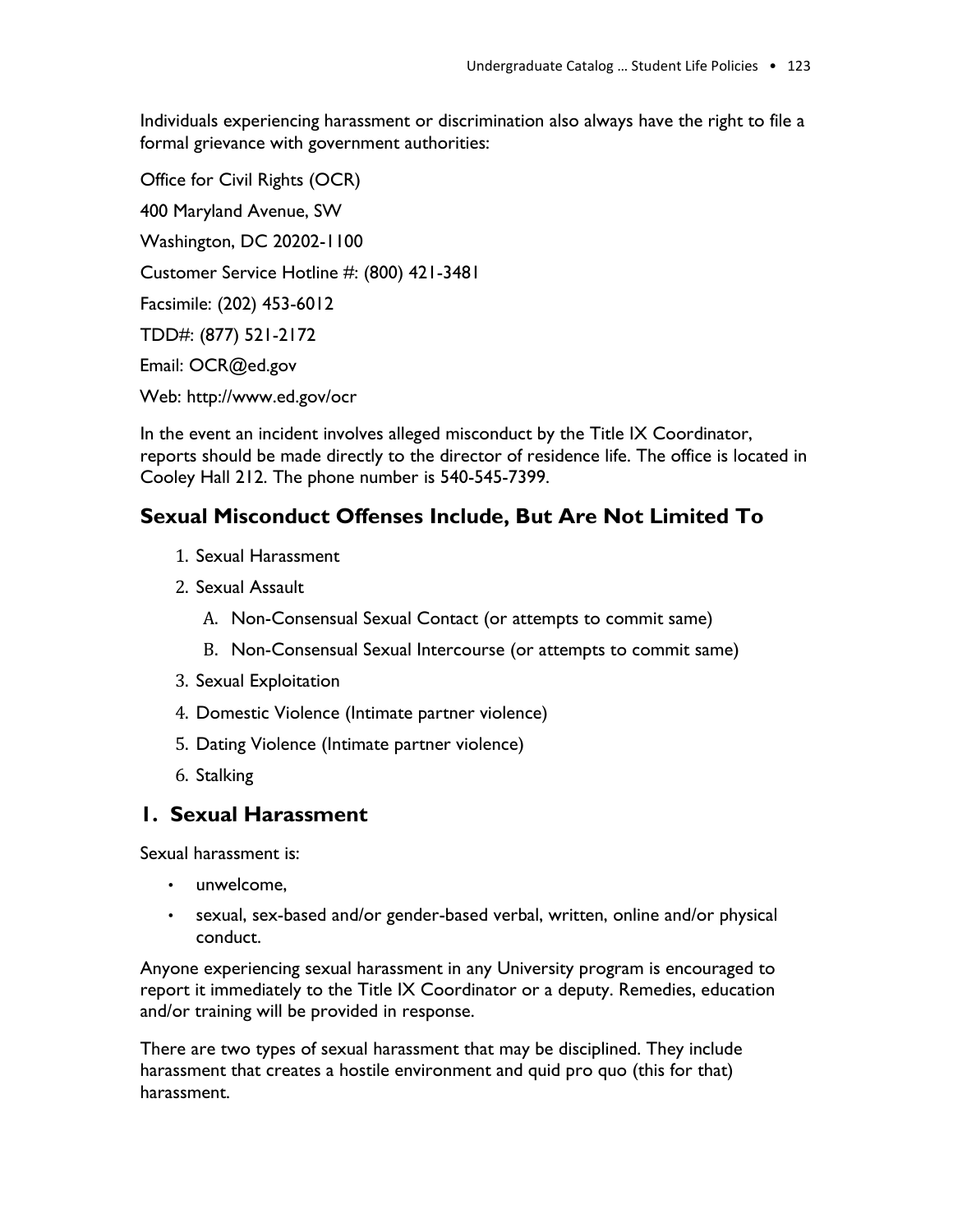Individuals experiencing harassment or discrimination also always have the right to file a formal grievance with government authorities:

Office for Civil Rights (OCR)

400 Maryland Avenue, SW

Washington, DC 20202-1100

Customer Service Hotline #: (800) 421-3481

Facsimile: (202) 453-6012

TDD#: (877) 521-2172

Email: OCR@ed.gov

Web: http://www.ed.gov/ocr

In the event an incident involves alleged misconduct by the Title IX Coordinator, reports should be made directly to the director of residence life. The office is located in Cooley Hall 212. The phone number is 540-545-7399.

## Sexual Misconduct Offenses Include, But Are Not Limited To

1. Sexual Harassment
2. Sexual Assault
   A. Non-Consensual Sexual Contact (or attempts to commit same)
   B. Non-Consensual Sexual Intercourse (or attempts to commit same)
3. Sexual Exploitation
4. Domestic Violence (Intimate partner violence)
5. Dating Violence (Intimate partner violence)
6. Stalking

## 1. Sexual Harassment

Sexual harassment is:

- unwelcome,
- sexual, sex-based and/or gender-based verbal, written, online and/or physical conduct.

Anyone experiencing sexual harassment in any University program is encouraged to report it immediately to the Title IX Coordinator or a deputy. Remedies, education and/or training will be provided in response.

There are two types of sexual harassment that may be disciplined. They include harassment that creates a hostile environment and quid pro quo (this for that) harassment.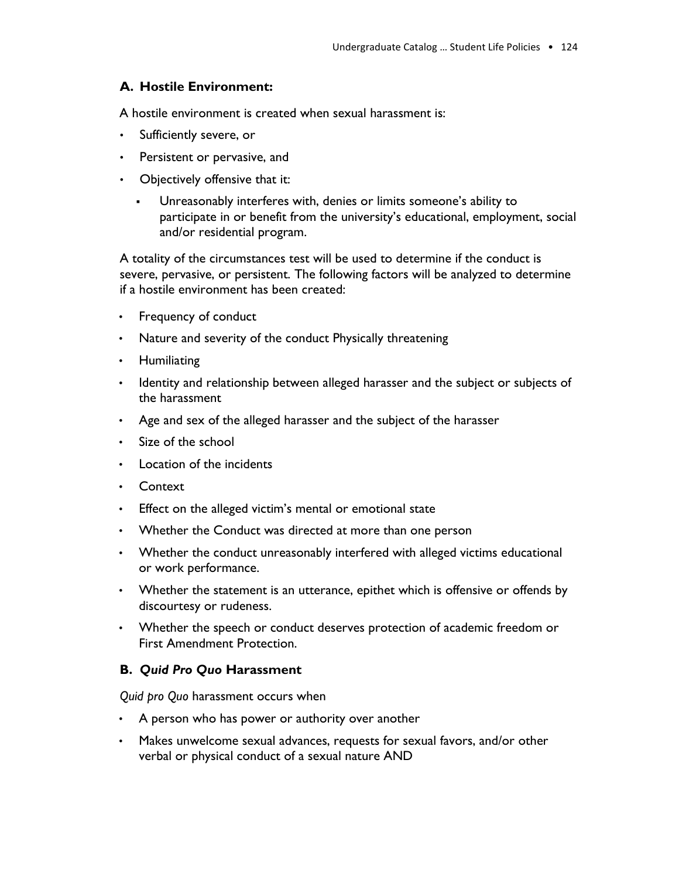### A. Hostile Environment:

A hostile environment is created when sexual harassment is:

- Sufficiently severe, or
- Persistent or pervasive, and
- Objectively offensive that it:
  - Unreasonably interferes with, denies or limits someone's ability to participate in or benefit from the university's educational, employment, social and/or residential program.

A totality of the circumstances test will be used to determine if the conduct is severe, pervasive, or persistent. The following factors will be analyzed to determine if a hostile environment has been created:

- Frequency of conduct
- Nature and severity of the conduct Physically threatening
- Humiliating
- Identity and relationship between alleged harasser and the subject or subjects of the harassment
- Age and sex of the alleged harasser and the subject of the harasser
- Size of the school
- Location of the incidents
- Context
- Effect on the alleged victim's mental or emotional state
- Whether the Conduct was directed at more than one person
- Whether the conduct unreasonably interfered with alleged victims educational or work performance.
- Whether the statement is an utterance, epithet which is offensive or offends by discourtesy or rudeness.
- Whether the speech or conduct deserves protection of academic freedom or First Amendment Protection.

### B. *Quid Pro Quo* Harassment

*Quid pro Quo* harassment occurs when

- A person who has power or authority over another
- Makes unwelcome sexual advances, requests for sexual favors, and/or other verbal or physical conduct of a sexual nature AND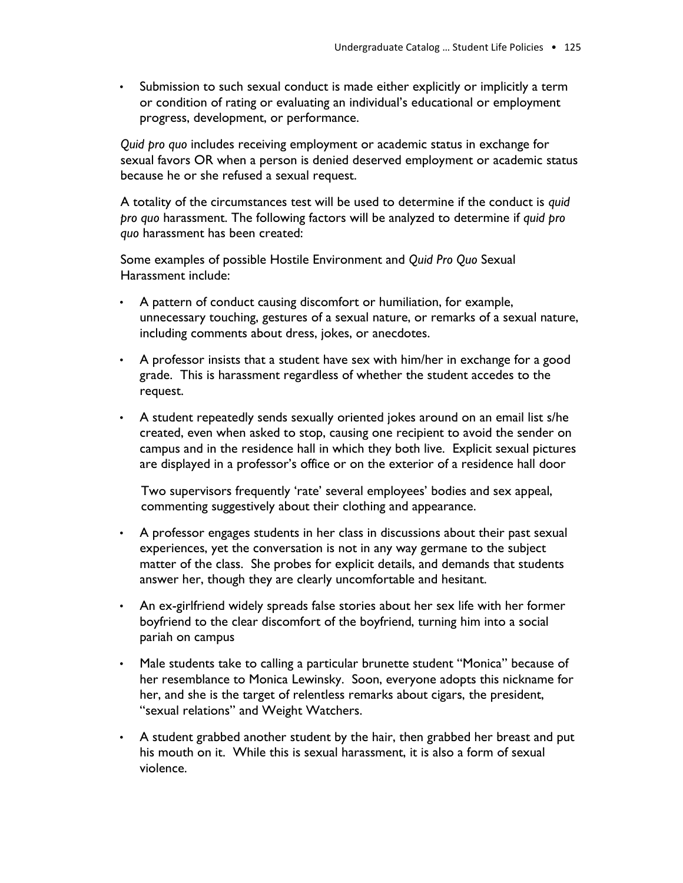- Submission to such sexual conduct is made either explicitly or implicitly a term or condition of rating or evaluating an individual's educational or employment progress, development, or performance.

*Quid pro quo* includes receiving employment or academic status in exchange for sexual favors OR when a person is denied deserved employment or academic status because he or she refused a sexual request.

A totality of the circumstances test will be used to determine if the conduct is *quid pro quo* harassment. The following factors will be analyzed to determine if *quid pro quo* harassment has been created:

Some examples of possible Hostile Environment and *Quid Pro Quo* Sexual Harassment include:

- A pattern of conduct causing discomfort or humiliation, for example, unnecessary touching, gestures of a sexual nature, or remarks of a sexual nature, including comments about dress, jokes, or anecdotes.
- A professor insists that a student have sex with him/her in exchange for a good grade. This is harassment regardless of whether the student accedes to the request.
- A student repeatedly sends sexually oriented jokes around on an email list s/he created, even when asked to stop, causing one recipient to avoid the sender on campus and in the residence hall in which they both live. Explicit sexual pictures are displayed in a professor's office or on the exterior of a residence hall door

  Two supervisors frequently 'rate' several employees' bodies and sex appeal, commenting suggestively about their clothing and appearance.

- A professor engages students in her class in discussions about their past sexual experiences, yet the conversation is not in any way germane to the subject matter of the class. She probes for explicit details, and demands that students answer her, though they are clearly uncomfortable and hesitant.
- An ex-girlfriend widely spreads false stories about her sex life with her former boyfriend to the clear discomfort of the boyfriend, turning him into a social pariah on campus
- Male students take to calling a particular brunette student "Monica" because of her resemblance to Monica Lewinsky. Soon, everyone adopts this nickname for her, and she is the target of relentless remarks about cigars, the president, "sexual relations" and Weight Watchers.
- A student grabbed another student by the hair, then grabbed her breast and put his mouth on it. While this is sexual harassment, it is also a form of sexual violence.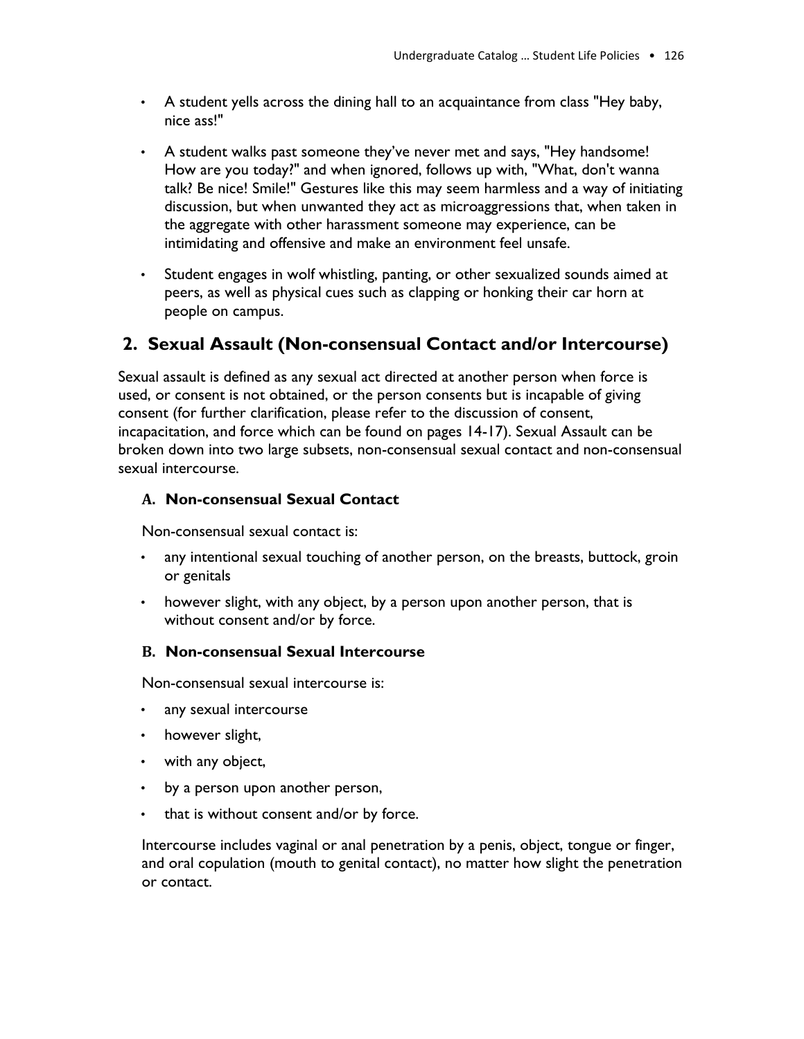- A student yells across the dining hall to an acquaintance from class "Hey baby, nice ass!"
- A student walks past someone they've never met and says, "Hey handsome! How are you today?" and when ignored, follows up with, "What, don't wanna talk? Be nice! Smile!" Gestures like this may seem harmless and a way of initiating discussion, but when unwanted they act as microaggressions that, when taken in the aggregate with other harassment someone may experience, can be intimidating and offensive and make an environment feel unsafe.
- Student engages in wolf whistling, panting, or other sexualized sounds aimed at peers, as well as physical cues such as clapping or honking their car horn at people on campus.

## 2. Sexual Assault (Non-consensual Contact and/or Intercourse)

Sexual assault is defined as any sexual act directed at another person when force is used, or consent is not obtained, or the person consents but is incapable of giving consent (for further clarification, please refer to the discussion of consent, incapacitation, and force which can be found on pages 14-17). Sexual Assault can be broken down into two large subsets, non-consensual sexual contact and non-consensual sexual intercourse.

### A. Non-consensual Sexual Contact

Non-consensual sexual contact is:

- any intentional sexual touching of another person, on the breasts, buttock, groin or genitals
- however slight, with any object, by a person upon another person, that is without consent and/or by force.

### B. Non-consensual Sexual Intercourse

Non-consensual sexual intercourse is:

- any sexual intercourse
- however slight,
- with any object,
- by a person upon another person,
- that is without consent and/or by force.

Intercourse includes vaginal or anal penetration by a penis, object, tongue or finger, and oral copulation (mouth to genital contact), no matter how slight the penetration or contact.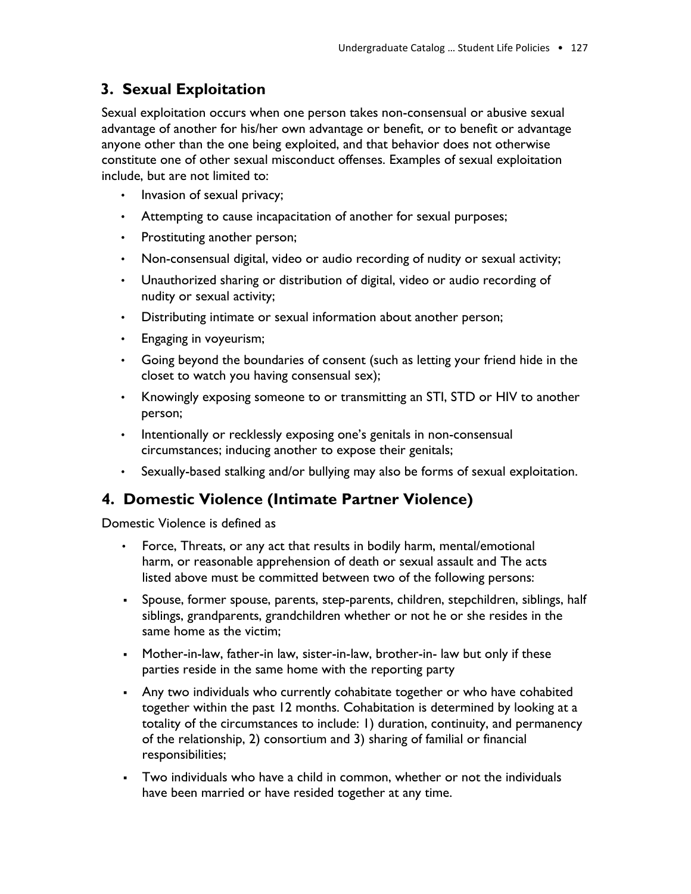## 3. Sexual Exploitation

Sexual exploitation occurs when one person takes non-consensual or abusive sexual advantage of another for his/her own advantage or benefit, or to benefit or advantage anyone other than the one being exploited, and that behavior does not otherwise constitute one of other sexual misconduct offenses. Examples of sexual exploitation include, but are not limited to:

- Invasion of sexual privacy;
- Attempting to cause incapacitation of another for sexual purposes;
- Prostituting another person;
- Non-consensual digital, video or audio recording of nudity or sexual activity;
- Unauthorized sharing or distribution of digital, video or audio recording of nudity or sexual activity;
- Distributing intimate or sexual information about another person;
- Engaging in voyeurism;
- Going beyond the boundaries of consent (such as letting your friend hide in the closet to watch you having consensual sex);
- Knowingly exposing someone to or transmitting an STI, STD or HIV to another person;
- Intentionally or recklessly exposing one's genitals in non-consensual circumstances; inducing another to expose their genitals;
- Sexually-based stalking and/or bullying may also be forms of sexual exploitation.

## 4. Domestic Violence (Intimate Partner Violence)

Domestic Violence is defined as

- Force, Threats, or any act that results in bodily harm, mental/emotional harm, or reasonable apprehension of death or sexual assault and The acts listed above must be committed between two of the following persons:
- Spouse, former spouse, parents, step-parents, children, stepchildren, siblings, half siblings, grandparents, grandchildren whether or not he or she resides in the same home as the victim;
- Mother-in-law, father-in law, sister-in-law, brother-in- law but only if these parties reside in the same home with the reporting party
- Any two individuals who currently cohabitate together or who have cohabited together within the past 12 months. Cohabitation is determined by looking at a totality of the circumstances to include: 1) duration, continuity, and permanency of the relationship, 2) consortium and 3) sharing of familial or financial responsibilities;
- Two individuals who have a child in common, whether or not the individuals have been married or have resided together at any time.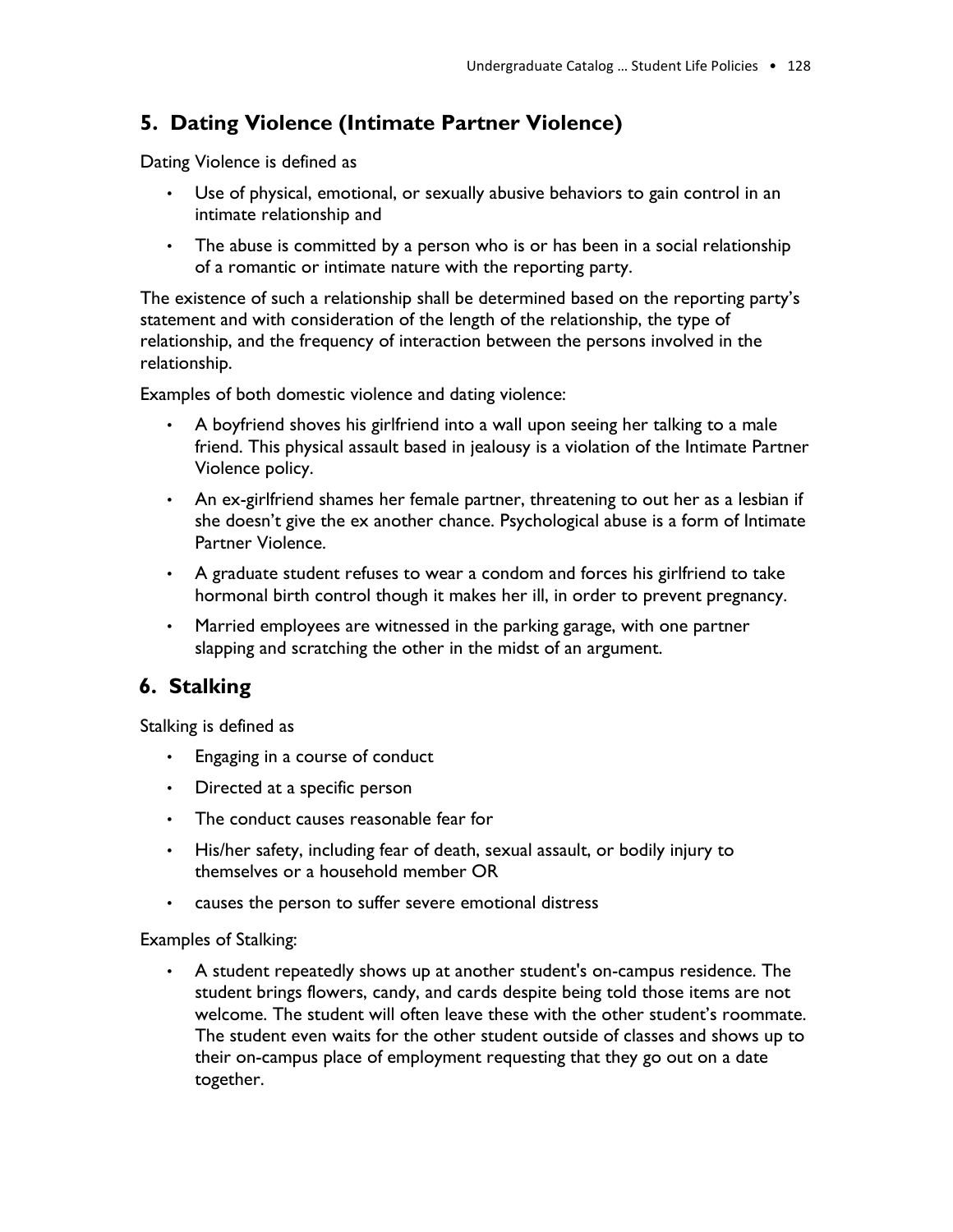## 5. Dating Violence (Intimate Partner Violence)

Dating Violence is defined as

- Use of physical, emotional, or sexually abusive behaviors to gain control in an intimate relationship and
- The abuse is committed by a person who is or has been in a social relationship of a romantic or intimate nature with the reporting party.

The existence of such a relationship shall be determined based on the reporting party's statement and with consideration of the length of the relationship, the type of relationship, and the frequency of interaction between the persons involved in the relationship.

Examples of both domestic violence and dating violence:

- A boyfriend shoves his girlfriend into a wall upon seeing her talking to a male friend. This physical assault based in jealousy is a violation of the Intimate Partner Violence policy.
- An ex-girlfriend shames her female partner, threatening to out her as a lesbian if she doesn't give the ex another chance. Psychological abuse is a form of Intimate Partner Violence.
- A graduate student refuses to wear a condom and forces his girlfriend to take hormonal birth control though it makes her ill, in order to prevent pregnancy.
- Married employees are witnessed in the parking garage, with one partner slapping and scratching the other in the midst of an argument.

## 6. Stalking

Stalking is defined as

- Engaging in a course of conduct
- Directed at a specific person
- The conduct causes reasonable fear for
- His/her safety, including fear of death, sexual assault, or bodily injury to themselves or a household member OR
- causes the person to suffer severe emotional distress

Examples of Stalking:

- A student repeatedly shows up at another student's on-campus residence. The student brings flowers, candy, and cards despite being told those items are not welcome. The student will often leave these with the other student's roommate. The student even waits for the other student outside of classes and shows up to their on-campus place of employment requesting that they go out on a date together.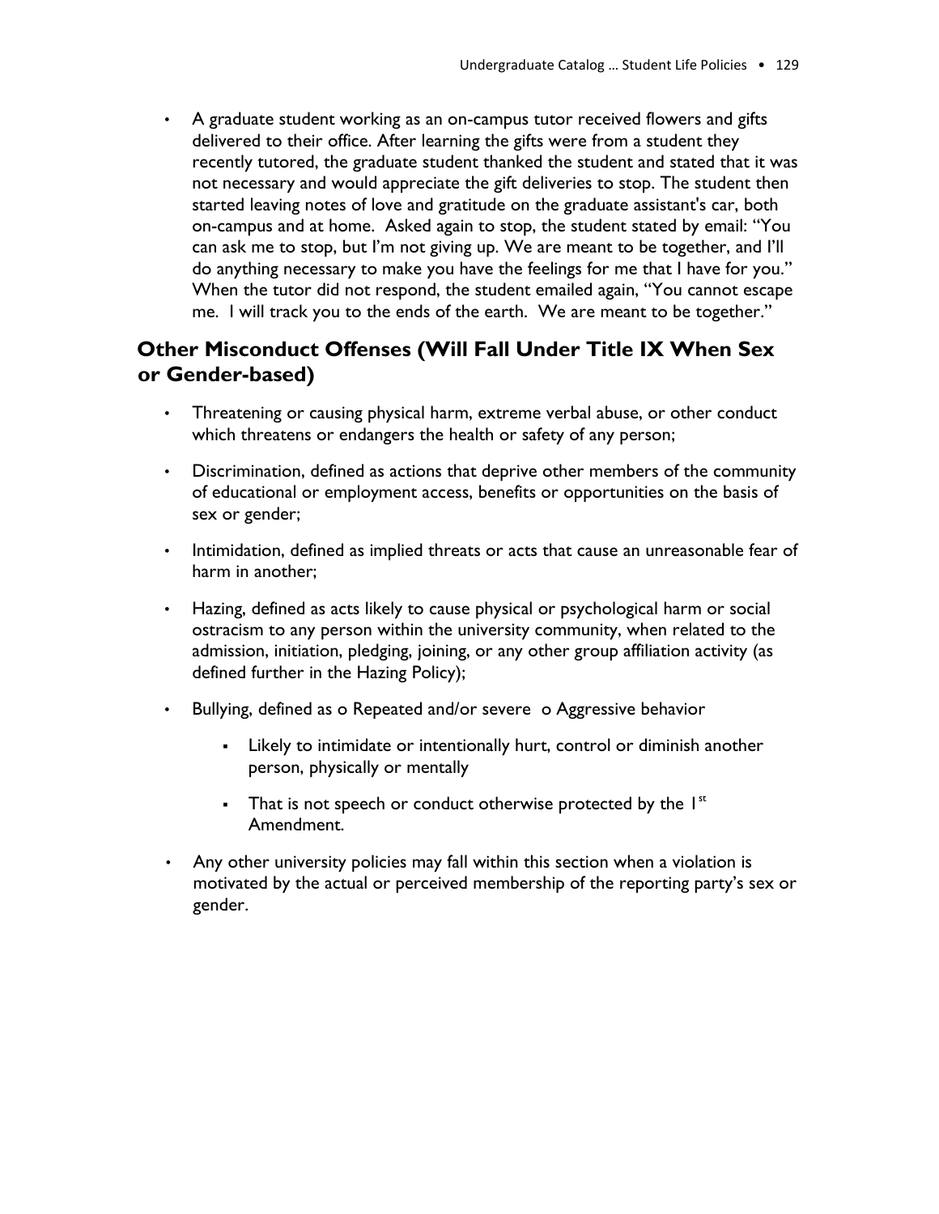- A graduate student working as an on-campus tutor received flowers and gifts delivered to their office. After learning the gifts were from a student they recently tutored, the graduate student thanked the student and stated that it was not necessary and would appreciate the gift deliveries to stop. The student then started leaving notes of love and gratitude on the graduate assistant's car, both on-campus and at home. Asked again to stop, the student stated by email: "You can ask me to stop, but I'm not giving up. We are meant to be together, and I'll do anything necessary to make you have the feelings for me that I have for you." When the tutor did not respond, the student emailed again, "You cannot escape me. I will track you to the ends of the earth. We are meant to be together."

## Other Misconduct Offenses (Will Fall Under Title IX When Sex or Gender-based)

- Threatening or causing physical harm, extreme verbal abuse, or other conduct which threatens or endangers the health or safety of any person;
- Discrimination, defined as actions that deprive other members of the community of educational or employment access, benefits or opportunities on the basis of sex or gender;
- Intimidation, defined as implied threats or acts that cause an unreasonable fear of harm in another;
- Hazing, defined as acts likely to cause physical or psychological harm or social ostracism to any person within the university community, when related to the admission, initiation, pledging, joining, or any other group affiliation activity (as defined further in the Hazing Policy);
- Bullying, defined as o Repeated and/or severe o Aggressive behavior
  - Likely to intimidate or intentionally hurt, control or diminish another person, physically or mentally
  - That is not speech or conduct otherwise protected by the 1st Amendment.
- Any other university policies may fall within this section when a violation is motivated by the actual or perceived membership of the reporting party's sex or gender.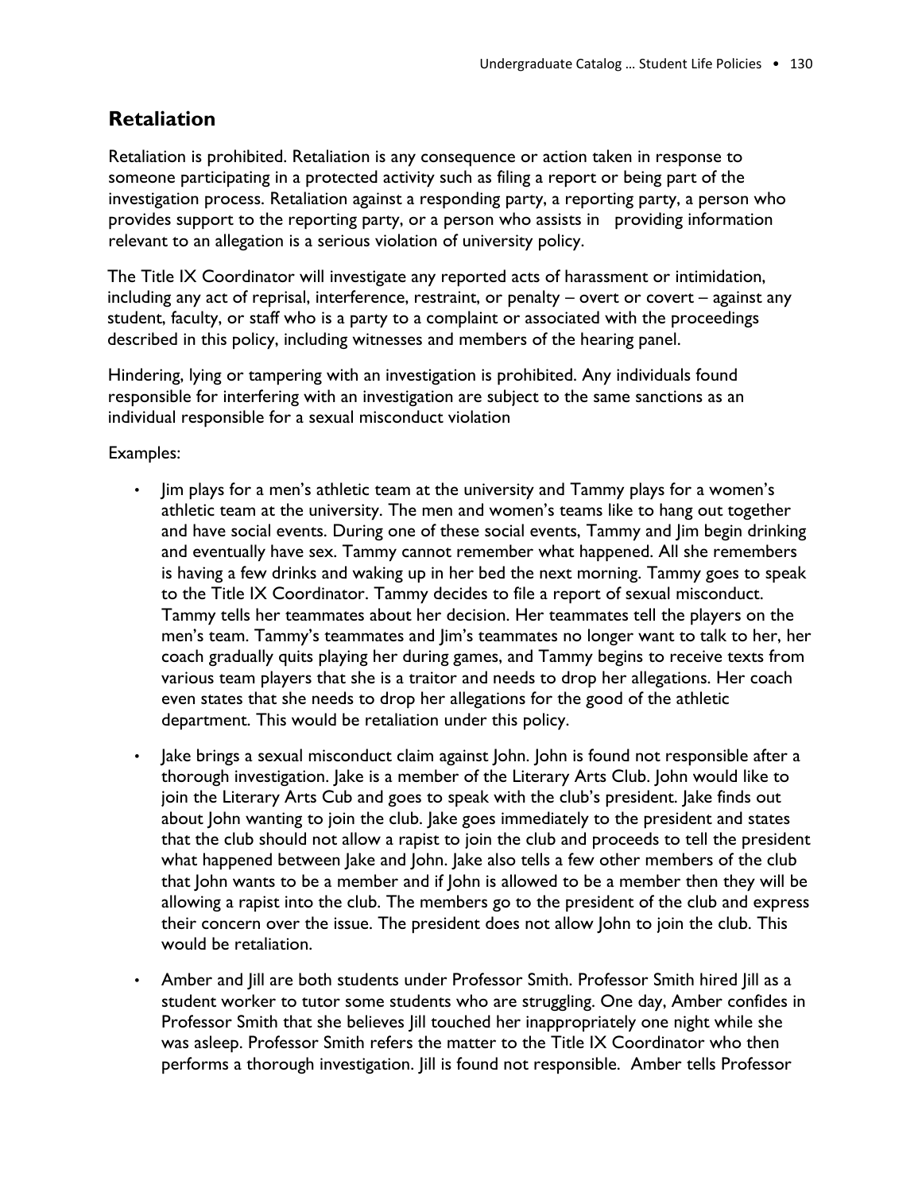## Retaliation

Retaliation is prohibited. Retaliation is any consequence or action taken in response to someone participating in a protected activity such as filing a report or being part of the investigation process. Retaliation against a responding party, a reporting party, a person who provides support to the reporting party, or a person who assists in providing information relevant to an allegation is a serious violation of university policy.

The Title IX Coordinator will investigate any reported acts of harassment or intimidation, including any act of reprisal, interference, restraint, or penalty – overt or covert – against any student, faculty, or staff who is a party to a complaint or associated with the proceedings described in this policy, including witnesses and members of the hearing panel.

Hindering, lying or tampering with an investigation is prohibited. Any individuals found responsible for interfering with an investigation are subject to the same sanctions as an individual responsible for a sexual misconduct violation

Examples:

- Jim plays for a men's athletic team at the university and Tammy plays for a women's athletic team at the university. The men and women's teams like to hang out together and have social events. During one of these social events, Tammy and Jim begin drinking and eventually have sex. Tammy cannot remember what happened. All she remembers is having a few drinks and waking up in her bed the next morning. Tammy goes to speak to the Title IX Coordinator. Tammy decides to file a report of sexual misconduct. Tammy tells her teammates about her decision. Her teammates tell the players on the men's team. Tammy's teammates and Jim's teammates no longer want to talk to her, her coach gradually quits playing her during games, and Tammy begins to receive texts from various team players that she is a traitor and needs to drop her allegations. Her coach even states that she needs to drop her allegations for the good of the athletic department. This would be retaliation under this policy.
- Jake brings a sexual misconduct claim against John. John is found not responsible after a thorough investigation. Jake is a member of the Literary Arts Club. John would like to join the Literary Arts Cub and goes to speak with the club's president. Jake finds out about John wanting to join the club. Jake goes immediately to the president and states that the club should not allow a rapist to join the club and proceeds to tell the president what happened between Jake and John. Jake also tells a few other members of the club that John wants to be a member and if John is allowed to be a member then they will be allowing a rapist into the club. The members go to the president of the club and express their concern over the issue. The president does not allow John to join the club. This would be retaliation.
- Amber and Jill are both students under Professor Smith. Professor Smith hired Jill as a student worker to tutor some students who are struggling. One day, Amber confides in Professor Smith that she believes Jill touched her inappropriately one night while she was asleep. Professor Smith refers the matter to the Title IX Coordinator who then performs a thorough investigation. Jill is found not responsible. Amber tells Professor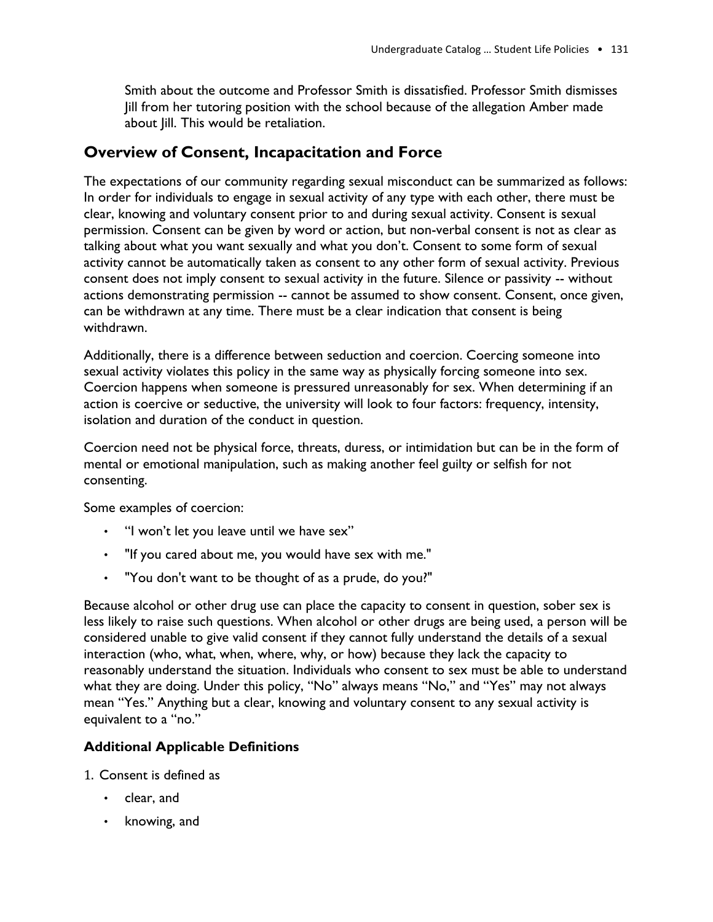Smith about the outcome and Professor Smith is dissatisfied. Professor Smith dismisses Jill from her tutoring position with the school because of the allegation Amber made about Jill. This would be retaliation.

## Overview of Consent, Incapacitation and Force

The expectations of our community regarding sexual misconduct can be summarized as follows: In order for individuals to engage in sexual activity of any type with each other, there must be clear, knowing and voluntary consent prior to and during sexual activity. Consent is sexual permission. Consent can be given by word or action, but non-verbal consent is not as clear as talking about what you want sexually and what you don't. Consent to some form of sexual activity cannot be automatically taken as consent to any other form of sexual activity. Previous consent does not imply consent to sexual activity in the future. Silence or passivity -- without actions demonstrating permission -- cannot be assumed to show consent. Consent, once given, can be withdrawn at any time. There must be a clear indication that consent is being withdrawn.

Additionally, there is a difference between seduction and coercion. Coercing someone into sexual activity violates this policy in the same way as physically forcing someone into sex. Coercion happens when someone is pressured unreasonably for sex. When determining if an action is coercive or seductive, the university will look to four factors: frequency, intensity, isolation and duration of the conduct in question.

Coercion need not be physical force, threats, duress, or intimidation but can be in the form of mental or emotional manipulation, such as making another feel guilty or selfish for not consenting.

Some examples of coercion:

- "I won't let you leave until we have sex"
- "If you cared about me, you would have sex with me."
- "You don't want to be thought of as a prude, do you?"

Because alcohol or other drug use can place the capacity to consent in question, sober sex is less likely to raise such questions. When alcohol or other drugs are being used, a person will be considered unable to give valid consent if they cannot fully understand the details of a sexual interaction (who, what, when, where, why, or how) because they lack the capacity to reasonably understand the situation. Individuals who consent to sex must be able to understand what they are doing. Under this policy, "No" always means "No," and "Yes" may not always mean "Yes." Anything but a clear, knowing and voluntary consent to any sexual activity is equivalent to a "no."

### Additional Applicable Definitions

1. Consent is defined as
   - clear, and
   - knowing, and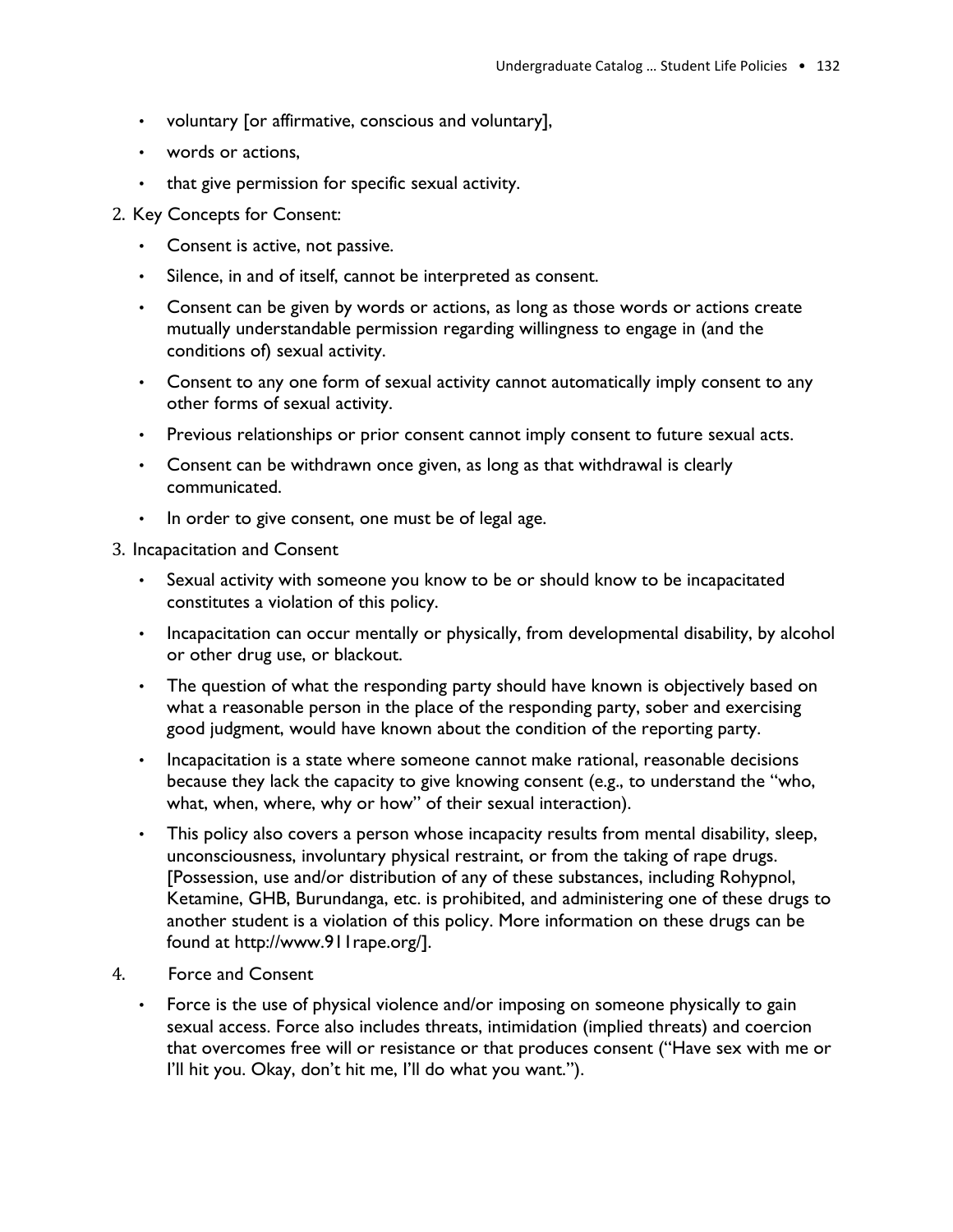- voluntary [or affirmative, conscious and voluntary],
- words or actions,
- that give permission for specific sexual activity.

2. Key Concepts for Consent:
   - Consent is active, not passive.
   - Silence, in and of itself, cannot be interpreted as consent.
   - Consent can be given by words or actions, as long as those words or actions create mutually understandable permission regarding willingness to engage in (and the conditions of) sexual activity.
   - Consent to any one form of sexual activity cannot automatically imply consent to any other forms of sexual activity.
   - Previous relationships or prior consent cannot imply consent to future sexual acts.
   - Consent can be withdrawn once given, as long as that withdrawal is clearly communicated.
   - In order to give consent, one must be of legal age.
3. Incapacitation and Consent
   - Sexual activity with someone you know to be or should know to be incapacitated constitutes a violation of this policy.
   - Incapacitation can occur mentally or physically, from developmental disability, by alcohol or other drug use, or blackout.
   - The question of what the responding party should have known is objectively based on what a reasonable person in the place of the responding party, sober and exercising good judgment, would have known about the condition of the reporting party.
   - Incapacitation is a state where someone cannot make rational, reasonable decisions because they lack the capacity to give knowing consent (e.g., to understand the "who, what, when, where, why or how" of their sexual interaction).
   - This policy also covers a person whose incapacity results from mental disability, sleep, unconsciousness, involuntary physical restraint, or from the taking of rape drugs. [Possession, use and/or distribution of any of these substances, including Rohypnol, Ketamine, GHB, Burundanga, etc. is prohibited, and administering one of these drugs to another student is a violation of this policy. More information on these drugs can be found at http://www.911rape.org/].
4. Force and Consent
   - Force is the use of physical violence and/or imposing on someone physically to gain sexual access. Force also includes threats, intimidation (implied threats) and coercion that overcomes free will or resistance or that produces consent ("Have sex with me or I'll hit you. Okay, don't hit me, I'll do what you want.").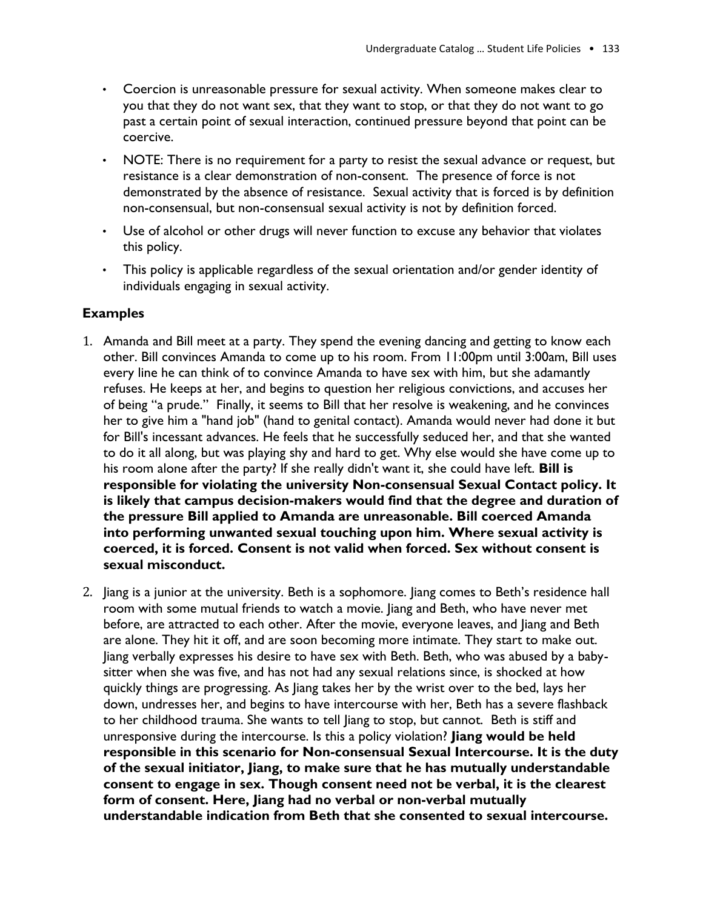- Coercion is unreasonable pressure for sexual activity. When someone makes clear to you that they do not want sex, that they want to stop, or that they do not want to go past a certain point of sexual interaction, continued pressure beyond that point can be coercive.
- NOTE: There is no requirement for a party to resist the sexual advance or request, but resistance is a clear demonstration of non-consent. The presence of force is not demonstrated by the absence of resistance. Sexual activity that is forced is by definition non-consensual, but non-consensual sexual activity is not by definition forced.
- Use of alcohol or other drugs will never function to excuse any behavior that violates this policy.
- This policy is applicable regardless of the sexual orientation and/or gender identity of individuals engaging in sexual activity.

### Examples

1. Amanda and Bill meet at a party. They spend the evening dancing and getting to know each other. Bill convinces Amanda to come up to his room. From 11:00pm until 3:00am, Bill uses every line he can think of to convince Amanda to have sex with him, but she adamantly refuses. He keeps at her, and begins to question her religious convictions, and accuses her of being "a prude." Finally, it seems to Bill that her resolve is weakening, and he convinces her to give him a "hand job" (hand to genital contact). Amanda would never had done it but for Bill's incessant advances. He feels that he successfully seduced her, and that she wanted to do it all along, but was playing shy and hard to get. Why else would she have come up to his room alone after the party? If she really didn't want it, she could have left. **Bill is responsible for violating the university Non-consensual Sexual Contact policy. It is likely that campus decision-makers would find that the degree and duration of the pressure Bill applied to Amanda are unreasonable. Bill coerced Amanda into performing unwanted sexual touching upon him. Where sexual activity is coerced, it is forced. Consent is not valid when forced. Sex without consent is sexual misconduct.**

2. Jiang is a junior at the university. Beth is a sophomore. Jiang comes to Beth's residence hall room with some mutual friends to watch a movie. Jiang and Beth, who have never met before, are attracted to each other. After the movie, everyone leaves, and Jiang and Beth are alone. They hit it off, and are soon becoming more intimate. They start to make out. Jiang verbally expresses his desire to have sex with Beth. Beth, who was abused by a baby-sitter when she was five, and has not had any sexual relations since, is shocked at how quickly things are progressing. As Jiang takes her by the wrist over to the bed, lays her down, undresses her, and begins to have intercourse with her, Beth has a severe flashback to her childhood trauma. She wants to tell Jiang to stop, but cannot. Beth is stiff and unresponsive during the intercourse. Is this a policy violation? **Jiang would be held responsible in this scenario for Non-consensual Sexual Intercourse. It is the duty of the sexual initiator, Jiang, to make sure that he has mutually understandable consent to engage in sex. Though consent need not be verbal, it is the clearest form of consent. Here, Jiang had no verbal or non-verbal mutually understandable indication from Beth that she consented to sexual intercourse.**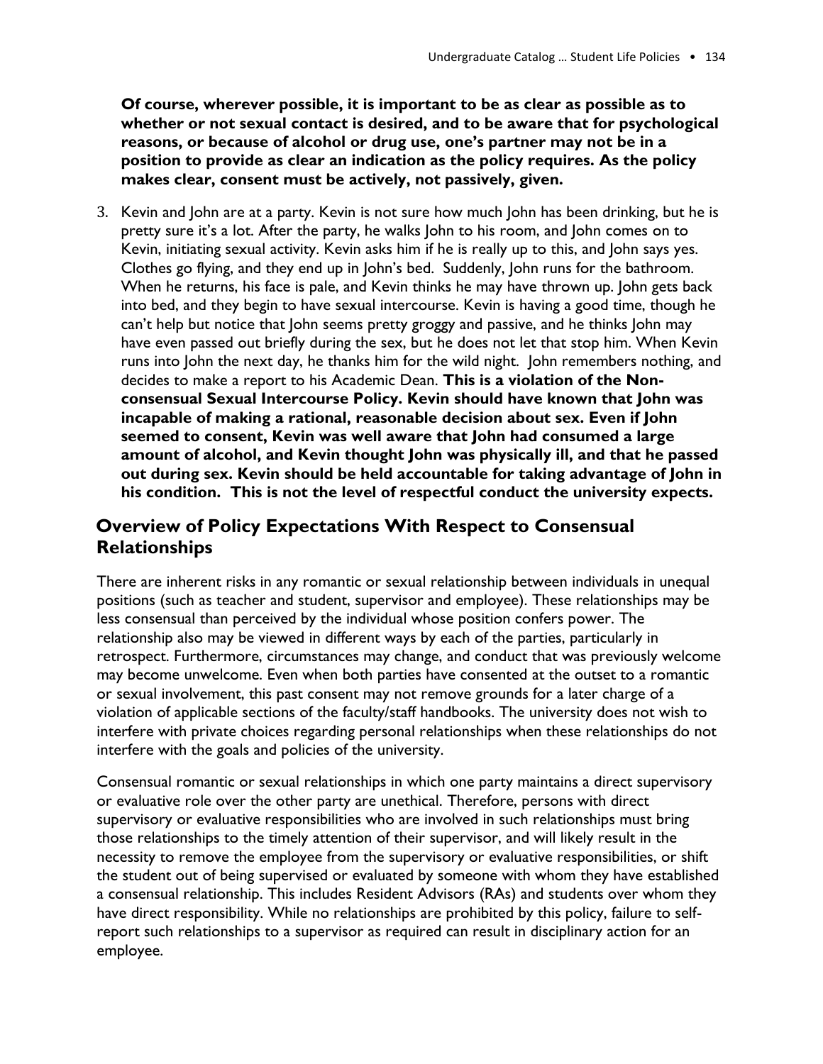**Of course, wherever possible, it is important to be as clear as possible as to whether or not sexual contact is desired, and to be aware that for psychological reasons, or because of alcohol or drug use, one's partner may not be in a position to provide as clear an indication as the policy requires. As the policy makes clear, consent must be actively, not passively, given.**

3. Kevin and John are at a party. Kevin is not sure how much John has been drinking, but he is pretty sure it's a lot. After the party, he walks John to his room, and John comes on to Kevin, initiating sexual activity. Kevin asks him if he is really up to this, and John says yes. Clothes go flying, and they end up in John's bed. Suddenly, John runs for the bathroom. When he returns, his face is pale, and Kevin thinks he may have thrown up. John gets back into bed, and they begin to have sexual intercourse. Kevin is having a good time, though he can't help but notice that John seems pretty groggy and passive, and he thinks John may have even passed out briefly during the sex, but he does not let that stop him. When Kevin runs into John the next day, he thanks him for the wild night. John remembers nothing, and decides to make a report to his Academic Dean. **This is a violation of the Non-consensual Sexual Intercourse Policy. Kevin should have known that John was incapable of making a rational, reasonable decision about sex. Even if John seemed to consent, Kevin was well aware that John had consumed a large amount of alcohol, and Kevin thought John was physically ill, and that he passed out during sex. Kevin should be held accountable for taking advantage of John in his condition. This is not the level of respectful conduct the university expects.**

## Overview of Policy Expectations With Respect to Consensual Relationships

There are inherent risks in any romantic or sexual relationship between individuals in unequal positions (such as teacher and student, supervisor and employee). These relationships may be less consensual than perceived by the individual whose position confers power. The relationship also may be viewed in different ways by each of the parties, particularly in retrospect. Furthermore, circumstances may change, and conduct that was previously welcome may become unwelcome. Even when both parties have consented at the outset to a romantic or sexual involvement, this past consent may not remove grounds for a later charge of a violation of applicable sections of the faculty/staff handbooks. The university does not wish to interfere with private choices regarding personal relationships when these relationships do not interfere with the goals and policies of the university.

Consensual romantic or sexual relationships in which one party maintains a direct supervisory or evaluative role over the other party are unethical. Therefore, persons with direct supervisory or evaluative responsibilities who are involved in such relationships must bring those relationships to the timely attention of their supervisor, and will likely result in the necessity to remove the employee from the supervisory or evaluative responsibilities, or shift the student out of being supervised or evaluated by someone with whom they have established a consensual relationship. This includes Resident Advisors (RAs) and students over whom they have direct responsibility. While no relationships are prohibited by this policy, failure to self-report such relationships to a supervisor as required can result in disciplinary action for an employee.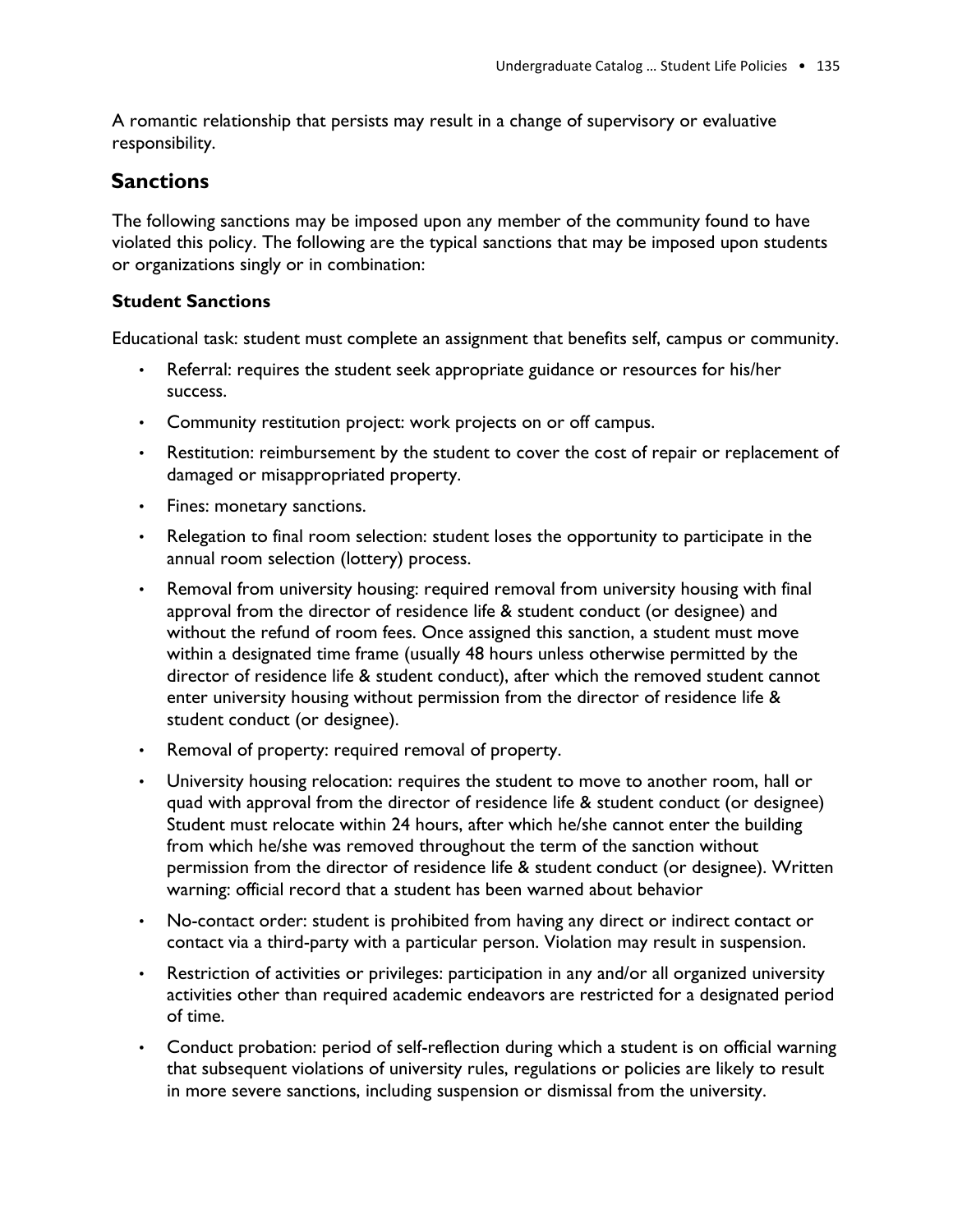A romantic relationship that persists may result in a change of supervisory or evaluative responsibility.

## Sanctions

The following sanctions may be imposed upon any member of the community found to have violated this policy. The following are the typical sanctions that may be imposed upon students or organizations singly or in combination:

### Student Sanctions

Educational task: student must complete an assignment that benefits self, campus or community.

- Referral: requires the student seek appropriate guidance or resources for his/her success.
- Community restitution project: work projects on or off campus.
- Restitution: reimbursement by the student to cover the cost of repair or replacement of damaged or misappropriated property.
- Fines: monetary sanctions.
- Relegation to final room selection: student loses the opportunity to participate in the annual room selection (lottery) process.
- Removal from university housing: required removal from university housing with final approval from the director of residence life & student conduct (or designee) and without the refund of room fees. Once assigned this sanction, a student must move within a designated time frame (usually 48 hours unless otherwise permitted by the director of residence life & student conduct), after which the removed student cannot enter university housing without permission from the director of residence life & student conduct (or designee).
- Removal of property: required removal of property.
- University housing relocation: requires the student to move to another room, hall or quad with approval from the director of residence life & student conduct (or designee) Student must relocate within 24 hours, after which he/she cannot enter the building from which he/she was removed throughout the term of the sanction without permission from the director of residence life & student conduct (or designee). Written warning: official record that a student has been warned about behavior
- No-contact order: student is prohibited from having any direct or indirect contact or contact via a third-party with a particular person. Violation may result in suspension.
- Restriction of activities or privileges: participation in any and/or all organized university activities other than required academic endeavors are restricted for a designated period of time.
- Conduct probation: period of self-reflection during which a student is on official warning that subsequent violations of university rules, regulations or policies are likely to result in more severe sanctions, including suspension or dismissal from the university.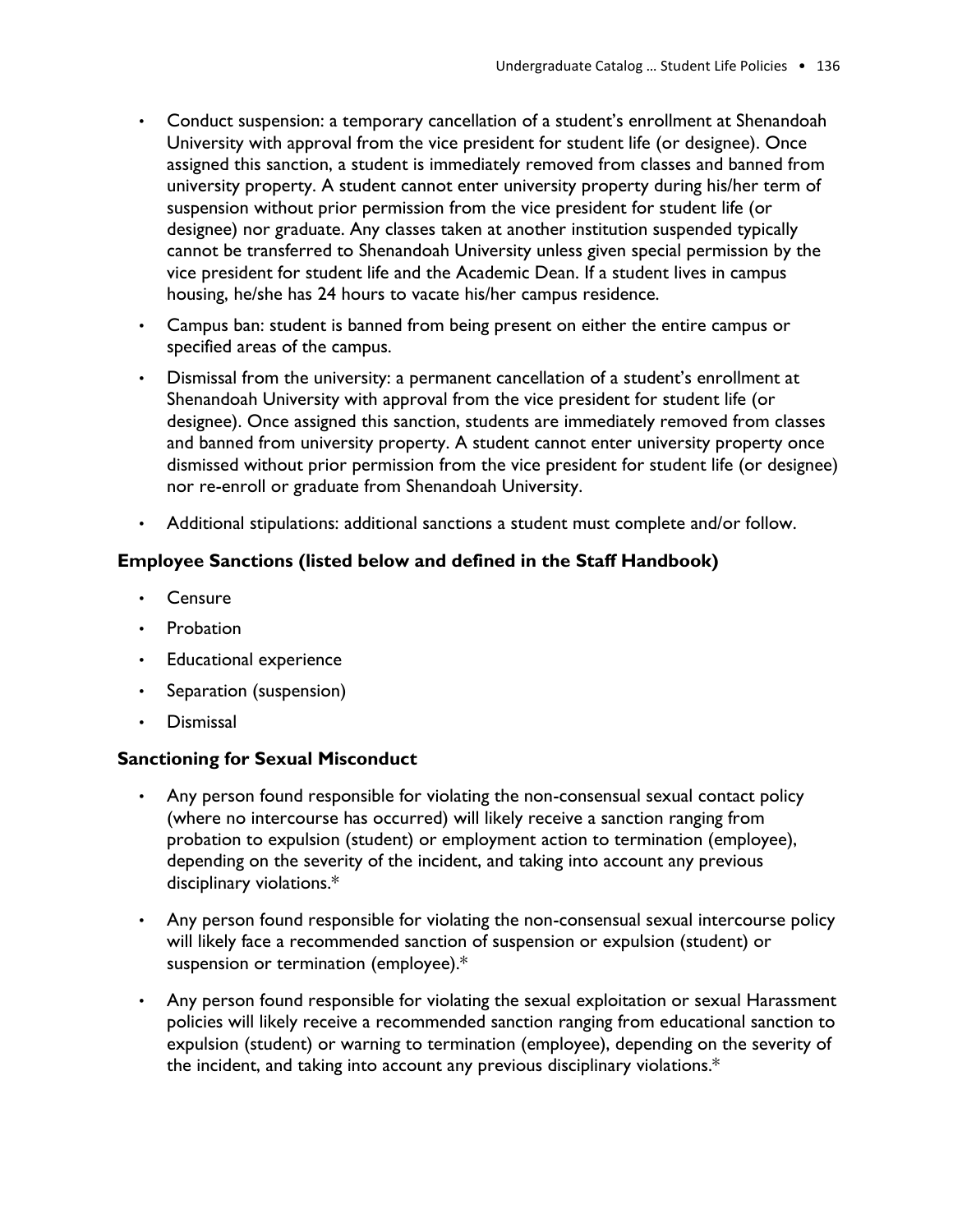- Conduct suspension: a temporary cancellation of a student's enrollment at Shenandoah University with approval from the vice president for student life (or designee). Once assigned this sanction, a student is immediately removed from classes and banned from university property. A student cannot enter university property during his/her term of suspension without prior permission from the vice president for student life (or designee) nor graduate. Any classes taken at another institution suspended typically cannot be transferred to Shenandoah University unless given special permission by the vice president for student life and the Academic Dean. If a student lives in campus housing, he/she has 24 hours to vacate his/her campus residence.
- Campus ban: student is banned from being present on either the entire campus or specified areas of the campus.
- Dismissal from the university: a permanent cancellation of a student's enrollment at Shenandoah University with approval from the vice president for student life (or designee). Once assigned this sanction, students are immediately removed from classes and banned from university property. A student cannot enter university property once dismissed without prior permission from the vice president for student life (or designee) nor re-enroll or graduate from Shenandoah University.
- Additional stipulations: additional sanctions a student must complete and/or follow.

### Employee Sanctions (listed below and defined in the Staff Handbook)

- Censure
- Probation
- Educational experience
- Separation (suspension)
- Dismissal

### Sanctioning for Sexual Misconduct

- Any person found responsible for violating the non-consensual sexual contact policy (where no intercourse has occurred) will likely receive a sanction ranging from probation to expulsion (student) or employment action to termination (employee), depending on the severity of the incident, and taking into account any previous disciplinary violations.*
- Any person found responsible for violating the non-consensual sexual intercourse policy will likely face a recommended sanction of suspension or expulsion (student) or suspension or termination (employee).*
- Any person found responsible for violating the sexual exploitation or sexual Harassment policies will likely receive a recommended sanction ranging from educational sanction to expulsion (student) or warning to termination (employee), depending on the severity of the incident, and taking into account any previous disciplinary violations.*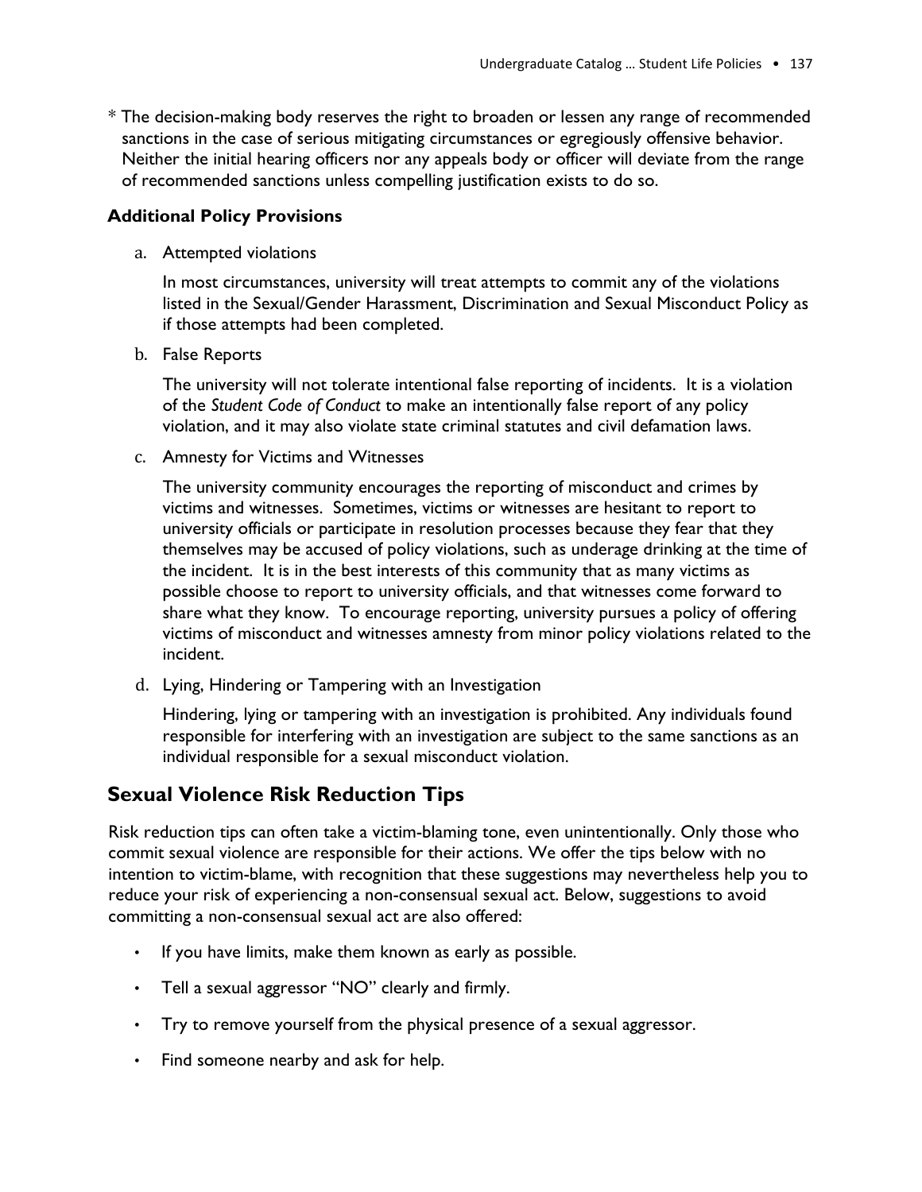\* The decision-making body reserves the right to broaden or lessen any range of recommended sanctions in the case of serious mitigating circumstances or egregiously offensive behavior. Neither the initial hearing officers nor any appeals body or officer will deviate from the range of recommended sanctions unless compelling justification exists to do so.

### Additional Policy Provisions

a. Attempted violations

   In most circumstances, university will treat attempts to commit any of the violations listed in the Sexual/Gender Harassment, Discrimination and Sexual Misconduct Policy as if those attempts had been completed.

b. False Reports

   The university will not tolerate intentional false reporting of incidents. It is a violation of the *Student Code of Conduct* to make an intentionally false report of any policy violation, and it may also violate state criminal statutes and civil defamation laws.

c. Amnesty for Victims and Witnesses

   The university community encourages the reporting of misconduct and crimes by victims and witnesses. Sometimes, victims or witnesses are hesitant to report to university officials or participate in resolution processes because they fear that they themselves may be accused of policy violations, such as underage drinking at the time of the incident. It is in the best interests of this community that as many victims as possible choose to report to university officials, and that witnesses come forward to share what they know. To encourage reporting, university pursues a policy of offering victims of misconduct and witnesses amnesty from minor policy violations related to the incident.

d. Lying, Hindering or Tampering with an Investigation

   Hindering, lying or tampering with an investigation is prohibited. Any individuals found responsible for interfering with an investigation are subject to the same sanctions as an individual responsible for a sexual misconduct violation.

## Sexual Violence Risk Reduction Tips

Risk reduction tips can often take a victim-blaming tone, even unintentionally. Only those who commit sexual violence are responsible for their actions. We offer the tips below with no intention to victim-blame, with recognition that these suggestions may nevertheless help you to reduce your risk of experiencing a non-consensual sexual act. Below, suggestions to avoid committing a non-consensual sexual act are also offered:

- If you have limits, make them known as early as possible.
- Tell a sexual aggressor "NO" clearly and firmly.
- Try to remove yourself from the physical presence of a sexual aggressor.
- Find someone nearby and ask for help.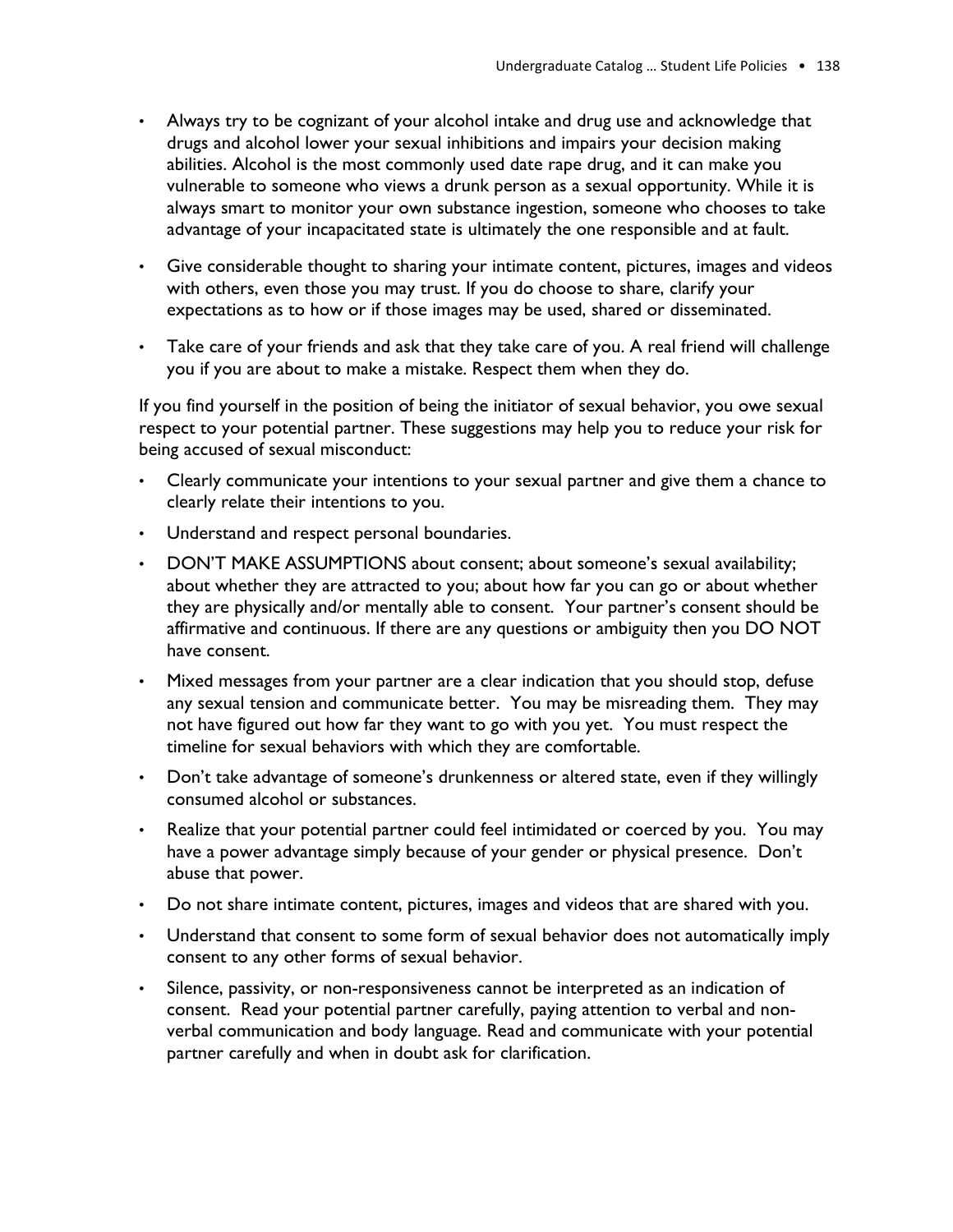- Always try to be cognizant of your alcohol intake and drug use and acknowledge that drugs and alcohol lower your sexual inhibitions and impairs your decision making abilities. Alcohol is the most commonly used date rape drug, and it can make you vulnerable to someone who views a drunk person as a sexual opportunity. While it is always smart to monitor your own substance ingestion, someone who chooses to take advantage of your incapacitated state is ultimately the one responsible and at fault.
- Give considerable thought to sharing your intimate content, pictures, images and videos with others, even those you may trust. If you do choose to share, clarify your expectations as to how or if those images may be used, shared or disseminated.
- Take care of your friends and ask that they take care of you. A real friend will challenge you if you are about to make a mistake. Respect them when they do.

If you find yourself in the position of being the initiator of sexual behavior, you owe sexual respect to your potential partner. These suggestions may help you to reduce your risk for being accused of sexual misconduct:

- Clearly communicate your intentions to your sexual partner and give them a chance to clearly relate their intentions to you.
- Understand and respect personal boundaries.
- DON'T MAKE ASSUMPTIONS about consent; about someone's sexual availability; about whether they are attracted to you; about how far you can go or about whether they are physically and/or mentally able to consent. Your partner's consent should be affirmative and continuous. If there are any questions or ambiguity then you DO NOT have consent.
- Mixed messages from your partner are a clear indication that you should stop, defuse any sexual tension and communicate better. You may be misreading them. They may not have figured out how far they want to go with you yet. You must respect the timeline for sexual behaviors with which they are comfortable.
- Don't take advantage of someone's drunkenness or altered state, even if they willingly consumed alcohol or substances.
- Realize that your potential partner could feel intimidated or coerced by you. You may have a power advantage simply because of your gender or physical presence. Don't abuse that power.
- Do not share intimate content, pictures, images and videos that are shared with you.
- Understand that consent to some form of sexual behavior does not automatically imply consent to any other forms of sexual behavior.
- Silence, passivity, or non-responsiveness cannot be interpreted as an indication of consent. Read your potential partner carefully, paying attention to verbal and non-verbal communication and body language. Read and communicate with your potential partner carefully and when in doubt ask for clarification.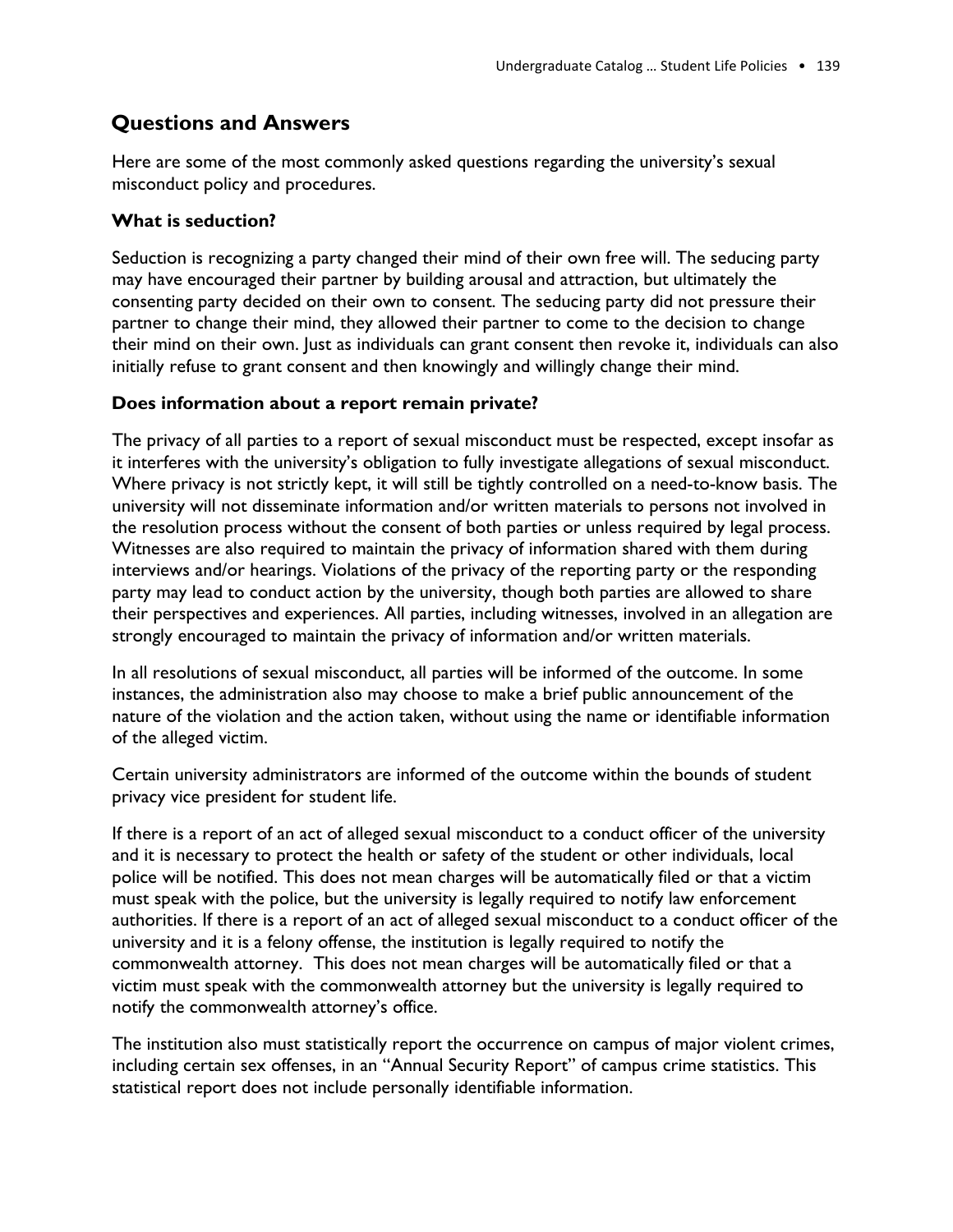## Questions and Answers

Here are some of the most commonly asked questions regarding the university's sexual misconduct policy and procedures.

### What is seduction?

Seduction is recognizing a party changed their mind of their own free will. The seducing party may have encouraged their partner by building arousal and attraction, but ultimately the consenting party decided on their own to consent. The seducing party did not pressure their partner to change their mind, they allowed their partner to come to the decision to change their mind on their own. Just as individuals can grant consent then revoke it, individuals can also initially refuse to grant consent and then knowingly and willingly change their mind.

### Does information about a report remain private?

The privacy of all parties to a report of sexual misconduct must be respected, except insofar as it interferes with the university's obligation to fully investigate allegations of sexual misconduct. Where privacy is not strictly kept, it will still be tightly controlled on a need-to-know basis. The university will not disseminate information and/or written materials to persons not involved in the resolution process without the consent of both parties or unless required by legal process. Witnesses are also required to maintain the privacy of information shared with them during interviews and/or hearings. Violations of the privacy of the reporting party or the responding party may lead to conduct action by the university, though both parties are allowed to share their perspectives and experiences. All parties, including witnesses, involved in an allegation are strongly encouraged to maintain the privacy of information and/or written materials.

In all resolutions of sexual misconduct, all parties will be informed of the outcome. In some instances, the administration also may choose to make a brief public announcement of the nature of the violation and the action taken, without using the name or identifiable information of the alleged victim.

Certain university administrators are informed of the outcome within the bounds of student privacy vice president for student life.

If there is a report of an act of alleged sexual misconduct to a conduct officer of the university and it is necessary to protect the health or safety of the student or other individuals, local police will be notified. This does not mean charges will be automatically filed or that a victim must speak with the police, but the university is legally required to notify law enforcement authorities. If there is a report of an act of alleged sexual misconduct to a conduct officer of the university and it is a felony offense, the institution is legally required to notify the commonwealth attorney. This does not mean charges will be automatically filed or that a victim must speak with the commonwealth attorney but the university is legally required to notify the commonwealth attorney's office.

The institution also must statistically report the occurrence on campus of major violent crimes, including certain sex offenses, in an "Annual Security Report" of campus crime statistics. This statistical report does not include personally identifiable information.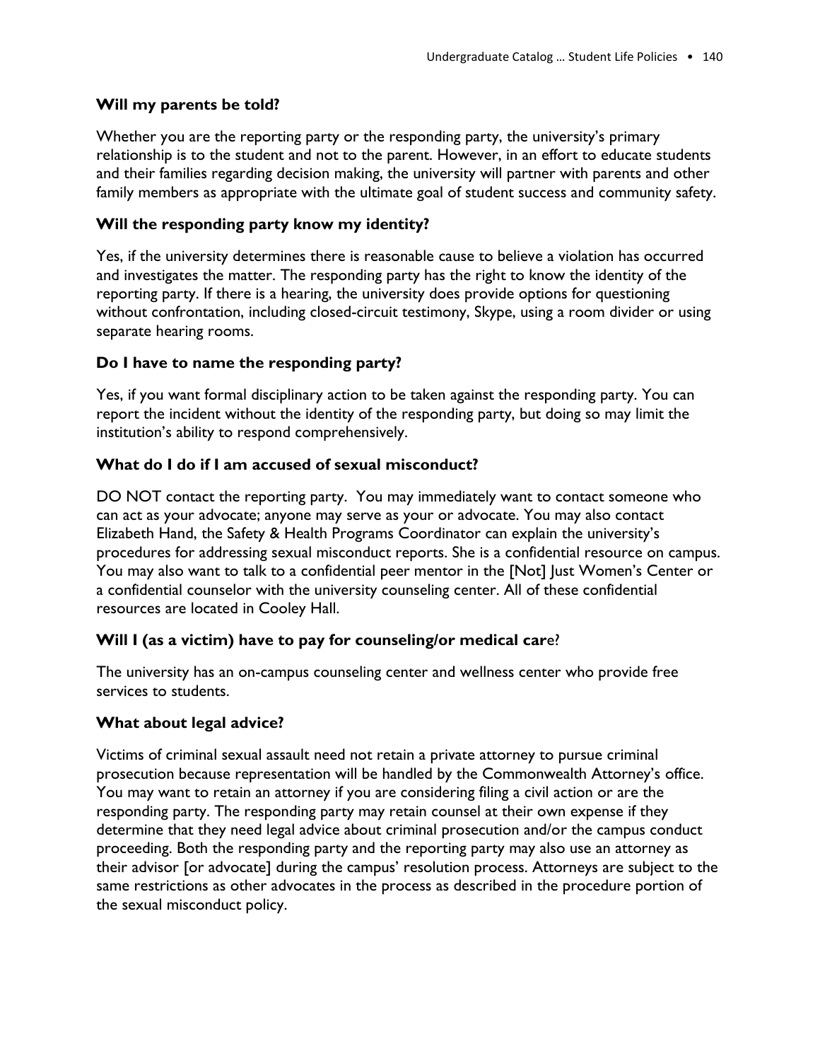### Will my parents be told?

Whether you are the reporting party or the responding party, the university's primary relationship is to the student and not to the parent. However, in an effort to educate students and their families regarding decision making, the university will partner with parents and other family members as appropriate with the ultimate goal of student success and community safety.

### Will the responding party know my identity?

Yes, if the university determines there is reasonable cause to believe a violation has occurred and investigates the matter. The responding party has the right to know the identity of the reporting party. If there is a hearing, the university does provide options for questioning without confrontation, including closed-circuit testimony, Skype, using a room divider or using separate hearing rooms.

### Do I have to name the responding party?

Yes, if you want formal disciplinary action to be taken against the responding party. You can report the incident without the identity of the responding party, but doing so may limit the institution's ability to respond comprehensively.

### What do I do if I am accused of sexual misconduct?

DO NOT contact the reporting party. You may immediately want to contact someone who can act as your advocate; anyone may serve as your or advocate. You may also contact Elizabeth Hand, the Safety & Health Programs Coordinator can explain the university's procedures for addressing sexual misconduct reports. She is a confidential resource on campus. You may also want to talk to a confidential peer mentor in the [Not] Just Women's Center or a confidential counselor with the university counseling center. All of these confidential resources are located in Cooley Hall.

### Will I (as a victim) have to pay for counseling/or medical care?

The university has an on-campus counseling center and wellness center who provide free services to students.

### What about legal advice?

Victims of criminal sexual assault need not retain a private attorney to pursue criminal prosecution because representation will be handled by the Commonwealth Attorney's office. You may want to retain an attorney if you are considering filing a civil action or are the responding party. The responding party may retain counsel at their own expense if they determine that they need legal advice about criminal prosecution and/or the campus conduct proceeding. Both the responding party and the reporting party may also use an attorney as their advisor [or advocate] during the campus' resolution process. Attorneys are subject to the same restrictions as other advocates in the process as described in the procedure portion of the sexual misconduct policy.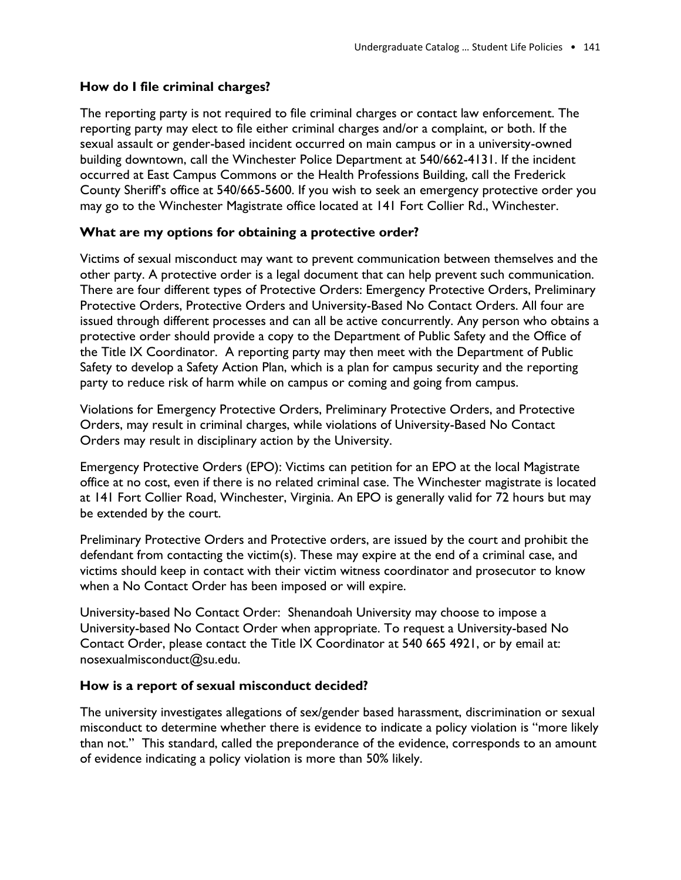### How do I file criminal charges?

The reporting party is not required to file criminal charges or contact law enforcement. The reporting party may elect to file either criminal charges and/or a complaint, or both. If the sexual assault or gender-based incident occurred on main campus or in a university-owned building downtown, call the Winchester Police Department at 540/662-4131. If the incident occurred at East Campus Commons or the Health Professions Building, call the Frederick County Sheriff's office at 540/665-5600. If you wish to seek an emergency protective order you may go to the Winchester Magistrate office located at 141 Fort Collier Rd., Winchester.

### What are my options for obtaining a protective order?

Victims of sexual misconduct may want to prevent communication between themselves and the other party. A protective order is a legal document that can help prevent such communication. There are four different types of Protective Orders: Emergency Protective Orders, Preliminary Protective Orders, Protective Orders and University-Based No Contact Orders. All four are issued through different processes and can all be active concurrently. Any person who obtains a protective order should provide a copy to the Department of Public Safety and the Office of the Title IX Coordinator. A reporting party may then meet with the Department of Public Safety to develop a Safety Action Plan, which is a plan for campus security and the reporting party to reduce risk of harm while on campus or coming and going from campus.

Violations for Emergency Protective Orders, Preliminary Protective Orders, and Protective Orders, may result in criminal charges, while violations of University-Based No Contact Orders may result in disciplinary action by the University.

Emergency Protective Orders (EPO): Victims can petition for an EPO at the local Magistrate office at no cost, even if there is no related criminal case. The Winchester magistrate is located at 141 Fort Collier Road, Winchester, Virginia. An EPO is generally valid for 72 hours but may be extended by the court.

Preliminary Protective Orders and Protective orders, are issued by the court and prohibit the defendant from contacting the victim(s). These may expire at the end of a criminal case, and victims should keep in contact with their victim witness coordinator and prosecutor to know when a No Contact Order has been imposed or will expire.

University-based No Contact Order: Shenandoah University may choose to impose a University-based No Contact Order when appropriate. To request a University-based No Contact Order, please contact the Title IX Coordinator at 540 665 4921, or by email at: nosexualmisconduct@su.edu.

### How is a report of sexual misconduct decided?

The university investigates allegations of sex/gender based harassment, discrimination or sexual misconduct to determine whether there is evidence to indicate a policy violation is "more likely than not." This standard, called the preponderance of the evidence, corresponds to an amount of evidence indicating a policy violation is more than 50% likely.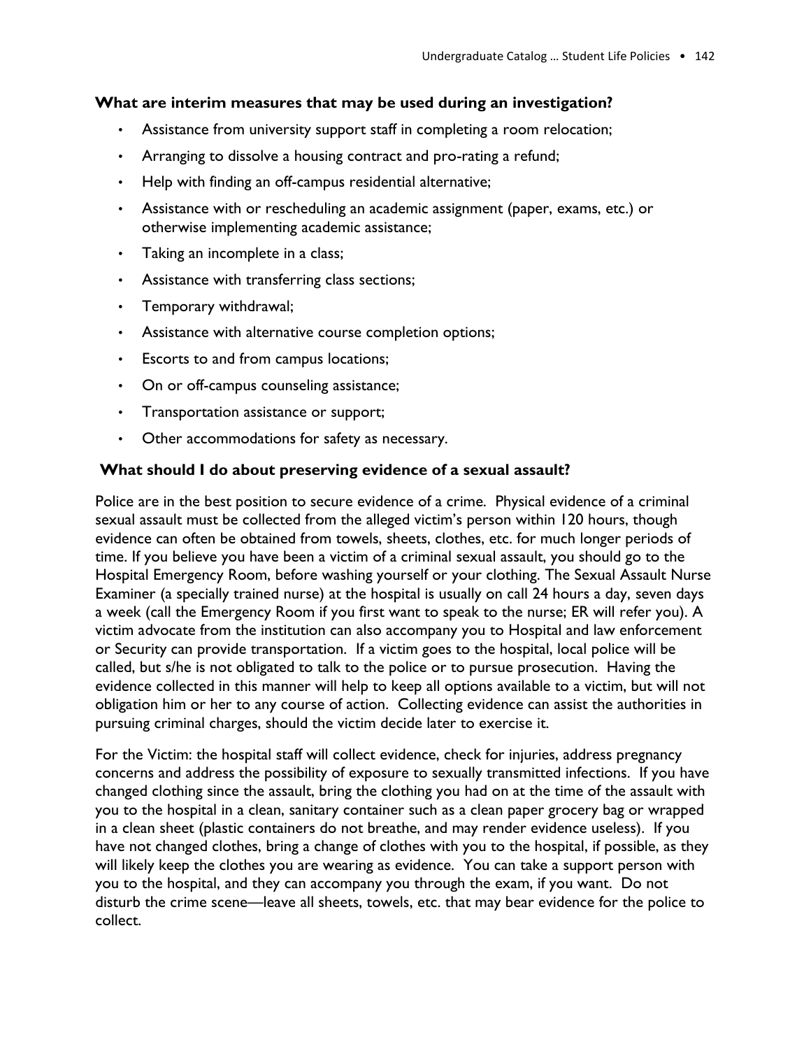**What are interim measures that may be used during an investigation?**

- Assistance from university support staff in completing a room relocation;
- Arranging to dissolve a housing contract and pro-rating a refund;
- Help with finding an off-campus residential alternative;
- Assistance with or rescheduling an academic assignment (paper, exams, etc.) or otherwise implementing academic assistance;
- Taking an incomplete in a class;
- Assistance with transferring class sections;
- Temporary withdrawal;
- Assistance with alternative course completion options;
- Escorts to and from campus locations;
- On or off-campus counseling assistance;
- Transportation assistance or support;
- Other accommodations for safety as necessary.

**What should I do about preserving evidence of a sexual assault?**

Police are in the best position to secure evidence of a crime. Physical evidence of a criminal sexual assault must be collected from the alleged victim's person within 120 hours, though evidence can often be obtained from towels, sheets, clothes, etc. for much longer periods of time. If you believe you have been a victim of a criminal sexual assault, you should go to the Hospital Emergency Room, before washing yourself or your clothing. The Sexual Assault Nurse Examiner (a specially trained nurse) at the hospital is usually on call 24 hours a day, seven days a week (call the Emergency Room if you first want to speak to the nurse; ER will refer you). A victim advocate from the institution can also accompany you to Hospital and law enforcement or Security can provide transportation. If a victim goes to the hospital, local police will be called, but s/he is not obligated to talk to the police or to pursue prosecution. Having the evidence collected in this manner will help to keep all options available to a victim, but will not obligation him or her to any course of action. Collecting evidence can assist the authorities in pursuing criminal charges, should the victim decide later to exercise it.

For the Victim: the hospital staff will collect evidence, check for injuries, address pregnancy concerns and address the possibility of exposure to sexually transmitted infections. If you have changed clothing since the assault, bring the clothing you had on at the time of the assault with you to the hospital in a clean, sanitary container such as a clean paper grocery bag or wrapped in a clean sheet (plastic containers do not breathe, and may render evidence useless). If you have not changed clothes, bring a change of clothes with you to the hospital, if possible, as they will likely keep the clothes you are wearing as evidence. You can take a support person with you to the hospital, and they can accompany you through the exam, if you want. Do not disturb the crime scene—leave all sheets, towels, etc. that may bear evidence for the police to collect.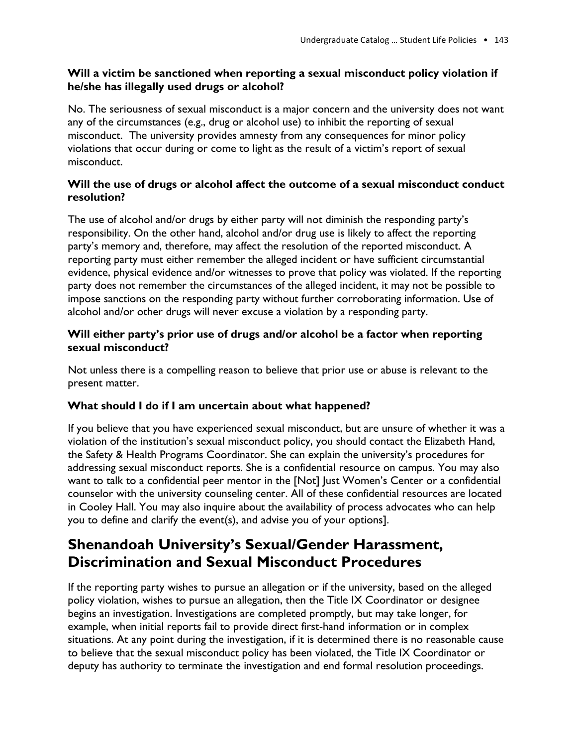### Will a victim be sanctioned when reporting a sexual misconduct policy violation if he/she has illegally used drugs or alcohol?

No. The seriousness of sexual misconduct is a major concern and the university does not want any of the circumstances (e.g., drug or alcohol use) to inhibit the reporting of sexual misconduct. The university provides amnesty from any consequences for minor policy violations that occur during or come to light as the result of a victim's report of sexual misconduct.

### Will the use of drugs or alcohol affect the outcome of a sexual misconduct conduct resolution?

The use of alcohol and/or drugs by either party will not diminish the responding party's responsibility. On the other hand, alcohol and/or drug use is likely to affect the reporting party's memory and, therefore, may affect the resolution of the reported misconduct. A reporting party must either remember the alleged incident or have sufficient circumstantial evidence, physical evidence and/or witnesses to prove that policy was violated. If the reporting party does not remember the circumstances of the alleged incident, it may not be possible to impose sanctions on the responding party without further corroborating information. Use of alcohol and/or other drugs will never excuse a violation by a responding party.

### Will either party's prior use of drugs and/or alcohol be a factor when reporting sexual misconduct?

Not unless there is a compelling reason to believe that prior use or abuse is relevant to the present matter.

### What should I do if I am uncertain about what happened?

If you believe that you have experienced sexual misconduct, but are unsure of whether it was a violation of the institution's sexual misconduct policy, you should contact the Elizabeth Hand, the Safety & Health Programs Coordinator. She can explain the university's procedures for addressing sexual misconduct reports. She is a confidential resource on campus. You may also want to talk to a confidential peer mentor in the [Not] Just Women's Center or a confidential counselor with the university counseling center. All of these confidential resources are located in Cooley Hall. You may also inquire about the availability of process advocates who can help you to define and clarify the event(s), and advise you of your options].

## Shenandoah University's Sexual/Gender Harassment, Discrimination and Sexual Misconduct Procedures

If the reporting party wishes to pursue an allegation or if the university, based on the alleged policy violation, wishes to pursue an allegation, then the Title IX Coordinator or designee begins an investigation. Investigations are completed promptly, but may take longer, for example, when initial reports fail to provide direct first-hand information or in complex situations. At any point during the investigation, if it is determined there is no reasonable cause to believe that the sexual misconduct policy has been violated, the Title IX Coordinator or deputy has authority to terminate the investigation and end formal resolution proceedings.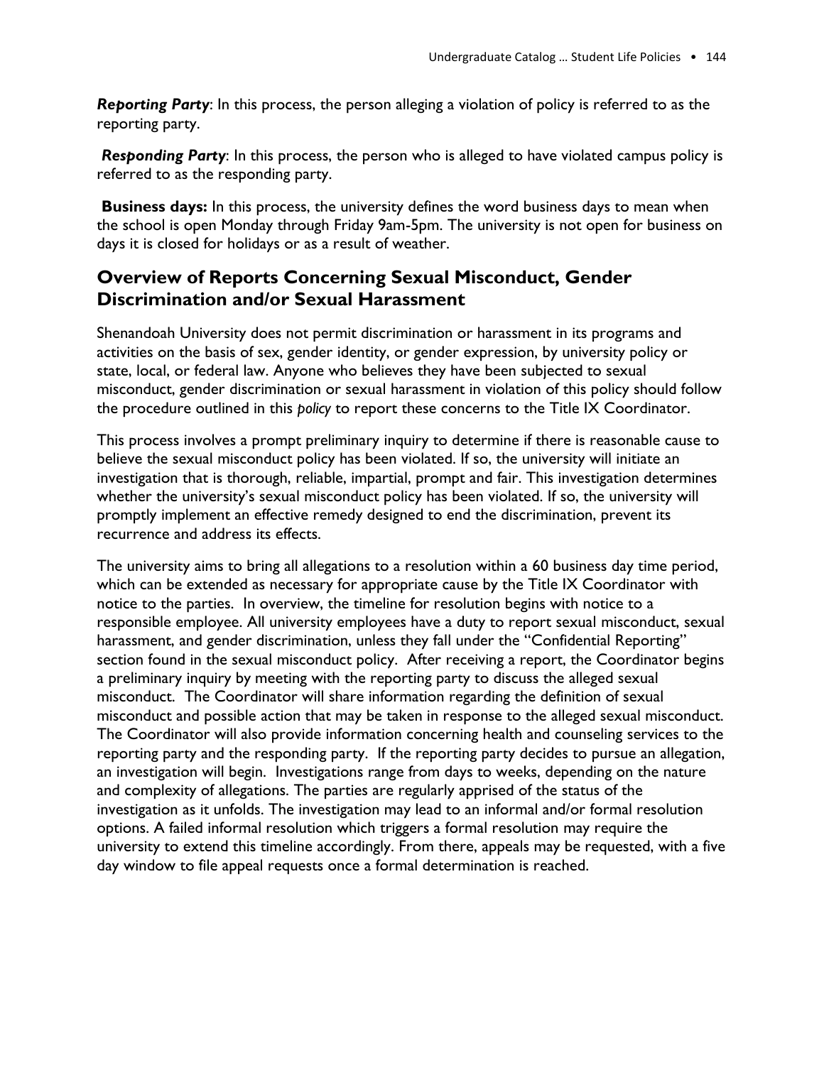***Reporting Party***: In this process, the person alleging a violation of policy is referred to as the reporting party.

***Responding Party***: In this process, the person who is alleged to have violated campus policy is referred to as the responding party.

**Business days:** In this process, the university defines the word business days to mean when the school is open Monday through Friday 9am-5pm. The university is not open for business on days it is closed for holidays or as a result of weather.

## Overview of Reports Concerning Sexual Misconduct, Gender Discrimination and/or Sexual Harassment

Shenandoah University does not permit discrimination or harassment in its programs and activities on the basis of sex, gender identity, or gender expression, by university policy or state, local, or federal law. Anyone who believes they have been subjected to sexual misconduct, gender discrimination or sexual harassment in violation of this policy should follow the procedure outlined in this *policy* to report these concerns to the Title IX Coordinator.

This process involves a prompt preliminary inquiry to determine if there is reasonable cause to believe the sexual misconduct policy has been violated. If so, the university will initiate an investigation that is thorough, reliable, impartial, prompt and fair. This investigation determines whether the university's sexual misconduct policy has been violated. If so, the university will promptly implement an effective remedy designed to end the discrimination, prevent its recurrence and address its effects.

The university aims to bring all allegations to a resolution within a 60 business day time period, which can be extended as necessary for appropriate cause by the Title IX Coordinator with notice to the parties. In overview, the timeline for resolution begins with notice to a responsible employee. All university employees have a duty to report sexual misconduct, sexual harassment, and gender discrimination, unless they fall under the "Confidential Reporting" section found in the sexual misconduct policy. After receiving a report, the Coordinator begins a preliminary inquiry by meeting with the reporting party to discuss the alleged sexual misconduct. The Coordinator will share information regarding the definition of sexual misconduct and possible action that may be taken in response to the alleged sexual misconduct. The Coordinator will also provide information concerning health and counseling services to the reporting party and the responding party. If the reporting party decides to pursue an allegation, an investigation will begin. Investigations range from days to weeks, depending on the nature and complexity of allegations. The parties are regularly apprised of the status of the investigation as it unfolds. The investigation may lead to an informal and/or formal resolution options. A failed informal resolution which triggers a formal resolution may require the university to extend this timeline accordingly. From there, appeals may be requested, with a five day window to file appeal requests once a formal determination is reached.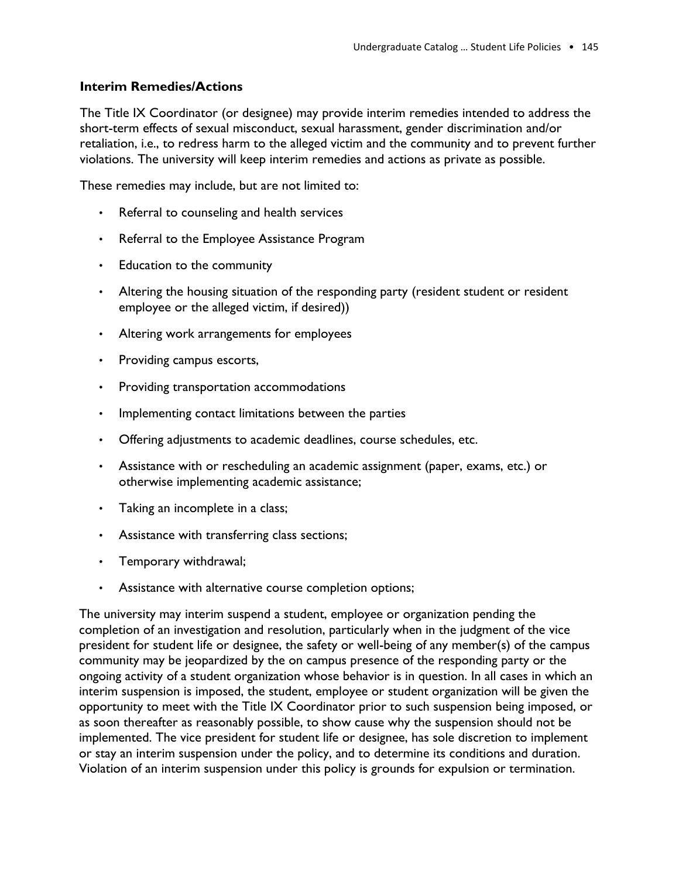### Interim Remedies/Actions

The Title IX Coordinator (or designee) may provide interim remedies intended to address the short-term effects of sexual misconduct, sexual harassment, gender discrimination and/or retaliation, i.e., to redress harm to the alleged victim and the community and to prevent further violations. The university will keep interim remedies and actions as private as possible.

These remedies may include, but are not limited to:

- Referral to counseling and health services
- Referral to the Employee Assistance Program
- Education to the community
- Altering the housing situation of the responding party (resident student or resident employee or the alleged victim, if desired))
- Altering work arrangements for employees
- Providing campus escorts,
- Providing transportation accommodations
- Implementing contact limitations between the parties
- Offering adjustments to academic deadlines, course schedules, etc.
- Assistance with or rescheduling an academic assignment (paper, exams, etc.) or otherwise implementing academic assistance;
- Taking an incomplete in a class;
- Assistance with transferring class sections;
- Temporary withdrawal;
- Assistance with alternative course completion options;

The university may interim suspend a student, employee or organization pending the completion of an investigation and resolution, particularly when in the judgment of the vice president for student life or designee, the safety or well-being of any member(s) of the campus community may be jeopardized by the on campus presence of the responding party or the ongoing activity of a student organization whose behavior is in question. In all cases in which an interim suspension is imposed, the student, employee or student organization will be given the opportunity to meet with the Title IX Coordinator prior to such suspension being imposed, or as soon thereafter as reasonably possible, to show cause why the suspension should not be implemented. The vice president for student life or designee, has sole discretion to implement or stay an interim suspension under the policy, and to determine its conditions and duration. Violation of an interim suspension under this policy is grounds for expulsion or termination.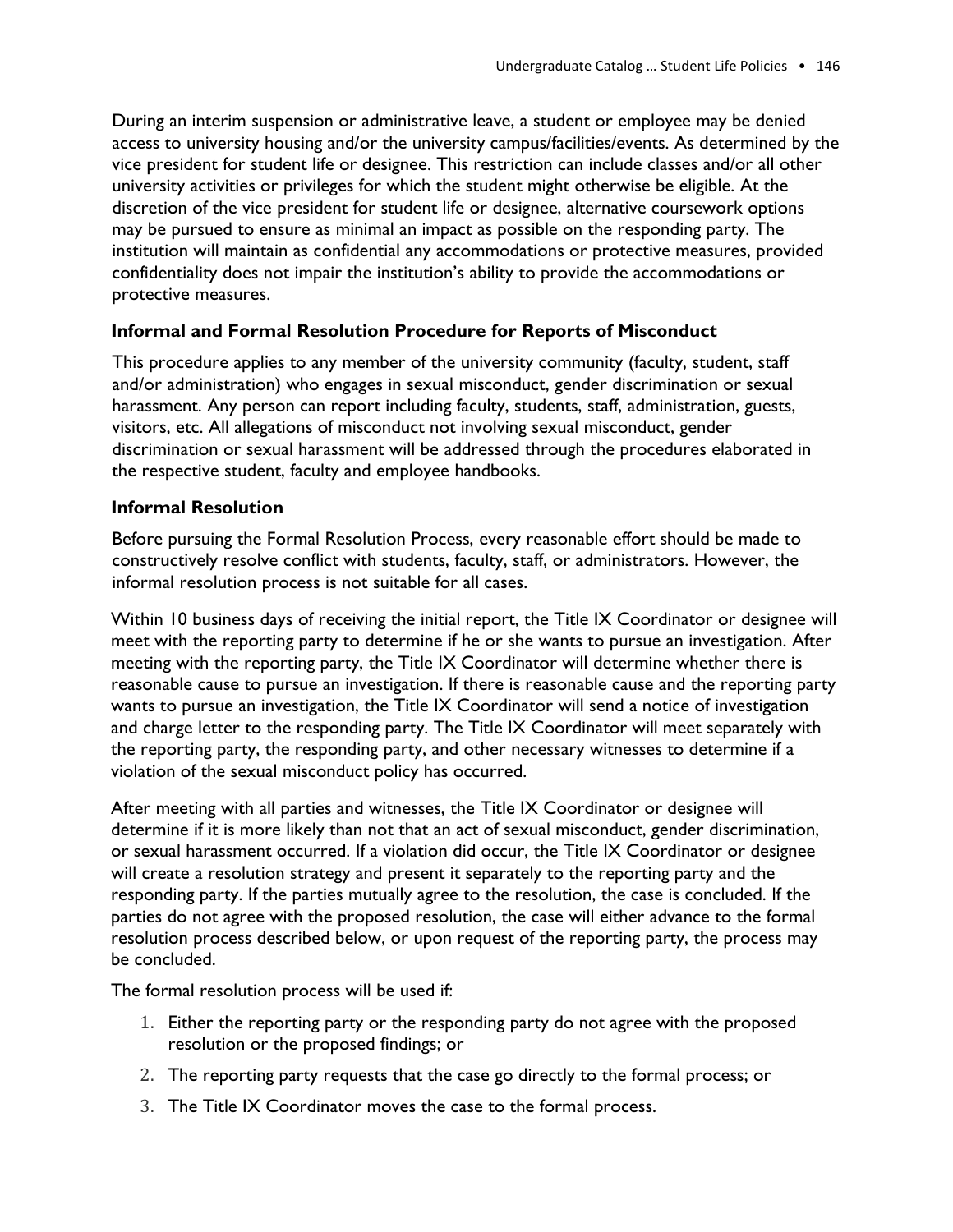During an interim suspension or administrative leave, a student or employee may be denied access to university housing and/or the university campus/facilities/events. As determined by the vice president for student life or designee. This restriction can include classes and/or all other university activities or privileges for which the student might otherwise be eligible. At the discretion of the vice president for student life or designee, alternative coursework options may be pursued to ensure as minimal an impact as possible on the responding party. The institution will maintain as confidential any accommodations or protective measures, provided confidentiality does not impair the institution's ability to provide the accommodations or protective measures.

### Informal and Formal Resolution Procedure for Reports of Misconduct

This procedure applies to any member of the university community (faculty, student, staff and/or administration) who engages in sexual misconduct, gender discrimination or sexual harassment. Any person can report including faculty, students, staff, administration, guests, visitors, etc. All allegations of misconduct not involving sexual misconduct, gender discrimination or sexual harassment will be addressed through the procedures elaborated in the respective student, faculty and employee handbooks.

### Informal Resolution

Before pursuing the Formal Resolution Process, every reasonable effort should be made to constructively resolve conflict with students, faculty, staff, or administrators. However, the informal resolution process is not suitable for all cases.

Within 10 business days of receiving the initial report, the Title IX Coordinator or designee will meet with the reporting party to determine if he or she wants to pursue an investigation. After meeting with the reporting party, the Title IX Coordinator will determine whether there is reasonable cause to pursue an investigation. If there is reasonable cause and the reporting party wants to pursue an investigation, the Title IX Coordinator will send a notice of investigation and charge letter to the responding party. The Title IX Coordinator will meet separately with the reporting party, the responding party, and other necessary witnesses to determine if a violation of the sexual misconduct policy has occurred.

After meeting with all parties and witnesses, the Title IX Coordinator or designee will determine if it is more likely than not that an act of sexual misconduct, gender discrimination, or sexual harassment occurred. If a violation did occur, the Title IX Coordinator or designee will create a resolution strategy and present it separately to the reporting party and the responding party. If the parties mutually agree to the resolution, the case is concluded. If the parties do not agree with the proposed resolution, the case will either advance to the formal resolution process described below, or upon request of the reporting party, the process may be concluded.

The formal resolution process will be used if:

1. Either the reporting party or the responding party do not agree with the proposed resolution or the proposed findings; or
2. The reporting party requests that the case go directly to the formal process; or
3. The Title IX Coordinator moves the case to the formal process.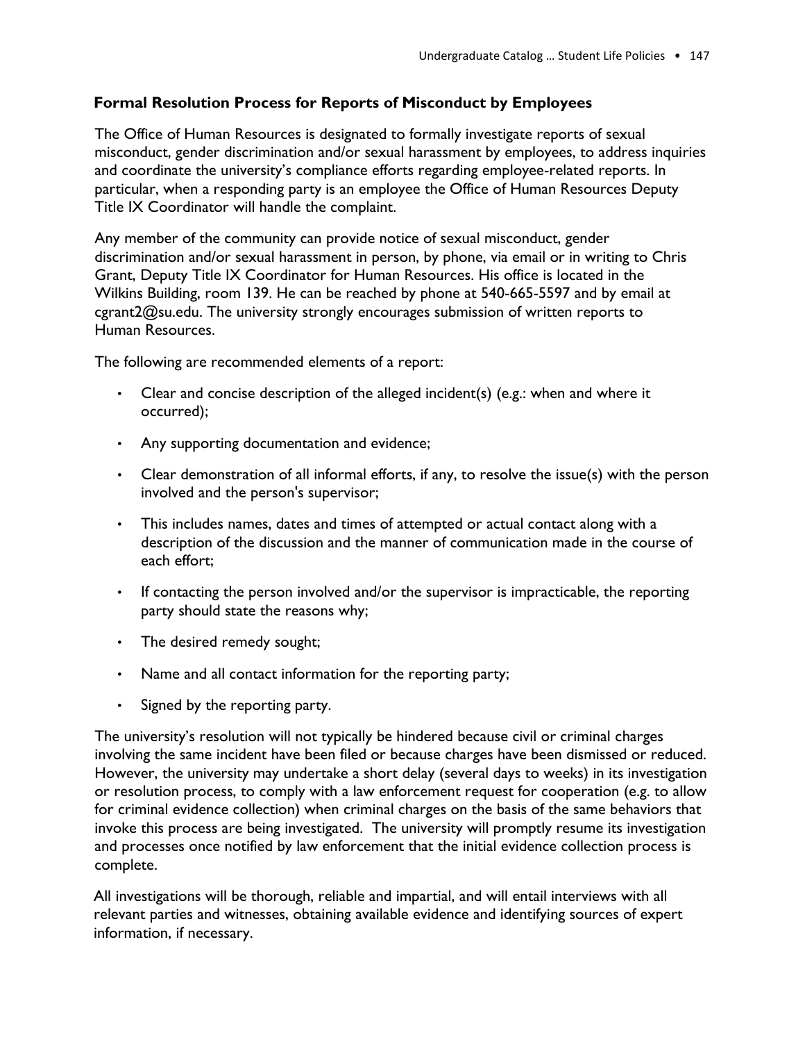### Formal Resolution Process for Reports of Misconduct by Employees

The Office of Human Resources is designated to formally investigate reports of sexual misconduct, gender discrimination and/or sexual harassment by employees, to address inquiries and coordinate the university's compliance efforts regarding employee-related reports. In particular, when a responding party is an employee the Office of Human Resources Deputy Title IX Coordinator will handle the complaint.

Any member of the community can provide notice of sexual misconduct, gender discrimination and/or sexual harassment in person, by phone, via email or in writing to Chris Grant, Deputy Title IX Coordinator for Human Resources. His office is located in the Wilkins Building, room 139. He can be reached by phone at 540-665-5597 and by email at cgrant2@su.edu. The university strongly encourages submission of written reports to Human Resources.

The following are recommended elements of a report:

- Clear and concise description of the alleged incident(s) (e.g.: when and where it occurred);
- Any supporting documentation and evidence;
- Clear demonstration of all informal efforts, if any, to resolve the issue(s) with the person involved and the person's supervisor;
- This includes names, dates and times of attempted or actual contact along with a description of the discussion and the manner of communication made in the course of each effort;
- If contacting the person involved and/or the supervisor is impracticable, the reporting party should state the reasons why;
- The desired remedy sought;
- Name and all contact information for the reporting party;
- Signed by the reporting party.

The university's resolution will not typically be hindered because civil or criminal charges involving the same incident have been filed or because charges have been dismissed or reduced. However, the university may undertake a short delay (several days to weeks) in its investigation or resolution process, to comply with a law enforcement request for cooperation (e.g. to allow for criminal evidence collection) when criminal charges on the basis of the same behaviors that invoke this process are being investigated. The university will promptly resume its investigation and processes once notified by law enforcement that the initial evidence collection process is complete.

All investigations will be thorough, reliable and impartial, and will entail interviews with all relevant parties and witnesses, obtaining available evidence and identifying sources of expert information, if necessary.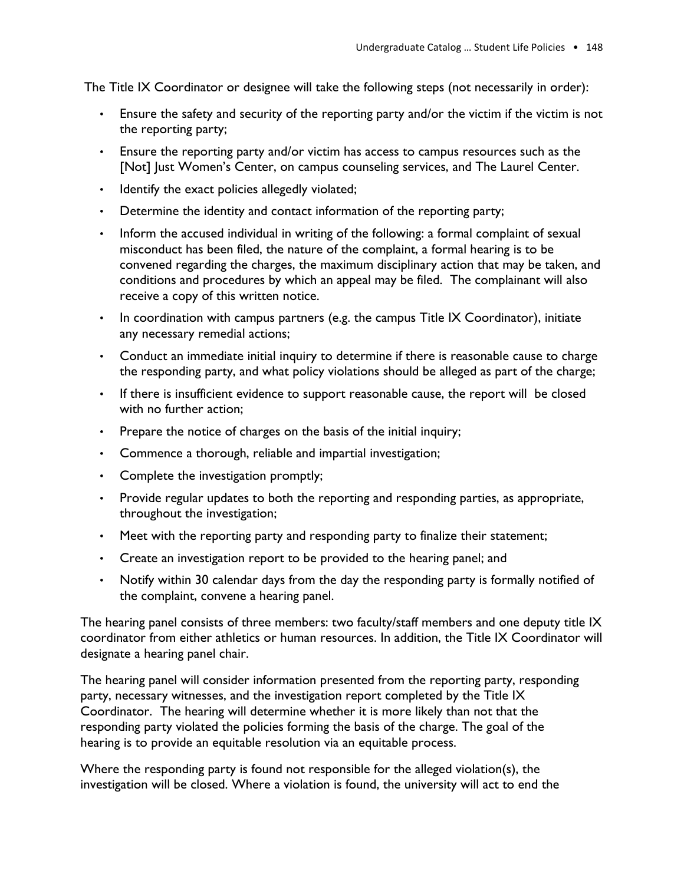The Title IX Coordinator or designee will take the following steps (not necessarily in order):

- Ensure the safety and security of the reporting party and/or the victim if the victim is not the reporting party;
- Ensure the reporting party and/or victim has access to campus resources such as the [Not] Just Women's Center, on campus counseling services, and The Laurel Center.
- Identify the exact policies allegedly violated;
- Determine the identity and contact information of the reporting party;
- Inform the accused individual in writing of the following: a formal complaint of sexual misconduct has been filed, the nature of the complaint, a formal hearing is to be convened regarding the charges, the maximum disciplinary action that may be taken, and conditions and procedures by which an appeal may be filed. The complainant will also receive a copy of this written notice.
- In coordination with campus partners (e.g. the campus Title IX Coordinator), initiate any necessary remedial actions;
- Conduct an immediate initial inquiry to determine if there is reasonable cause to charge the responding party, and what policy violations should be alleged as part of the charge;
- If there is insufficient evidence to support reasonable cause, the report will be closed with no further action;
- Prepare the notice of charges on the basis of the initial inquiry;
- Commence a thorough, reliable and impartial investigation;
- Complete the investigation promptly;
- Provide regular updates to both the reporting and responding parties, as appropriate, throughout the investigation;
- Meet with the reporting party and responding party to finalize their statement;
- Create an investigation report to be provided to the hearing panel; and
- Notify within 30 calendar days from the day the responding party is formally notified of the complaint, convene a hearing panel.

The hearing panel consists of three members: two faculty/staff members and one deputy title IX coordinator from either athletics or human resources. In addition, the Title IX Coordinator will designate a hearing panel chair.

The hearing panel will consider information presented from the reporting party, responding party, necessary witnesses, and the investigation report completed by the Title IX Coordinator. The hearing will determine whether it is more likely than not that the responding party violated the policies forming the basis of the charge. The goal of the hearing is to provide an equitable resolution via an equitable process.

Where the responding party is found not responsible for the alleged violation(s), the investigation will be closed. Where a violation is found, the university will act to end the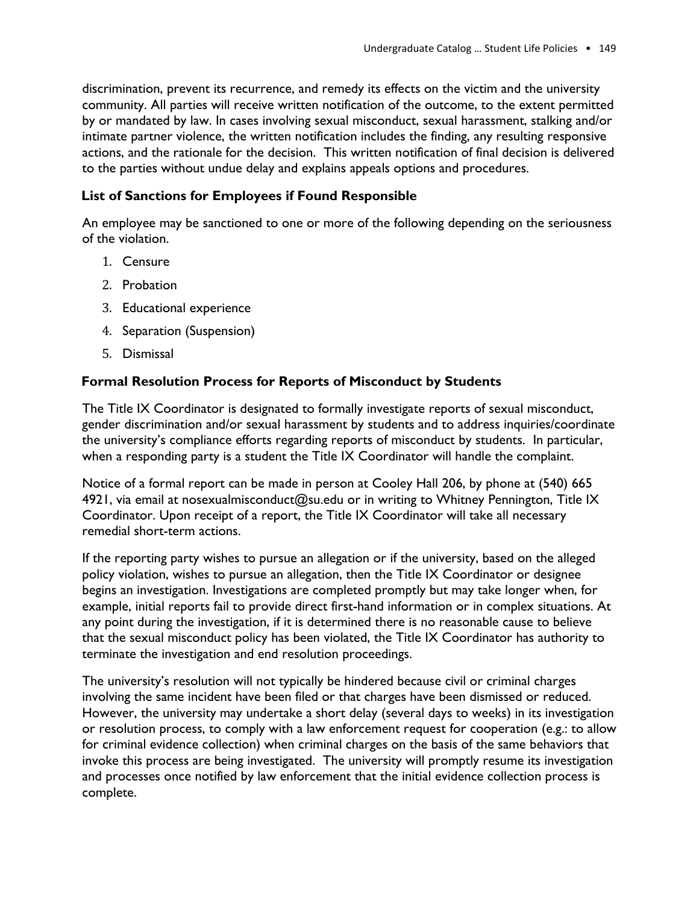discrimination, prevent its recurrence, and remedy its effects on the victim and the university community. All parties will receive written notification of the outcome, to the extent permitted by or mandated by law. In cases involving sexual misconduct, sexual harassment, stalking and/or intimate partner violence, the written notification includes the finding, any resulting responsive actions, and the rationale for the decision. This written notification of final decision is delivered to the parties without undue delay and explains appeals options and procedures.

### List of Sanctions for Employees if Found Responsible

An employee may be sanctioned to one or more of the following depending on the seriousness of the violation.

1. Censure
2. Probation
3. Educational experience
4. Separation (Suspension)
5. Dismissal

### Formal Resolution Process for Reports of Misconduct by Students

The Title IX Coordinator is designated to formally investigate reports of sexual misconduct, gender discrimination and/or sexual harassment by students and to address inquiries/coordinate the university's compliance efforts regarding reports of misconduct by students. In particular, when a responding party is a student the Title IX Coordinator will handle the complaint.

Notice of a formal report can be made in person at Cooley Hall 206, by phone at (540) 665 4921, via email at nosexualmisconduct@su.edu or in writing to Whitney Pennington, Title IX Coordinator. Upon receipt of a report, the Title IX Coordinator will take all necessary remedial short-term actions.

If the reporting party wishes to pursue an allegation or if the university, based on the alleged policy violation, wishes to pursue an allegation, then the Title IX Coordinator or designee begins an investigation. Investigations are completed promptly but may take longer when, for example, initial reports fail to provide direct first-hand information or in complex situations. At any point during the investigation, if it is determined there is no reasonable cause to believe that the sexual misconduct policy has been violated, the Title IX Coordinator has authority to terminate the investigation and end resolution proceedings.

The university's resolution will not typically be hindered because civil or criminal charges involving the same incident have been filed or that charges have been dismissed or reduced. However, the university may undertake a short delay (several days to weeks) in its investigation or resolution process, to comply with a law enforcement request for cooperation (e.g.: to allow for criminal evidence collection) when criminal charges on the basis of the same behaviors that invoke this process are being investigated. The university will promptly resume its investigation and processes once notified by law enforcement that the initial evidence collection process is complete.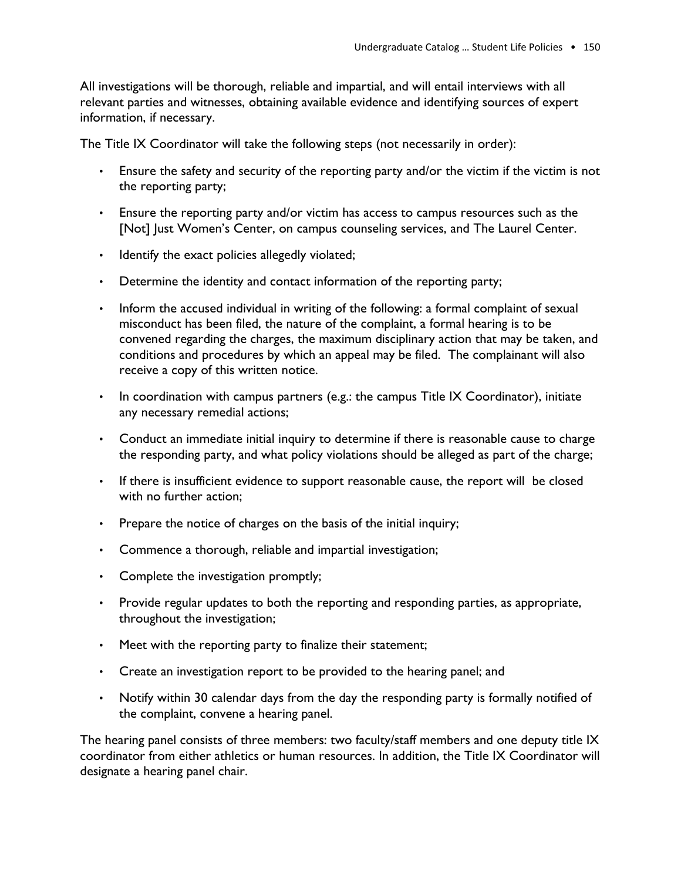All investigations will be thorough, reliable and impartial, and will entail interviews with all relevant parties and witnesses, obtaining available evidence and identifying sources of expert information, if necessary.

The Title IX Coordinator will take the following steps (not necessarily in order):

- Ensure the safety and security of the reporting party and/or the victim if the victim is not the reporting party;
- Ensure the reporting party and/or victim has access to campus resources such as the [Not] Just Women's Center, on campus counseling services, and The Laurel Center.
- Identify the exact policies allegedly violated;
- Determine the identity and contact information of the reporting party;
- Inform the accused individual in writing of the following: a formal complaint of sexual misconduct has been filed, the nature of the complaint, a formal hearing is to be convened regarding the charges, the maximum disciplinary action that may be taken, and conditions and procedures by which an appeal may be filed. The complainant will also receive a copy of this written notice.
- In coordination with campus partners (e.g.: the campus Title IX Coordinator), initiate any necessary remedial actions;
- Conduct an immediate initial inquiry to determine if there is reasonable cause to charge the responding party, and what policy violations should be alleged as part of the charge;
- If there is insufficient evidence to support reasonable cause, the report will be closed with no further action;
- Prepare the notice of charges on the basis of the initial inquiry;
- Commence a thorough, reliable and impartial investigation;
- Complete the investigation promptly;
- Provide regular updates to both the reporting and responding parties, as appropriate, throughout the investigation;
- Meet with the reporting party to finalize their statement;
- Create an investigation report to be provided to the hearing panel; and
- Notify within 30 calendar days from the day the responding party is formally notified of the complaint, convene a hearing panel.

The hearing panel consists of three members: two faculty/staff members and one deputy title IX coordinator from either athletics or human resources. In addition, the Title IX Coordinator will designate a hearing panel chair.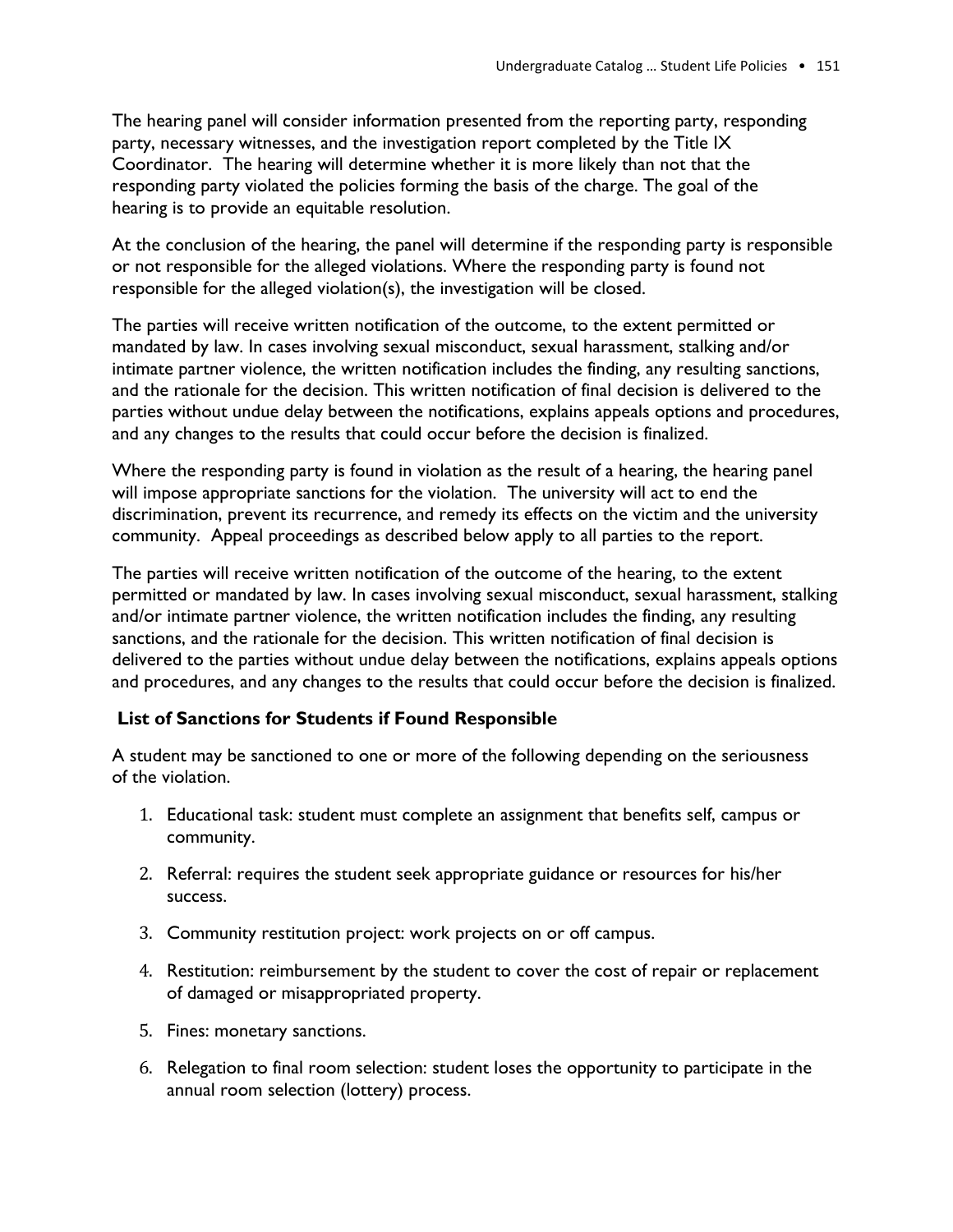The hearing panel will consider information presented from the reporting party, responding party, necessary witnesses, and the investigation report completed by the Title IX Coordinator. The hearing will determine whether it is more likely than not that the responding party violated the policies forming the basis of the charge. The goal of the hearing is to provide an equitable resolution.

At the conclusion of the hearing, the panel will determine if the responding party is responsible or not responsible for the alleged violations. Where the responding party is found not responsible for the alleged violation(s), the investigation will be closed.

The parties will receive written notification of the outcome, to the extent permitted or mandated by law. In cases involving sexual misconduct, sexual harassment, stalking and/or intimate partner violence, the written notification includes the finding, any resulting sanctions, and the rationale for the decision. This written notification of final decision is delivered to the parties without undue delay between the notifications, explains appeals options and procedures, and any changes to the results that could occur before the decision is finalized.

Where the responding party is found in violation as the result of a hearing, the hearing panel will impose appropriate sanctions for the violation. The university will act to end the discrimination, prevent its recurrence, and remedy its effects on the victim and the university community. Appeal proceedings as described below apply to all parties to the report.

The parties will receive written notification of the outcome of the hearing, to the extent permitted or mandated by law. In cases involving sexual misconduct, sexual harassment, stalking and/or intimate partner violence, the written notification includes the finding, any resulting sanctions, and the rationale for the decision. This written notification of final decision is delivered to the parties without undue delay between the notifications, explains appeals options and procedures, and any changes to the results that could occur before the decision is finalized.

**List of Sanctions for Students if Found Responsible**

A student may be sanctioned to one or more of the following depending on the seriousness of the violation.

1. Educational task: student must complete an assignment that benefits self, campus or community.
2. Referral: requires the student seek appropriate guidance or resources for his/her success.
3. Community restitution project: work projects on or off campus.
4. Restitution: reimbursement by the student to cover the cost of repair or replacement of damaged or misappropriated property.
5. Fines: monetary sanctions.
6. Relegation to final room selection: student loses the opportunity to participate in the annual room selection (lottery) process.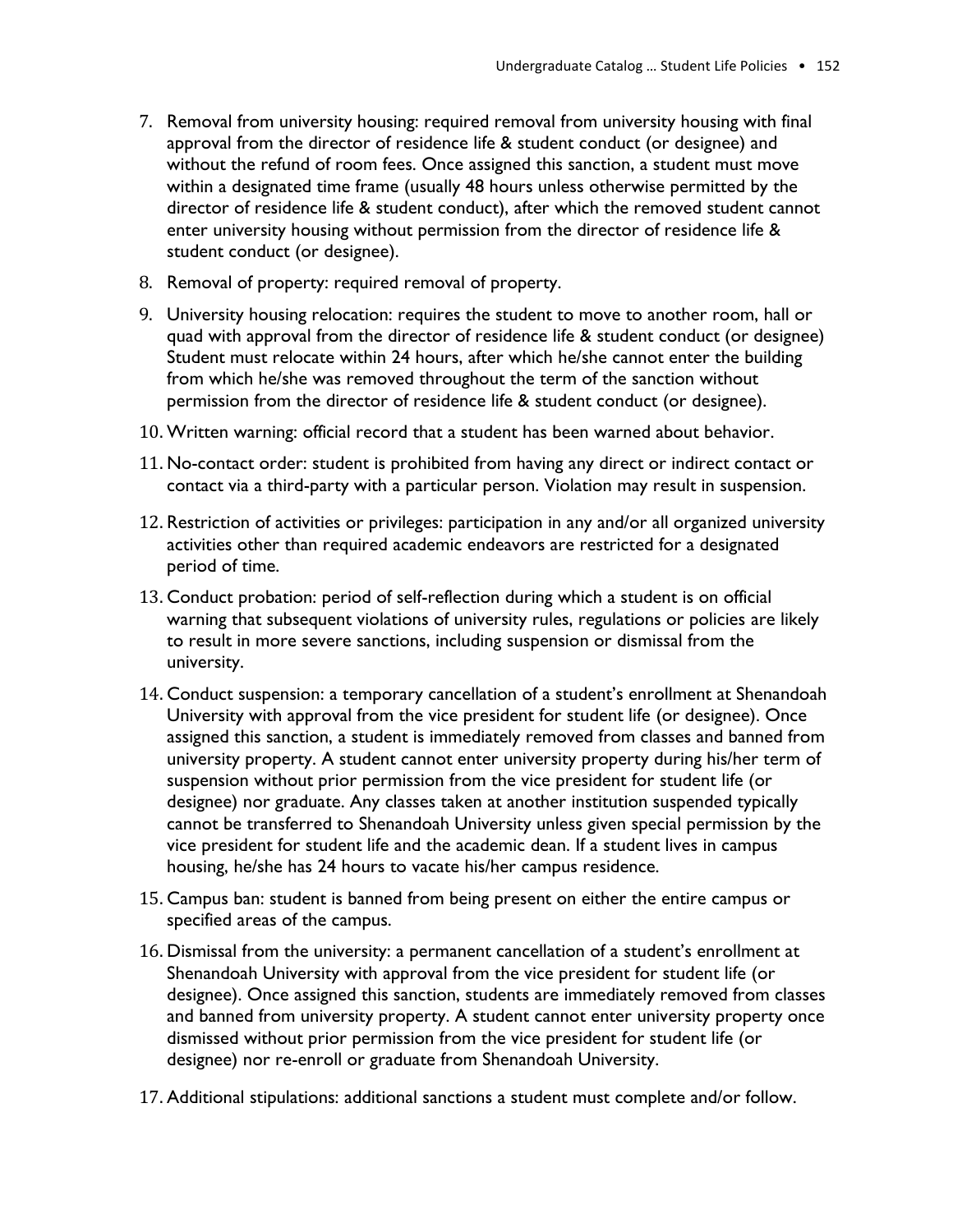7. Removal from university housing: required removal from university housing with final approval from the director of residence life & student conduct (or designee) and without the refund of room fees. Once assigned this sanction, a student must move within a designated time frame (usually 48 hours unless otherwise permitted by the director of residence life & student conduct), after which the removed student cannot enter university housing without permission from the director of residence life & student conduct (or designee).
8. Removal of property: required removal of property.
9. University housing relocation: requires the student to move to another room, hall or quad with approval from the director of residence life & student conduct (or designee) Student must relocate within 24 hours, after which he/she cannot enter the building from which he/she was removed throughout the term of the sanction without permission from the director of residence life & student conduct (or designee).
10. Written warning: official record that a student has been warned about behavior.
11. No-contact order: student is prohibited from having any direct or indirect contact or contact via a third-party with a particular person. Violation may result in suspension.
12. Restriction of activities or privileges: participation in any and/or all organized university activities other than required academic endeavors are restricted for a designated period of time.
13. Conduct probation: period of self-reflection during which a student is on official warning that subsequent violations of university rules, regulations or policies are likely to result in more severe sanctions, including suspension or dismissal from the university.
14. Conduct suspension: a temporary cancellation of a student's enrollment at Shenandoah University with approval from the vice president for student life (or designee). Once assigned this sanction, a student is immediately removed from classes and banned from university property. A student cannot enter university property during his/her term of suspension without prior permission from the vice president for student life (or designee) nor graduate. Any classes taken at another institution suspended typically cannot be transferred to Shenandoah University unless given special permission by the vice president for student life and the academic dean. If a student lives in campus housing, he/she has 24 hours to vacate his/her campus residence.
15. Campus ban: student is banned from being present on either the entire campus or specified areas of the campus.
16. Dismissal from the university: a permanent cancellation of a student's enrollment at Shenandoah University with approval from the vice president for student life (or designee). Once assigned this sanction, students are immediately removed from classes and banned from university property. A student cannot enter university property once dismissed without prior permission from the vice president for student life (or designee) nor re-enroll or graduate from Shenandoah University.
17. Additional stipulations: additional sanctions a student must complete and/or follow.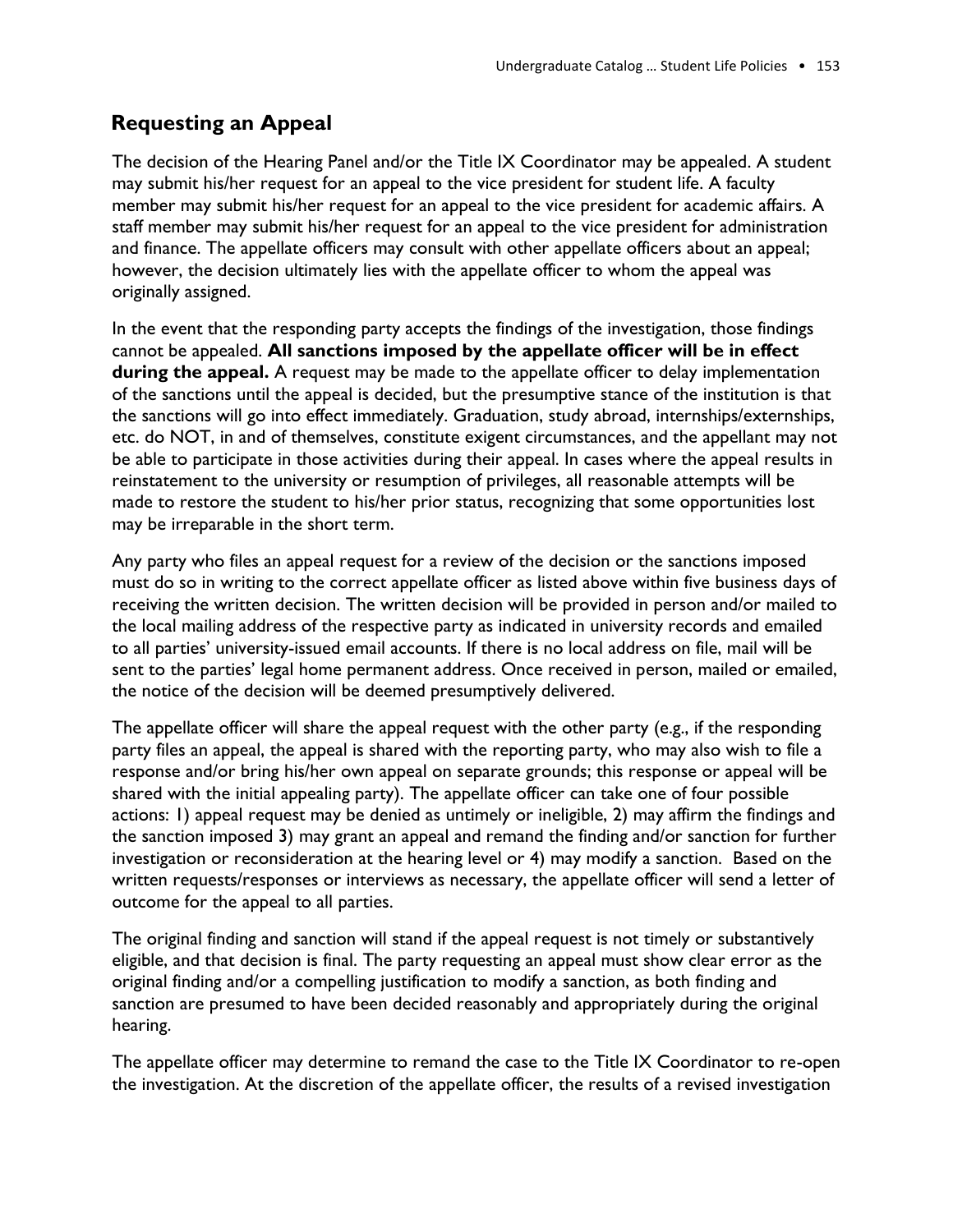## Requesting an Appeal

The decision of the Hearing Panel and/or the Title IX Coordinator may be appealed. A student may submit his/her request for an appeal to the vice president for student life. A faculty member may submit his/her request for an appeal to the vice president for academic affairs. A staff member may submit his/her request for an appeal to the vice president for administration and finance. The appellate officers may consult with other appellate officers about an appeal; however, the decision ultimately lies with the appellate officer to whom the appeal was originally assigned.

In the event that the responding party accepts the findings of the investigation, those findings cannot be appealed. **All sanctions imposed by the appellate officer will be in effect during the appeal.** A request may be made to the appellate officer to delay implementation of the sanctions until the appeal is decided, but the presumptive stance of the institution is that the sanctions will go into effect immediately. Graduation, study abroad, internships/externships, etc. do NOT, in and of themselves, constitute exigent circumstances, and the appellant may not be able to participate in those activities during their appeal. In cases where the appeal results in reinstatement to the university or resumption of privileges, all reasonable attempts will be made to restore the student to his/her prior status, recognizing that some opportunities lost may be irreparable in the short term.

Any party who files an appeal request for a review of the decision or the sanctions imposed must do so in writing to the correct appellate officer as listed above within five business days of receiving the written decision. The written decision will be provided in person and/or mailed to the local mailing address of the respective party as indicated in university records and emailed to all parties' university-issued email accounts. If there is no local address on file, mail will be sent to the parties' legal home permanent address. Once received in person, mailed or emailed, the notice of the decision will be deemed presumptively delivered.

The appellate officer will share the appeal request with the other party (e.g., if the responding party files an appeal, the appeal is shared with the reporting party, who may also wish to file a response and/or bring his/her own appeal on separate grounds; this response or appeal will be shared with the initial appealing party). The appellate officer can take one of four possible actions: 1) appeal request may be denied as untimely or ineligible, 2) may affirm the findings and the sanction imposed 3) may grant an appeal and remand the finding and/or sanction for further investigation or reconsideration at the hearing level or 4) may modify a sanction. Based on the written requests/responses or interviews as necessary, the appellate officer will send a letter of outcome for the appeal to all parties.

The original finding and sanction will stand if the appeal request is not timely or substantively eligible, and that decision is final. The party requesting an appeal must show clear error as the original finding and/or a compelling justification to modify a sanction, as both finding and sanction are presumed to have been decided reasonably and appropriately during the original hearing.

The appellate officer may determine to remand the case to the Title IX Coordinator to re-open the investigation. At the discretion of the appellate officer, the results of a revised investigation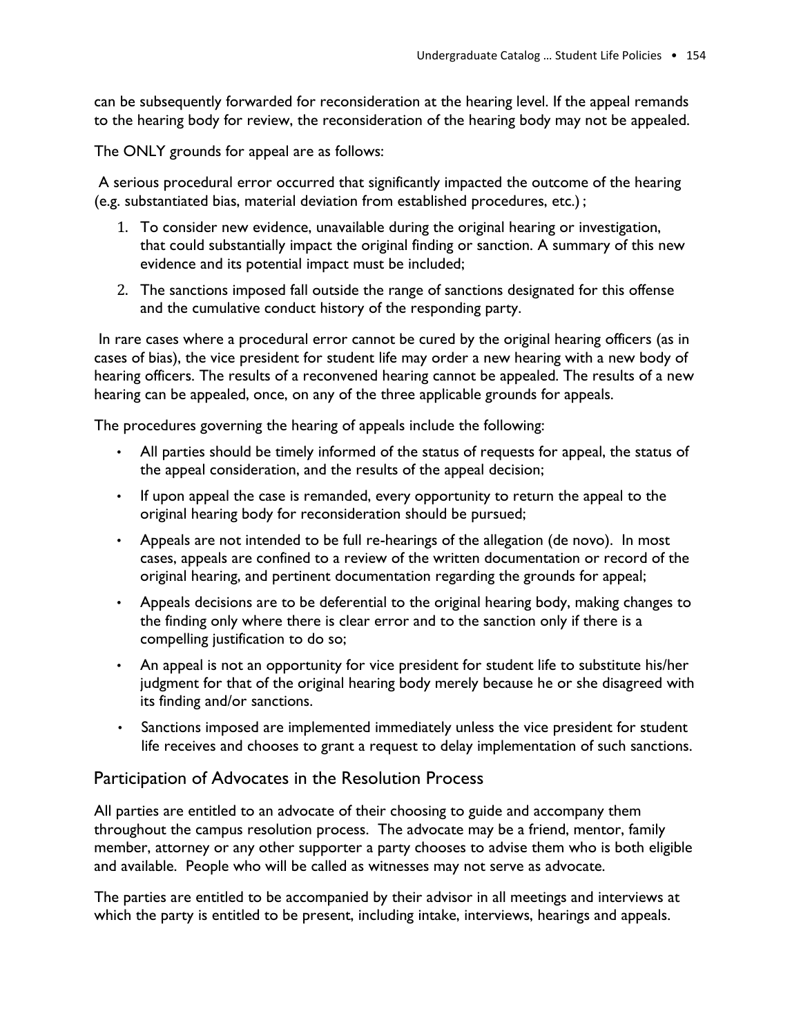can be subsequently forwarded for reconsideration at the hearing level. If the appeal remands to the hearing body for review, the reconsideration of the hearing body may not be appealed.

The ONLY grounds for appeal are as follows:

A serious procedural error occurred that significantly impacted the outcome of the hearing (e.g. substantiated bias, material deviation from established procedures, etc.) ;

1. To consider new evidence, unavailable during the original hearing or investigation, that could substantially impact the original finding or sanction. A summary of this new evidence and its potential impact must be included;
2. The sanctions imposed fall outside the range of sanctions designated for this offense and the cumulative conduct history of the responding party.

In rare cases where a procedural error cannot be cured by the original hearing officers (as in cases of bias), the vice president for student life may order a new hearing with a new body of hearing officers. The results of a reconvened hearing cannot be appealed. The results of a new hearing can be appealed, once, on any of the three applicable grounds for appeals.

The procedures governing the hearing of appeals include the following:

- All parties should be timely informed of the status of requests for appeal, the status of the appeal consideration, and the results of the appeal decision;
- If upon appeal the case is remanded, every opportunity to return the appeal to the original hearing body for reconsideration should be pursued;
- Appeals are not intended to be full re-hearings of the allegation (de novo). In most cases, appeals are confined to a review of the written documentation or record of the original hearing, and pertinent documentation regarding the grounds for appeal;
- Appeals decisions are to be deferential to the original hearing body, making changes to the finding only where there is clear error and to the sanction only if there is a compelling justification to do so;
- An appeal is not an opportunity for vice president for student life to substitute his/her judgment for that of the original hearing body merely because he or she disagreed with its finding and/or sanctions.
- Sanctions imposed are implemented immediately unless the vice president for student life receives and chooses to grant a request to delay implementation of such sanctions.

## Participation of Advocates in the Resolution Process

All parties are entitled to an advocate of their choosing to guide and accompany them throughout the campus resolution process. The advocate may be a friend, mentor, family member, attorney or any other supporter a party chooses to advise them who is both eligible and available. People who will be called as witnesses may not serve as advocate.

The parties are entitled to be accompanied by their advisor in all meetings and interviews at which the party is entitled to be present, including intake, interviews, hearings and appeals.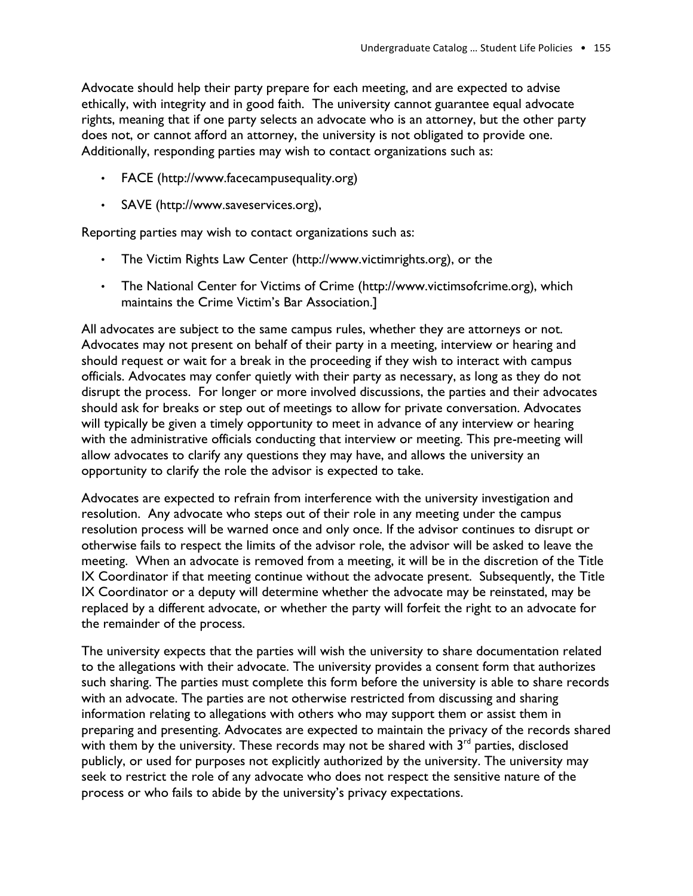Advocate should help their party prepare for each meeting, and are expected to advise ethically, with integrity and in good faith. The university cannot guarantee equal advocate rights, meaning that if one party selects an advocate who is an attorney, but the other party does not, or cannot afford an attorney, the university is not obligated to provide one. Additionally, responding parties may wish to contact organizations such as:

- FACE (http://www.facecampusequality.org)
- SAVE (http://www.saveservices.org),

Reporting parties may wish to contact organizations such as:

- The Victim Rights Law Center (http://www.victimrights.org), or the
- The National Center for Victims of Crime (http://www.victimsofcrime.org), which maintains the Crime Victim's Bar Association.]

All advocates are subject to the same campus rules, whether they are attorneys or not. Advocates may not present on behalf of their party in a meeting, interview or hearing and should request or wait for a break in the proceeding if they wish to interact with campus officials. Advocates may confer quietly with their party as necessary, as long as they do not disrupt the process. For longer or more involved discussions, the parties and their advocates should ask for breaks or step out of meetings to allow for private conversation. Advocates will typically be given a timely opportunity to meet in advance of any interview or hearing with the administrative officials conducting that interview or meeting. This pre-meeting will allow advocates to clarify any questions they may have, and allows the university an opportunity to clarify the role the advisor is expected to take.

Advocates are expected to refrain from interference with the university investigation and resolution. Any advocate who steps out of their role in any meeting under the campus resolution process will be warned once and only once. If the advisor continues to disrupt or otherwise fails to respect the limits of the advisor role, the advisor will be asked to leave the meeting. When an advocate is removed from a meeting, it will be in the discretion of the Title IX Coordinator if that meeting continue without the advocate present. Subsequently, the Title IX Coordinator or a deputy will determine whether the advocate may be reinstated, may be replaced by a different advocate, or whether the party will forfeit the right to an advocate for the remainder of the process.

The university expects that the parties will wish the university to share documentation related to the allegations with their advocate. The university provides a consent form that authorizes such sharing. The parties must complete this form before the university is able to share records with an advocate. The parties are not otherwise restricted from discussing and sharing information relating to allegations with others who may support them or assist them in preparing and presenting. Advocates are expected to maintain the privacy of the records shared with them by the university. These records may not be shared with 3rd parties, disclosed publicly, or used for purposes not explicitly authorized by the university. The university may seek to restrict the role of any advocate who does not respect the sensitive nature of the process or who fails to abide by the university's privacy expectations.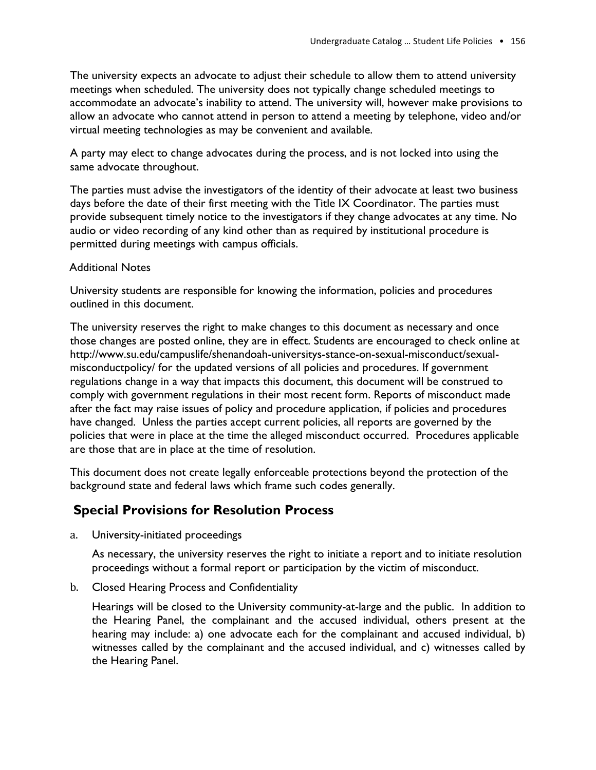The university expects an advocate to adjust their schedule to allow them to attend university meetings when scheduled. The university does not typically change scheduled meetings to accommodate an advocate's inability to attend. The university will, however make provisions to allow an advocate who cannot attend in person to attend a meeting by telephone, video and/or virtual meeting technologies as may be convenient and available.

A party may elect to change advocates during the process, and is not locked into using the same advocate throughout.

The parties must advise the investigators of the identity of their advocate at least two business days before the date of their first meeting with the Title IX Coordinator. The parties must provide subsequent timely notice to the investigators if they change advocates at any time. No audio or video recording of any kind other than as required by institutional procedure is permitted during meetings with campus officials.

Additional Notes

University students are responsible for knowing the information, policies and procedures outlined in this document.

The university reserves the right to make changes to this document as necessary and once those changes are posted online, they are in effect. Students are encouraged to check online at http://www.su.edu/campuslife/shenandoah-universitys-stance-on-sexual-misconduct/sexual-misconductpolicy/ for the updated versions of all policies and procedures. If government regulations change in a way that impacts this document, this document will be construed to comply with government regulations in their most recent form. Reports of misconduct made after the fact may raise issues of policy and procedure application, if policies and procedures have changed. Unless the parties accept current policies, all reports are governed by the policies that were in place at the time the alleged misconduct occurred. Procedures applicable are those that are in place at the time of resolution.

This document does not create legally enforceable protections beyond the protection of the background state and federal laws which frame such codes generally.

## Special Provisions for Resolution Process

a. University-initiated proceedings

   As necessary, the university reserves the right to initiate a report and to initiate resolution proceedings without a formal report or participation by the victim of misconduct.

b. Closed Hearing Process and Confidentiality

   Hearings will be closed to the University community-at-large and the public. In addition to the Hearing Panel, the complainant and the accused individual, others present at the hearing may include: a) one advocate each for the complainant and accused individual, b) witnesses called by the complainant and the accused individual, and c) witnesses called by the Hearing Panel.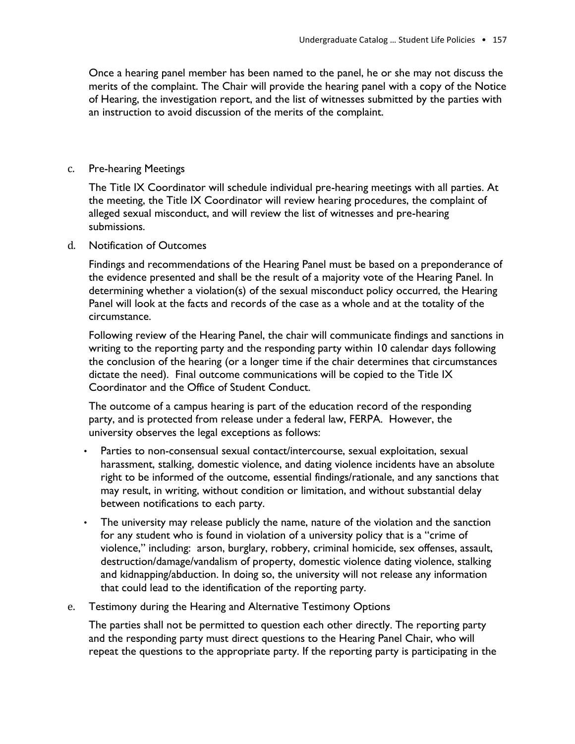Once a hearing panel member has been named to the panel, he or she may not discuss the merits of the complaint. The Chair will provide the hearing panel with a copy of the Notice of Hearing, the investigation report, and the list of witnesses submitted by the parties with an instruction to avoid discussion of the merits of the complaint.

c. Pre-hearing Meetings

The Title IX Coordinator will schedule individual pre-hearing meetings with all parties. At the meeting, the Title IX Coordinator will review hearing procedures, the complaint of alleged sexual misconduct, and will review the list of witnesses and pre-hearing submissions.

d. Notification of Outcomes

Findings and recommendations of the Hearing Panel must be based on a preponderance of the evidence presented and shall be the result of a majority vote of the Hearing Panel. In determining whether a violation(s) of the sexual misconduct policy occurred, the Hearing Panel will look at the facts and records of the case as a whole and at the totality of the circumstance.

Following review of the Hearing Panel, the chair will communicate findings and sanctions in writing to the reporting party and the responding party within 10 calendar days following the conclusion of the hearing (or a longer time if the chair determines that circumstances dictate the need). Final outcome communications will be copied to the Title IX Coordinator and the Office of Student Conduct.

The outcome of a campus hearing is part of the education record of the responding party, and is protected from release under a federal law, FERPA. However, the university observes the legal exceptions as follows:

- Parties to non-consensual sexual contact/intercourse, sexual exploitation, sexual harassment, stalking, domestic violence, and dating violence incidents have an absolute right to be informed of the outcome, essential findings/rationale, and any sanctions that may result, in writing, without condition or limitation, and without substantial delay between notifications to each party.
- The university may release publicly the name, nature of the violation and the sanction for any student who is found in violation of a university policy that is a "crime of violence," including: arson, burglary, robbery, criminal homicide, sex offenses, assault, destruction/damage/vandalism of property, domestic violence dating violence, stalking and kidnapping/abduction. In doing so, the university will not release any information that could lead to the identification of the reporting party.

e. Testimony during the Hearing and Alternative Testimony Options

The parties shall not be permitted to question each other directly. The reporting party and the responding party must direct questions to the Hearing Panel Chair, who will repeat the questions to the appropriate party. If the reporting party is participating in the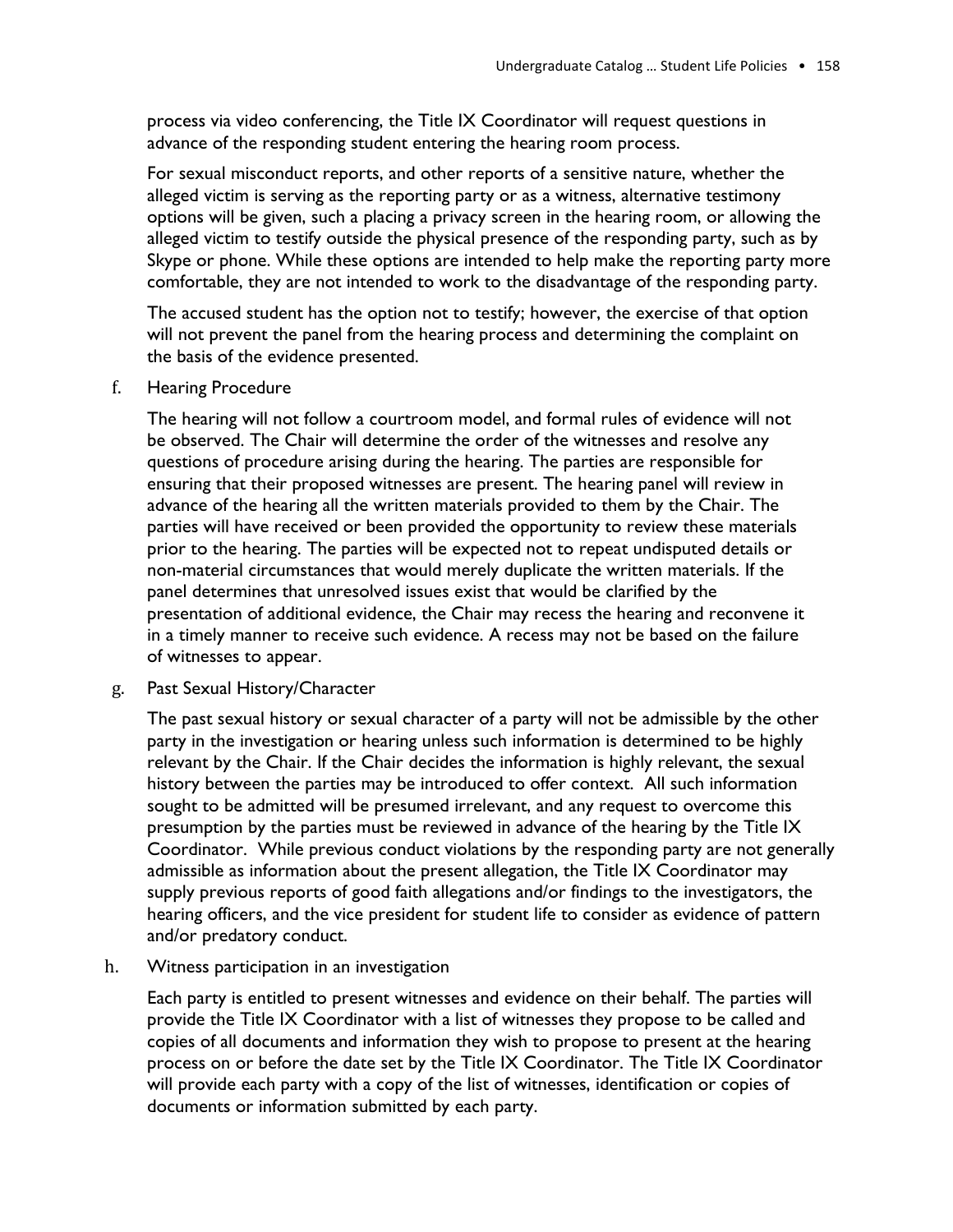process via video conferencing, the Title IX Coordinator will request questions in advance of the responding student entering the hearing room process.

For sexual misconduct reports, and other reports of a sensitive nature, whether the alleged victim is serving as the reporting party or as a witness, alternative testimony options will be given, such a placing a privacy screen in the hearing room, or allowing the alleged victim to testify outside the physical presence of the responding party, such as by Skype or phone. While these options are intended to help make the reporting party more comfortable, they are not intended to work to the disadvantage of the responding party.

The accused student has the option not to testify; however, the exercise of that option will not prevent the panel from the hearing process and determining the complaint on the basis of the evidence presented.

f. Hearing Procedure

The hearing will not follow a courtroom model, and formal rules of evidence will not be observed. The Chair will determine the order of the witnesses and resolve any questions of procedure arising during the hearing. The parties are responsible for ensuring that their proposed witnesses are present. The hearing panel will review in advance of the hearing all the written materials provided to them by the Chair. The parties will have received or been provided the opportunity to review these materials prior to the hearing. The parties will be expected not to repeat undisputed details or non-material circumstances that would merely duplicate the written materials. If the panel determines that unresolved issues exist that would be clarified by the presentation of additional evidence, the Chair may recess the hearing and reconvene it in a timely manner to receive such evidence. A recess may not be based on the failure of witnesses to appear.

g. Past Sexual History/Character

The past sexual history or sexual character of a party will not be admissible by the other party in the investigation or hearing unless such information is determined to be highly relevant by the Chair. If the Chair decides the information is highly relevant, the sexual history between the parties may be introduced to offer context. All such information sought to be admitted will be presumed irrelevant, and any request to overcome this presumption by the parties must be reviewed in advance of the hearing by the Title IX Coordinator. While previous conduct violations by the responding party are not generally admissible as information about the present allegation, the Title IX Coordinator may supply previous reports of good faith allegations and/or findings to the investigators, the hearing officers, and the vice president for student life to consider as evidence of pattern and/or predatory conduct.

h. Witness participation in an investigation

Each party is entitled to present witnesses and evidence on their behalf. The parties will provide the Title IX Coordinator with a list of witnesses they propose to be called and copies of all documents and information they wish to propose to present at the hearing process on or before the date set by the Title IX Coordinator. The Title IX Coordinator will provide each party with a copy of the list of witnesses, identification or copies of documents or information submitted by each party.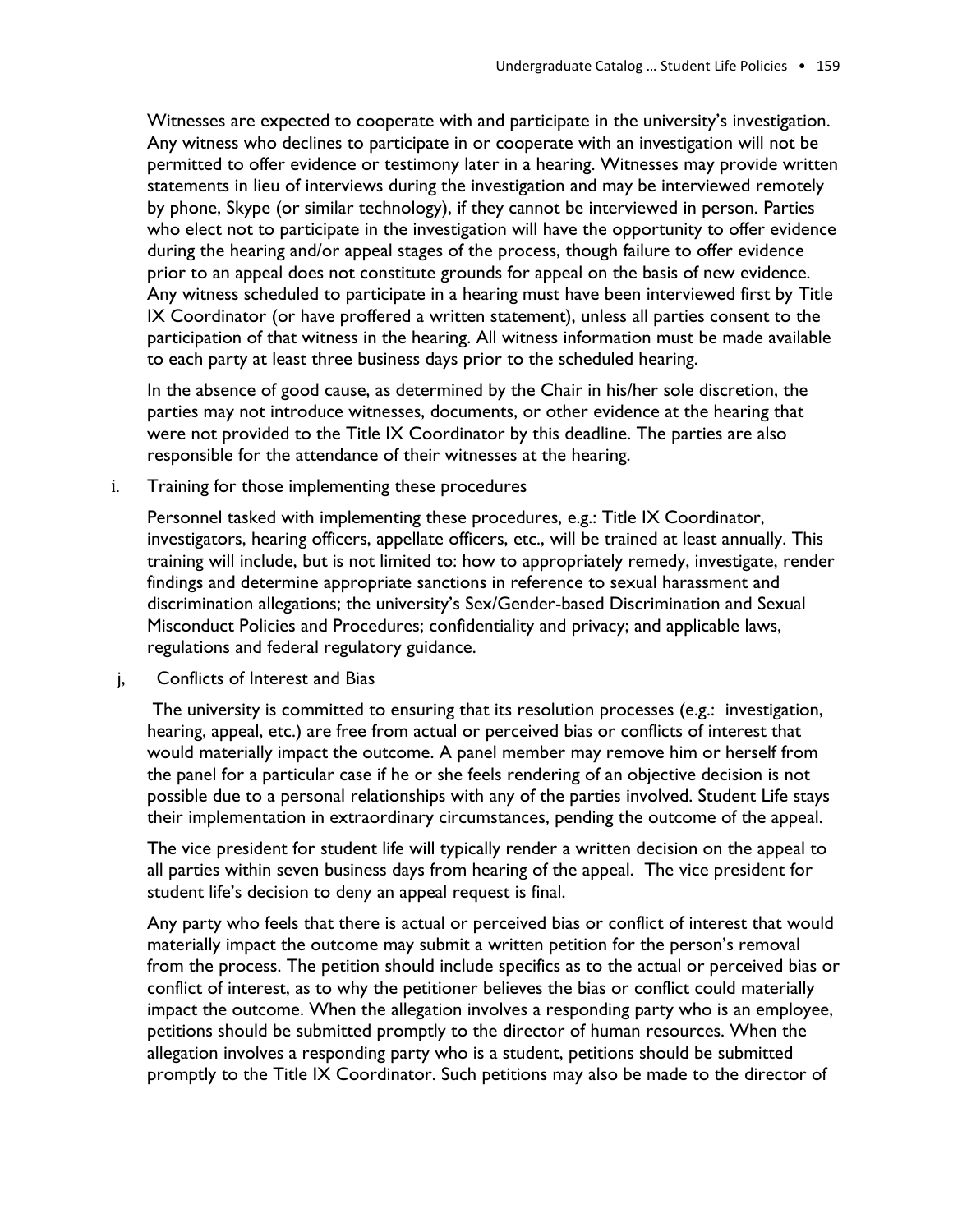Witnesses are expected to cooperate with and participate in the university's investigation. Any witness who declines to participate in or cooperate with an investigation will not be permitted to offer evidence or testimony later in a hearing. Witnesses may provide written statements in lieu of interviews during the investigation and may be interviewed remotely by phone, Skype (or similar technology), if they cannot be interviewed in person. Parties who elect not to participate in the investigation will have the opportunity to offer evidence during the hearing and/or appeal stages of the process, though failure to offer evidence prior to an appeal does not constitute grounds for appeal on the basis of new evidence. Any witness scheduled to participate in a hearing must have been interviewed first by Title IX Coordinator (or have proffered a written statement), unless all parties consent to the participation of that witness in the hearing. All witness information must be made available to each party at least three business days prior to the scheduled hearing.

In the absence of good cause, as determined by the Chair in his/her sole discretion, the parties may not introduce witnesses, documents, or other evidence at the hearing that were not provided to the Title IX Coordinator by this deadline. The parties are also responsible for the attendance of their witnesses at the hearing.

i. Training for those implementing these procedures

Personnel tasked with implementing these procedures, e.g.: Title IX Coordinator, investigators, hearing officers, appellate officers, etc., will be trained at least annually. This training will include, but is not limited to: how to appropriately remedy, investigate, render findings and determine appropriate sanctions in reference to sexual harassment and discrimination allegations; the university's Sex/Gender-based Discrimination and Sexual Misconduct Policies and Procedures; confidentiality and privacy; and applicable laws, regulations and federal regulatory guidance.

j, Conflicts of Interest and Bias

The university is committed to ensuring that its resolution processes (e.g.: investigation, hearing, appeal, etc.) are free from actual or perceived bias or conflicts of interest that would materially impact the outcome. A panel member may remove him or herself from the panel for a particular case if he or she feels rendering of an objective decision is not possible due to a personal relationships with any of the parties involved. Student Life stays their implementation in extraordinary circumstances, pending the outcome of the appeal.

The vice president for student life will typically render a written decision on the appeal to all parties within seven business days from hearing of the appeal. The vice president for student life's decision to deny an appeal request is final.

Any party who feels that there is actual or perceived bias or conflict of interest that would materially impact the outcome may submit a written petition for the person's removal from the process. The petition should include specifics as to the actual or perceived bias or conflict of interest, as to why the petitioner believes the bias or conflict could materially impact the outcome. When the allegation involves a responding party who is an employee, petitions should be submitted promptly to the director of human resources. When the allegation involves a responding party who is a student, petitions should be submitted promptly to the Title IX Coordinator. Such petitions may also be made to the director of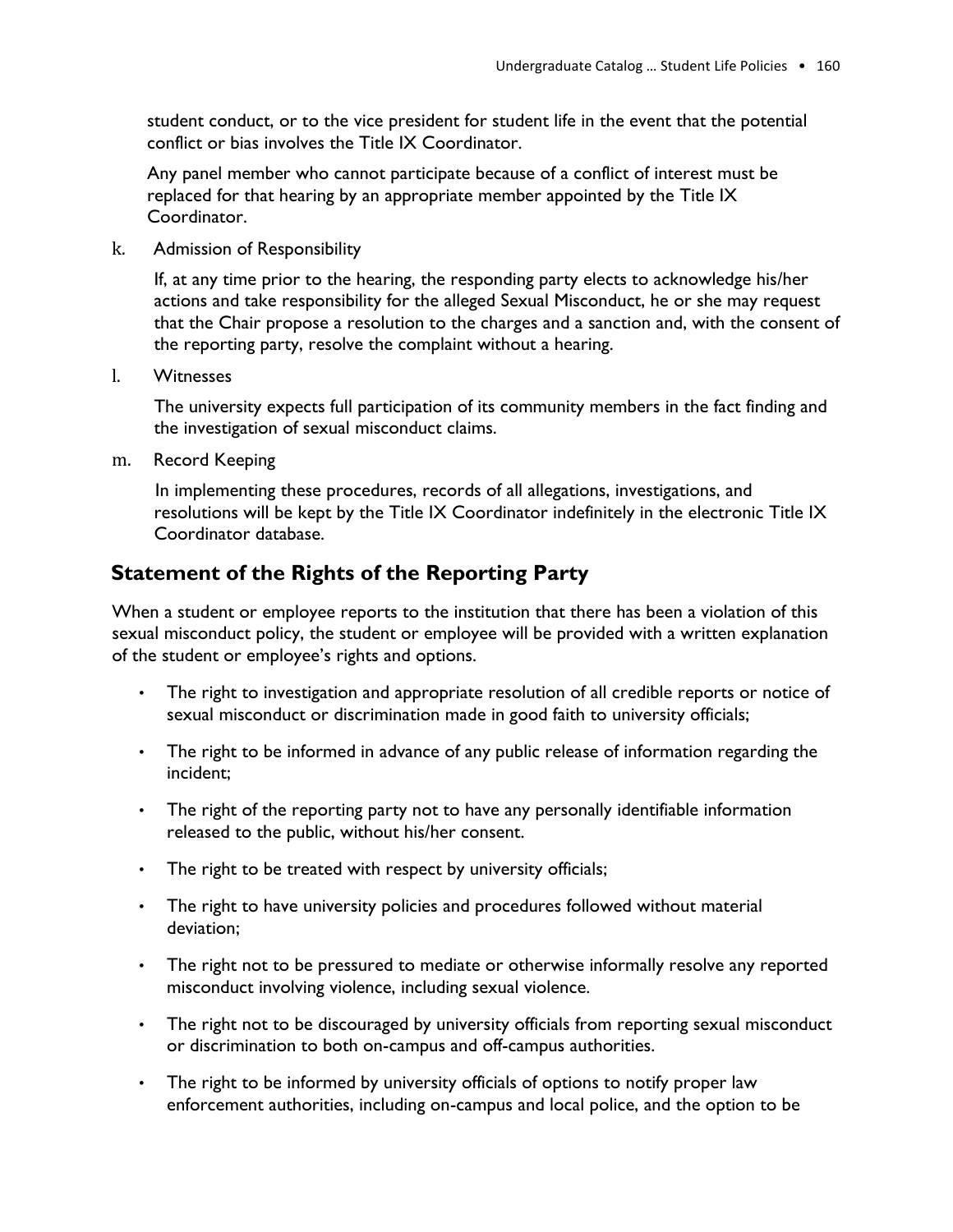student conduct, or to the vice president for student life in the event that the potential conflict or bias involves the Title IX Coordinator.

Any panel member who cannot participate because of a conflict of interest must be replaced for that hearing by an appropriate member appointed by the Title IX Coordinator.

k. Admission of Responsibility

If, at any time prior to the hearing, the responding party elects to acknowledge his/her actions and take responsibility for the alleged Sexual Misconduct, he or she may request that the Chair propose a resolution to the charges and a sanction and, with the consent of the reporting party, resolve the complaint without a hearing.

l. Witnesses

The university expects full participation of its community members in the fact finding and the investigation of sexual misconduct claims.

m. Record Keeping

In implementing these procedures, records of all allegations, investigations, and resolutions will be kept by the Title IX Coordinator indefinitely in the electronic Title IX Coordinator database.

## Statement of the Rights of the Reporting Party

When a student or employee reports to the institution that there has been a violation of this sexual misconduct policy, the student or employee will be provided with a written explanation of the student or employee's rights and options.

- The right to investigation and appropriate resolution of all credible reports or notice of sexual misconduct or discrimination made in good faith to university officials;
- The right to be informed in advance of any public release of information regarding the incident;
- The right of the reporting party not to have any personally identifiable information released to the public, without his/her consent.
- The right to be treated with respect by university officials;
- The right to have university policies and procedures followed without material deviation;
- The right not to be pressured to mediate or otherwise informally resolve any reported misconduct involving violence, including sexual violence.
- The right not to be discouraged by university officials from reporting sexual misconduct or discrimination to both on-campus and off-campus authorities.
- The right to be informed by university officials of options to notify proper law enforcement authorities, including on-campus and local police, and the option to be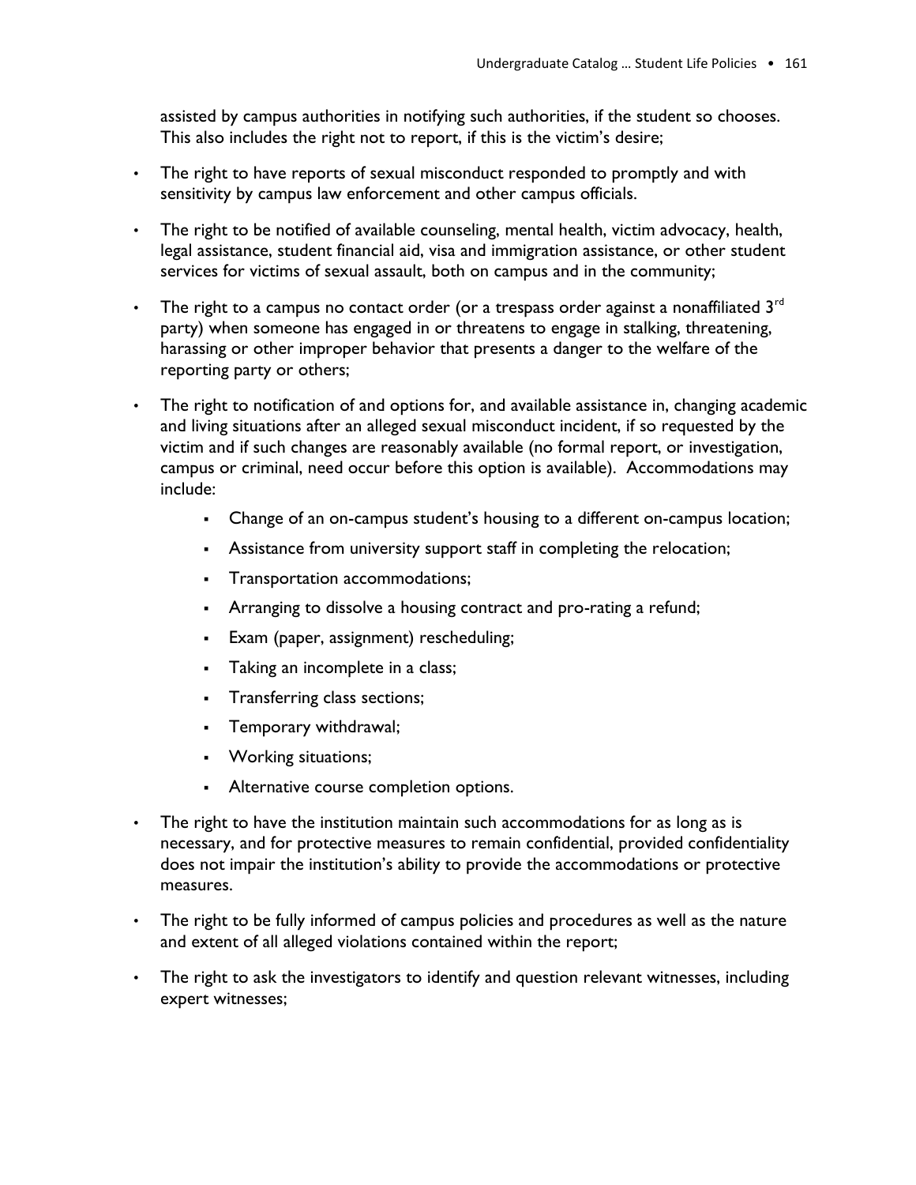assisted by campus authorities in notifying such authorities, if the student so chooses. This also includes the right not to report, if this is the victim's desire;

- The right to have reports of sexual misconduct responded to promptly and with sensitivity by campus law enforcement and other campus officials.
- The right to be notified of available counseling, mental health, victim advocacy, health, legal assistance, student financial aid, visa and immigration assistance, or other student services for victims of sexual assault, both on campus and in the community;
- The right to a campus no contact order (or a trespass order against a nonaffiliated 3rd party) when someone has engaged in or threatens to engage in stalking, threatening, harassing or other improper behavior that presents a danger to the welfare of the reporting party or others;
- The right to notification of and options for, and available assistance in, changing academic and living situations after an alleged sexual misconduct incident, if so requested by the victim and if such changes are reasonably available (no formal report, or investigation, campus or criminal, need occur before this option is available). Accommodations may include:
    - Change of an on-campus student's housing to a different on-campus location;
    - Assistance from university support staff in completing the relocation;
    - Transportation accommodations;
    - Arranging to dissolve a housing contract and pro-rating a refund;
    - Exam (paper, assignment) rescheduling;
    - Taking an incomplete in a class;
    - Transferring class sections;
    - Temporary withdrawal;
    - Working situations;
    - Alternative course completion options.
- The right to have the institution maintain such accommodations for as long as is necessary, and for protective measures to remain confidential, provided confidentiality does not impair the institution's ability to provide the accommodations or protective measures.
- The right to be fully informed of campus policies and procedures as well as the nature and extent of all alleged violations contained within the report;
- The right to ask the investigators to identify and question relevant witnesses, including expert witnesses;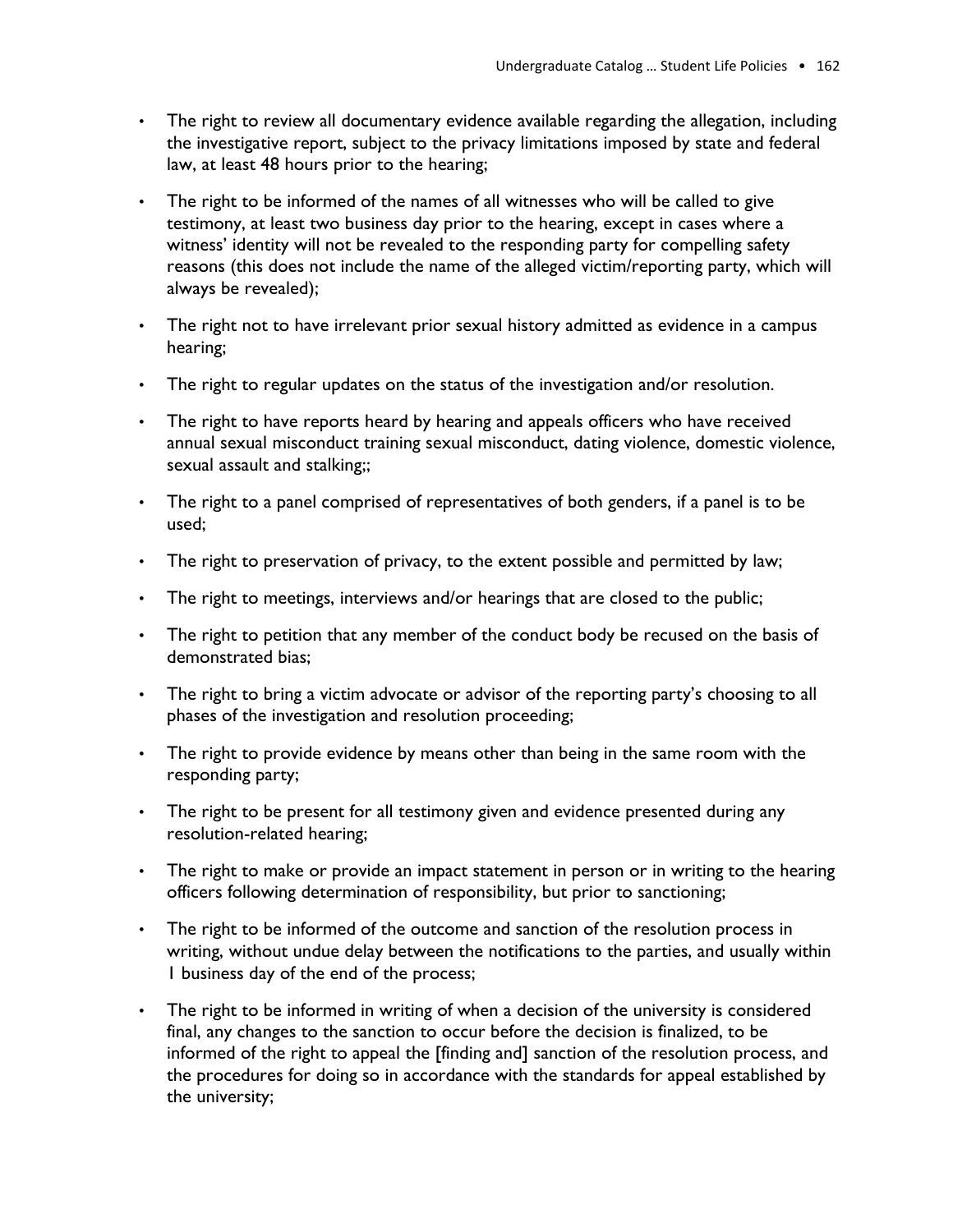- The right to review all documentary evidence available regarding the allegation, including the investigative report, subject to the privacy limitations imposed by state and federal law, at least 48 hours prior to the hearing;
- The right to be informed of the names of all witnesses who will be called to give testimony, at least two business day prior to the hearing, except in cases where a witness' identity will not be revealed to the responding party for compelling safety reasons (this does not include the name of the alleged victim/reporting party, which will always be revealed);
- The right not to have irrelevant prior sexual history admitted as evidence in a campus hearing;
- The right to regular updates on the status of the investigation and/or resolution.
- The right to have reports heard by hearing and appeals officers who have received annual sexual misconduct training sexual misconduct, dating violence, domestic violence, sexual assault and stalking;;
- The right to a panel comprised of representatives of both genders, if a panel is to be used;
- The right to preservation of privacy, to the extent possible and permitted by law;
- The right to meetings, interviews and/or hearings that are closed to the public;
- The right to petition that any member of the conduct body be recused on the basis of demonstrated bias;
- The right to bring a victim advocate or advisor of the reporting party's choosing to all phases of the investigation and resolution proceeding;
- The right to provide evidence by means other than being in the same room with the responding party;
- The right to be present for all testimony given and evidence presented during any resolution-related hearing;
- The right to make or provide an impact statement in person or in writing to the hearing officers following determination of responsibility, but prior to sanctioning;
- The right to be informed of the outcome and sanction of the resolution process in writing, without undue delay between the notifications to the parties, and usually within 1 business day of the end of the process;
- The right to be informed in writing of when a decision of the university is considered final, any changes to the sanction to occur before the decision is finalized, to be informed of the right to appeal the [finding and] sanction of the resolution process, and the procedures for doing so in accordance with the standards for appeal established by the university;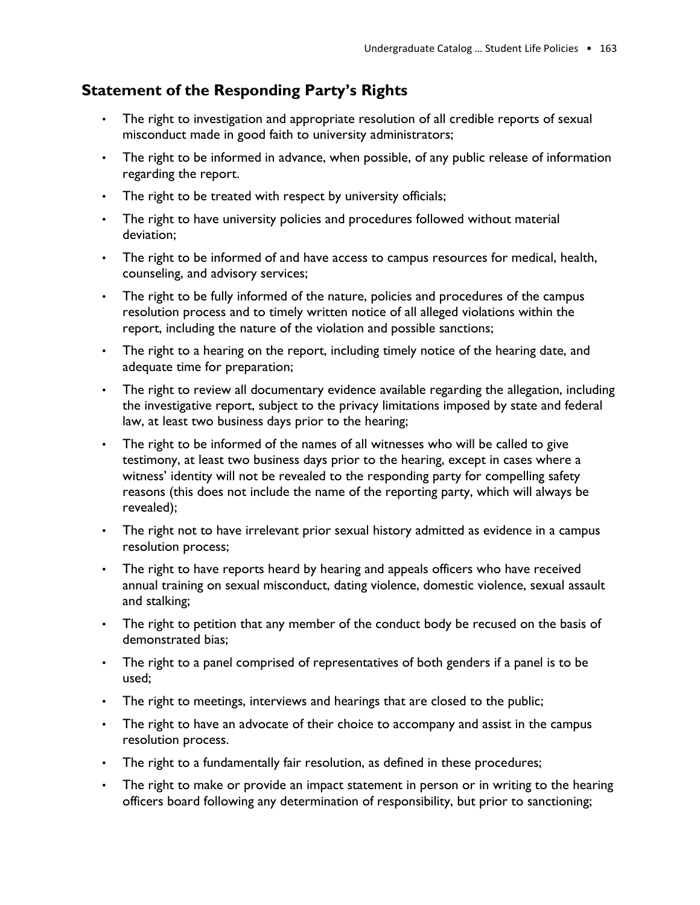## Statement of the Responding Party's Rights

- The right to investigation and appropriate resolution of all credible reports of sexual misconduct made in good faith to university administrators;
- The right to be informed in advance, when possible, of any public release of information regarding the report.
- The right to be treated with respect by university officials;
- The right to have university policies and procedures followed without material deviation;
- The right to be informed of and have access to campus resources for medical, health, counseling, and advisory services;
- The right to be fully informed of the nature, policies and procedures of the campus resolution process and to timely written notice of all alleged violations within the report, including the nature of the violation and possible sanctions;
- The right to a hearing on the report, including timely notice of the hearing date, and adequate time for preparation;
- The right to review all documentary evidence available regarding the allegation, including the investigative report, subject to the privacy limitations imposed by state and federal law, at least two business days prior to the hearing;
- The right to be informed of the names of all witnesses who will be called to give testimony, at least two business days prior to the hearing, except in cases where a witness' identity will not be revealed to the responding party for compelling safety reasons (this does not include the name of the reporting party, which will always be revealed);
- The right not to have irrelevant prior sexual history admitted as evidence in a campus resolution process;
- The right to have reports heard by hearing and appeals officers who have received annual training on sexual misconduct, dating violence, domestic violence, sexual assault and stalking;
- The right to petition that any member of the conduct body be recused on the basis of demonstrated bias;
- The right to a panel comprised of representatives of both genders if a panel is to be used;
- The right to meetings, interviews and hearings that are closed to the public;
- The right to have an advocate of their choice to accompany and assist in the campus resolution process.
- The right to a fundamentally fair resolution, as defined in these procedures;
- The right to make or provide an impact statement in person or in writing to the hearing officers board following any determination of responsibility, but prior to sanctioning;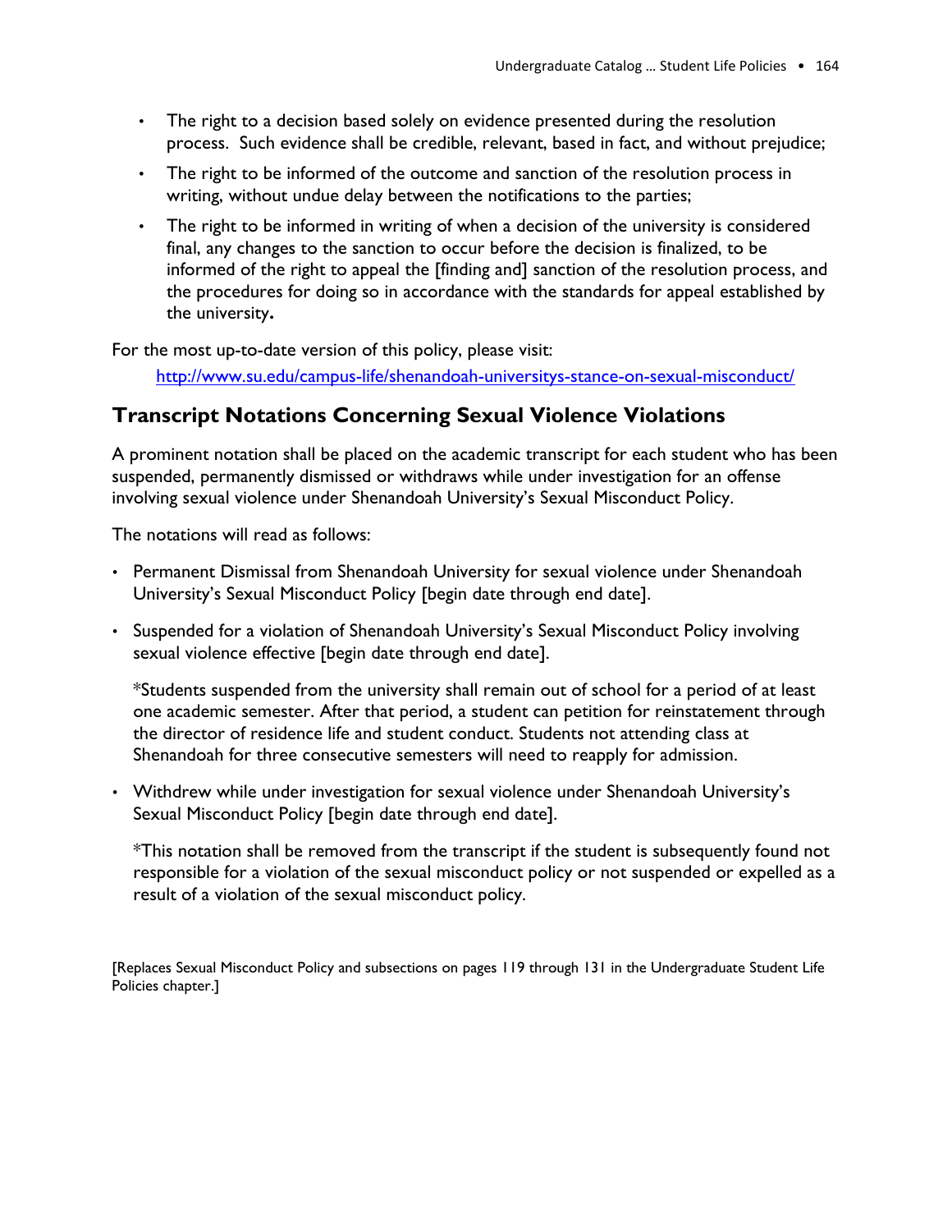- The right to a decision based solely on evidence presented during the resolution process. Such evidence shall be credible, relevant, based in fact, and without prejudice;
- The right to be informed of the outcome and sanction of the resolution process in writing, without undue delay between the notifications to the parties;
- The right to be informed in writing of when a decision of the university is considered final, any changes to the sanction to occur before the decision is finalized, to be informed of the right to appeal the [finding and] sanction of the resolution process, and the procedures for doing so in accordance with the standards for appeal established by the university**.**

For the most up-to-date version of this policy, please visit:

[http://www.su.edu/campus-life/shenandoah-universitys-stance-on-sexual-misconduct/](http://www.su.edu/campus-life/shenandoah-universitys-stance-on-sexual-misconduct/)

## Transcript Notations Concerning Sexual Violence Violations

A prominent notation shall be placed on the academic transcript for each student who has been suspended, permanently dismissed or withdraws while under investigation for an offense involving sexual violence under Shenandoah University's Sexual Misconduct Policy.

The notations will read as follows:

- Permanent Dismissal from Shenandoah University for sexual violence under Shenandoah University's Sexual Misconduct Policy [begin date through end date].
- Suspended for a violation of Shenandoah University's Sexual Misconduct Policy involving sexual violence effective [begin date through end date].

  *Students suspended from the university shall remain out of school for a period of at least one academic semester. After that period, a student can petition for reinstatement through the director of residence life and student conduct. Students not attending class at Shenandoah for three consecutive semesters will need to reapply for admission.

- Withdrew while under investigation for sexual violence under Shenandoah University's Sexual Misconduct Policy [begin date through end date].

  *This notation shall be removed from the transcript if the student is subsequently found not responsible for a violation of the sexual misconduct policy or not suspended or expelled as a result of a violation of the sexual misconduct policy.

[Replaces Sexual Misconduct Policy and subsections on pages 119 through 131 in the Undergraduate Student Life Policies chapter.]